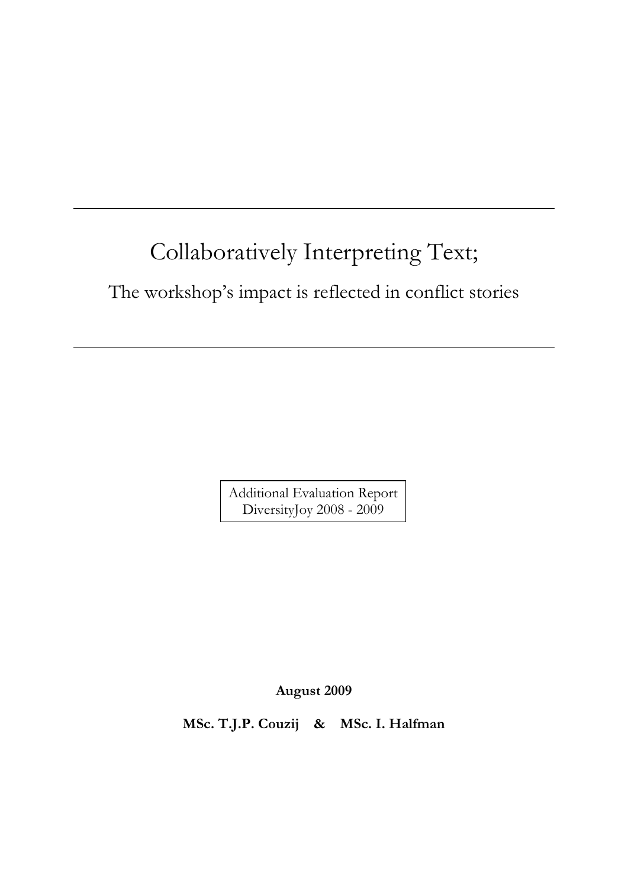# Collaboratively Interpreting Text;

## The workshop's impact is reflected in conflict stories

Additional Evaluation Report
DiversityJoy 2008 - 2009

**August 2009**

**MSc. T.J.P. Couzij & MSc. I. Halfman**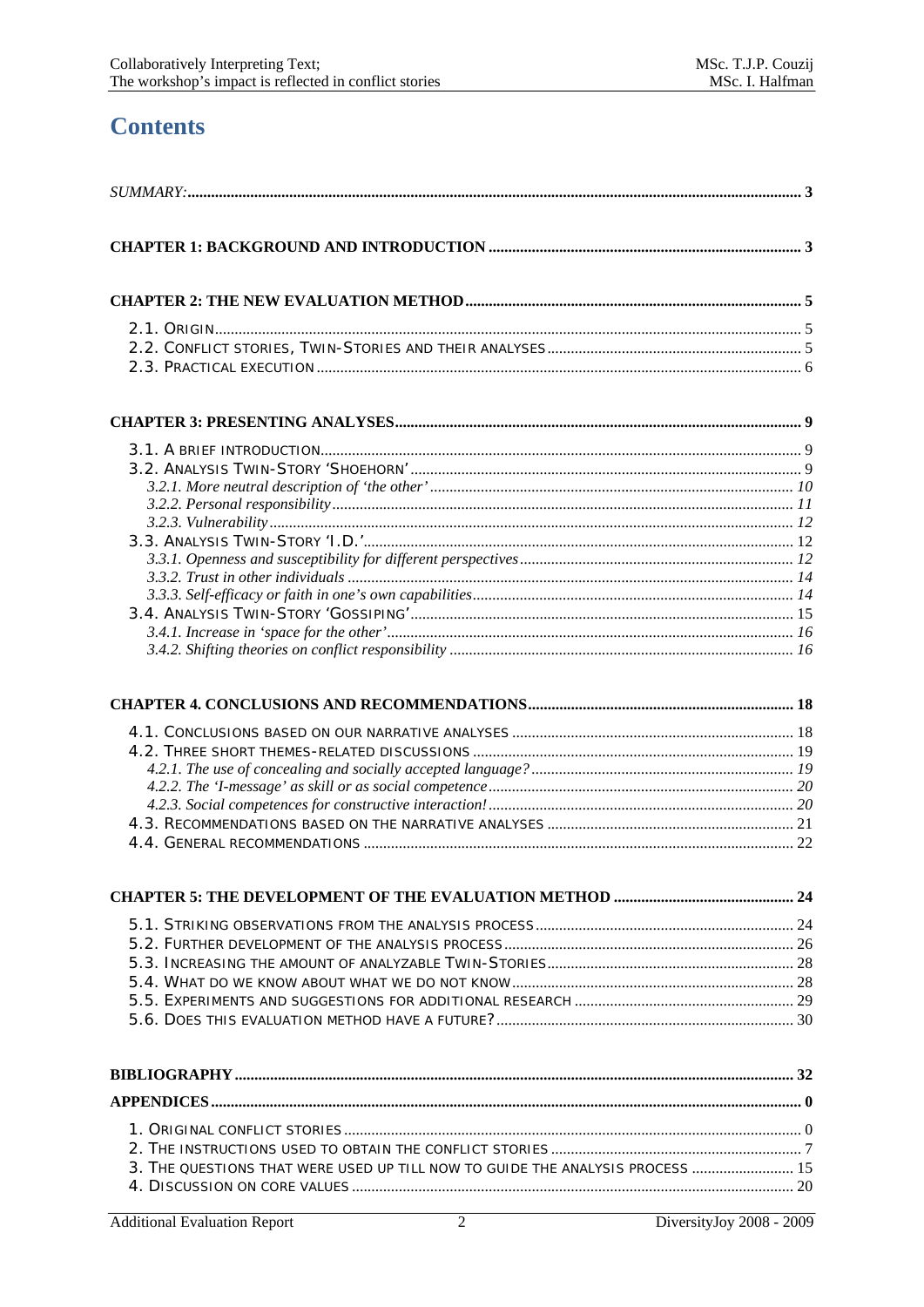# Contents

*SUMMARY:* ........................................................................................ 3

**CHAPTER 1: BACKGROUND AND INTRODUCTION** ........................................ 3

**CHAPTER 2: THE NEW EVALUATION METHOD** ........................................ 5

2.1. ORIGIN ........................................................................................ 5
2.2. CONFLICT STORIES, TWIN-STORIES AND THEIR ANALYSES ........................................ 5
2.3. PRACTICAL EXECUTION ........................................................................................ 6

**CHAPTER 3: PRESENTING ANALYSES** ........................................ 9

3.1. A BRIEF INTRODUCTION ........................................................................................ 9
3.2. ANALYSIS TWIN-STORY 'SHOEHORN' ........................................................................................ 9
*3.2.1. More neutral description of 'the other'* ........................................ *10*
*3.2.2. Personal responsibility* ........................................ *11*
*3.2.3. Vulnerability* ........................................ *12*
3.3. ANALYSIS TWIN-STORY 'I.D.' ........................................................................................ 12
*3.3.1. Openness and susceptibility for different perspectives* ........................................ *12*
*3.3.2. Trust in other individuals* ........................................ *14*
*3.3.3. Self-efficacy or faith in one's own capabilities* ........................................ *14*
3.4. ANALYSIS TWIN-STORY 'GOSSIPING' ........................................................................................ 15
*3.4.1. Increase in 'space for the other'* ........................................ *16*
*3.4.2. Shifting theories on conflict responsibility* ........................................ *16*

**CHAPTER 4. CONCLUSIONS AND RECOMMENDATIONS** ........................................ 18

4.1. CONCLUSIONS BASED ON OUR NARRATIVE ANALYSES ........................................ 18
4.2. THREE SHORT THEMES-RELATED DISCUSSIONS ........................................ 19
*4.2.1. The use of concealing and socially accepted language?* ........................................ *19*
*4.2.2. The 'I-message' as skill or as social competence* ........................................ *20*
*4.2.3. Social competences for constructive interaction!* ........................................ *20*
4.3. RECOMMENDATIONS BASED ON THE NARRATIVE ANALYSES ........................................ 21
4.4. GENERAL RECOMMENDATIONS ........................................ 22

**CHAPTER 5: THE DEVELOPMENT OF THE EVALUATION METHOD** ........................................ 24

5.1. STRIKING OBSERVATIONS FROM THE ANALYSIS PROCESS ........................................ 24
5.2. FURTHER DEVELOPMENT OF THE ANALYSIS PROCESS ........................................ 26
5.3. INCREASING THE AMOUNT OF ANALYZABLE TWIN-STORIES ........................................ 28
5.4. WHAT DO WE KNOW ABOUT WHAT WE DO NOT KNOW ........................................ 28
5.5. EXPERIMENTS AND SUGGESTIONS FOR ADDITIONAL RESEARCH ........................................ 29
5.6. DOES THIS EVALUATION METHOD HAVE A FUTURE? ........................................ 30

**BIBLIOGRAPHY** ........................................ 32

**APPENDICES** ........................................ 0

1. ORIGINAL CONFLICT STORIES ........................................ 0
2. THE INSTRUCTIONS USED TO OBTAIN THE CONFLICT STORIES ........................................ 7
3. THE QUESTIONS THAT WERE USED UP TILL NOW TO GUIDE THE ANALYSIS PROCESS ........................................ 15
4. DISCUSSION ON CORE VALUES ........................................ 20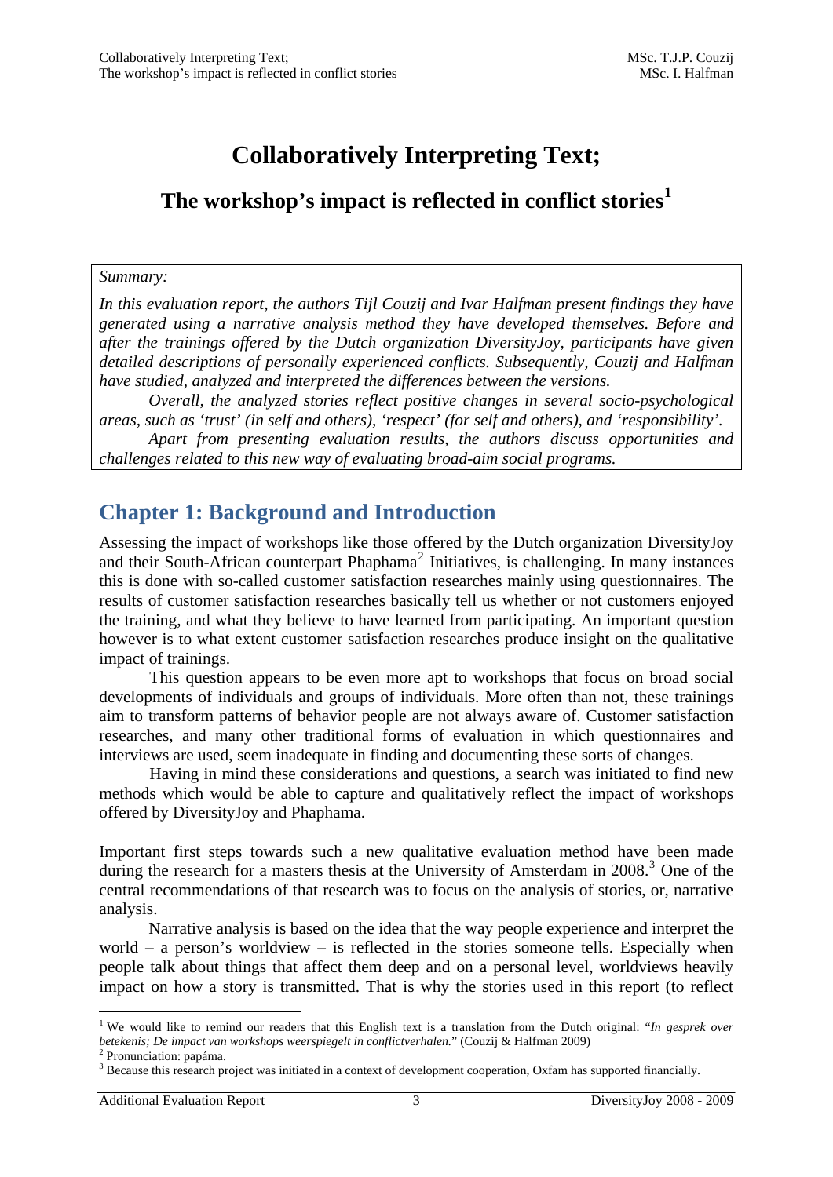# Collaboratively Interpreting Text;

## The workshop's impact is reflected in conflict stories[1]

*Summary:*

*In this evaluation report, the authors Tijl Couzij and Ivar Halfman present findings they have generated using a narrative analysis method they have developed themselves. Before and after the trainings offered by the Dutch organization DiversityJoy, participants have given detailed descriptions of personally experienced conflicts. Subsequently, Couzij and Halfman have studied, analyzed and interpreted the differences between the versions.*

*Overall, the analyzed stories reflect positive changes in several socio-psychological areas, such as 'trust' (in self and others), 'respect' (for self and others), and 'responsibility'.*

*Apart from presenting evaluation results, the authors discuss opportunities and challenges related to this new way of evaluating broad-aim social programs.*

## Chapter 1: Background and Introduction

Assessing the impact of workshops like those offered by the Dutch organization DiversityJoy and their South-African counterpart Phaphama[2] Initiatives, is challenging. In many instances this is done with so-called customer satisfaction researches mainly using questionnaires. The results of customer satisfaction researches basically tell us whether or not customers enjoyed the training, and what they believe to have learned from participating. An important question however is to what extent customer satisfaction researches produce insight on the qualitative impact of trainings.

This question appears to be even more apt to workshops that focus on broad social developments of individuals and groups of individuals. More often than not, these trainings aim to transform patterns of behavior people are not always aware of. Customer satisfaction researches, and many other traditional forms of evaluation in which questionnaires and interviews are used, seem inadequate in finding and documenting these sorts of changes.

Having in mind these considerations and questions, a search was initiated to find new methods which would be able to capture and qualitatively reflect the impact of workshops offered by DiversityJoy and Phaphama.

Important first steps towards such a new qualitative evaluation method have been made during the research for a masters thesis at the University of Amsterdam in 2008.[3] One of the central recommendations of that research was to focus on the analysis of stories, or, narrative analysis.

Narrative analysis is based on the idea that the way people experience and interpret the world – a person's worldview – is reflected in the stories someone tells. Especially when people talk about things that affect them deep and on a personal level, worldviews heavily impact on how a story is transmitted. That is why the stories used in this report (to reflect

---

[1] We would like to remind our readers that this English text is a translation from the Dutch original: "*In gesprek over betekenis; De impact van workshops weerspiegelt in conflictverhalen.*" (Couzij & Halfman 2009)

[2] Pronunciation: papáma.

[3] Because this research project was initiated in a context of development cooperation, Oxfam has supported financially.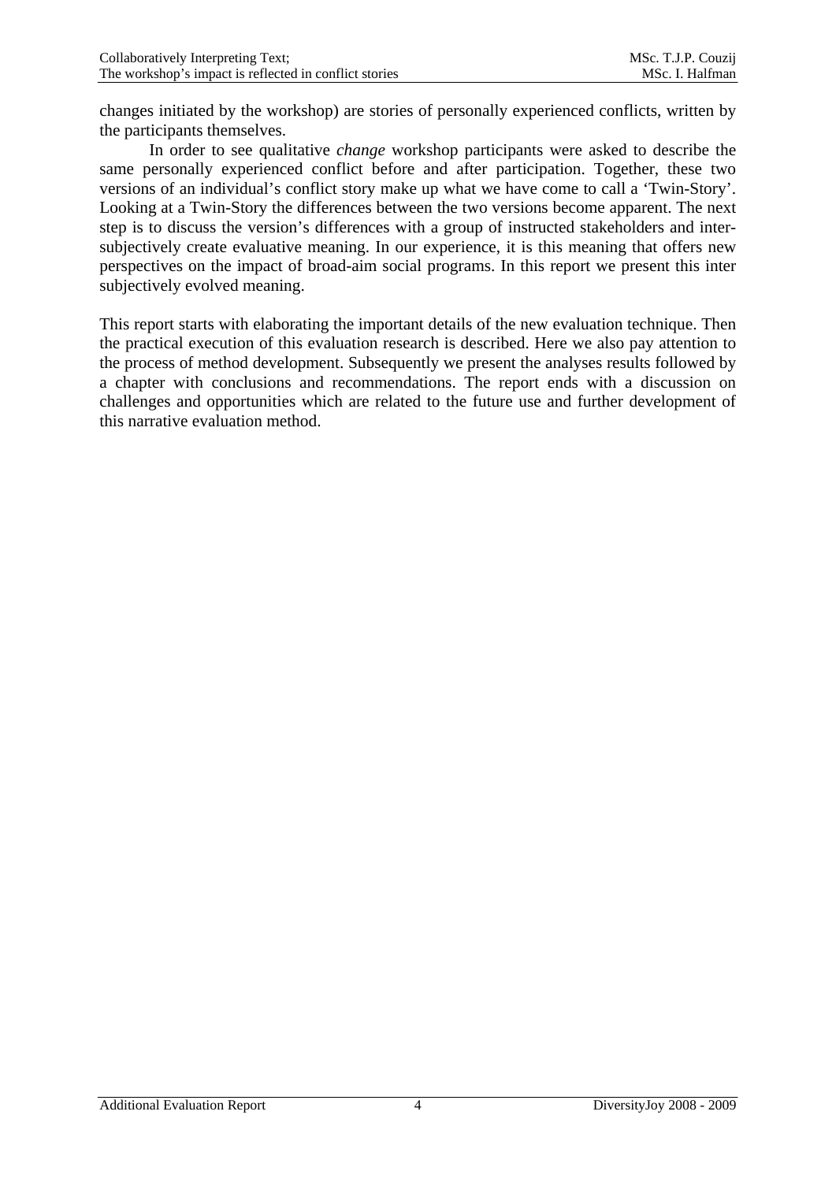changes initiated by the workshop) are stories of personally experienced conflicts, written by the participants themselves.

In order to see qualitative *change* workshop participants were asked to describe the same personally experienced conflict before and after participation. Together, these two versions of an individual's conflict story make up what we have come to call a 'Twin-Story'. Looking at a Twin-Story the differences between the two versions become apparent. The next step is to discuss the version's differences with a group of instructed stakeholders and inter-subjectively create evaluative meaning. In our experience, it is this meaning that offers new perspectives on the impact of broad-aim social programs. In this report we present this inter subjectively evolved meaning.

This report starts with elaborating the important details of the new evaluation technique. Then the practical execution of this evaluation research is described. Here we also pay attention to the process of method development. Subsequently we present the analyses results followed by a chapter with conclusions and recommendations. The report ends with a discussion on challenges and opportunities which are related to the future use and further development of this narrative evaluation method.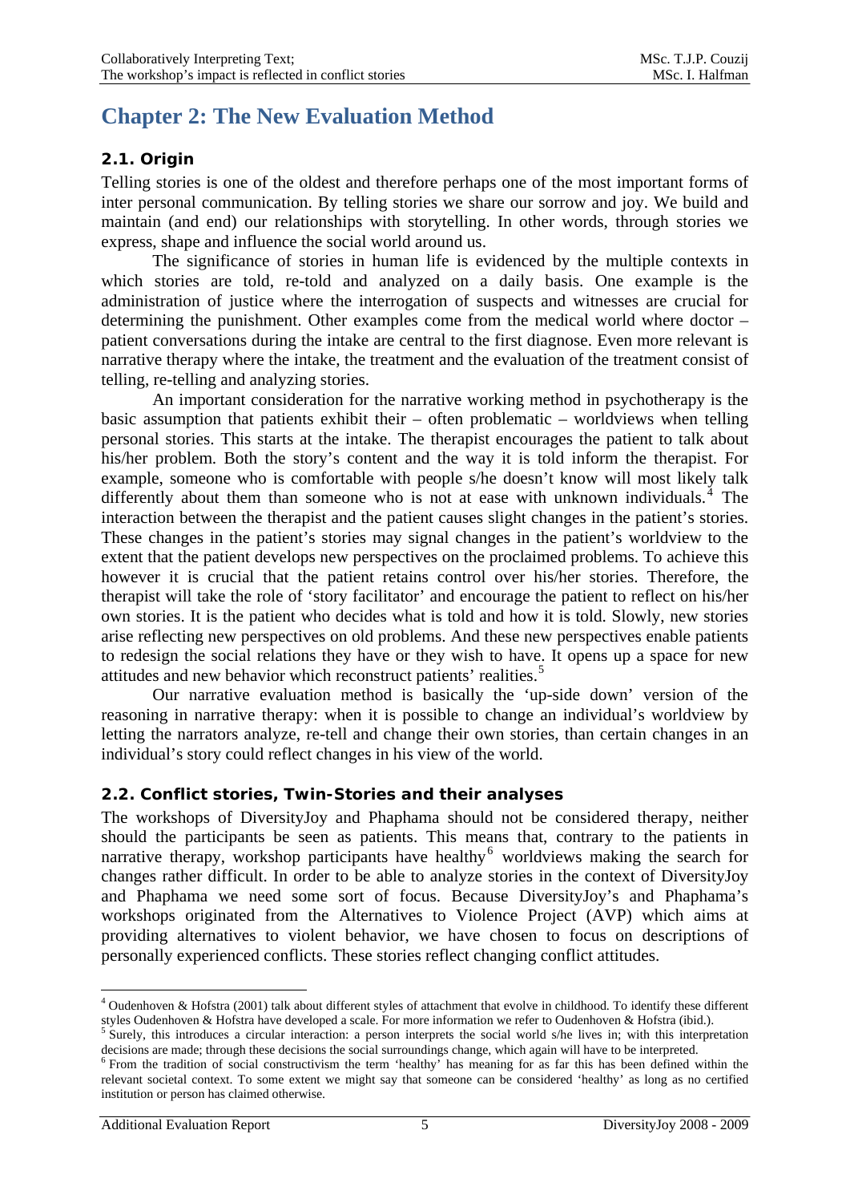# Chapter 2: The New Evaluation Method

## 2.1. Origin

Telling stories is one of the oldest and therefore perhaps one of the most important forms of inter personal communication. By telling stories we share our sorrow and joy. We build and maintain (and end) our relationships with storytelling. In other words, through stories we express, shape and influence the social world around us.

The significance of stories in human life is evidenced by the multiple contexts in which stories are told, re-told and analyzed on a daily basis. One example is the administration of justice where the interrogation of suspects and witnesses are crucial for determining the punishment. Other examples come from the medical world where doctor – patient conversations during the intake are central to the first diagnose. Even more relevant is narrative therapy where the intake, the treatment and the evaluation of the treatment consist of telling, re-telling and analyzing stories.

An important consideration for the narrative working method in psychotherapy is the basic assumption that patients exhibit their – often problematic – worldviews when telling personal stories. This starts at the intake. The therapist encourages the patient to talk about his/her problem. Both the story's content and the way it is told inform the therapist. For example, someone who is comfortable with people s/he doesn't know will most likely talk differently about them than someone who is not at ease with unknown individuals.[4] The interaction between the therapist and the patient causes slight changes in the patient's stories. These changes in the patient's stories may signal changes in the patient's worldview to the extent that the patient develops new perspectives on the proclaimed problems. To achieve this however it is crucial that the patient retains control over his/her stories. Therefore, the therapist will take the role of 'story facilitator' and encourage the patient to reflect on his/her own stories. It is the patient who decides what is told and how it is told. Slowly, new stories arise reflecting new perspectives on old problems. And these new perspectives enable patients to redesign the social relations they have or they wish to have. It opens up a space for new attitudes and new behavior which reconstruct patients' realities.[5]

Our narrative evaluation method is basically the 'up-side down' version of the reasoning in narrative therapy: when it is possible to change an individual's worldview by letting the narrators analyze, re-tell and change their own stories, than certain changes in an individual's story could reflect changes in his view of the world.

## 2.2. Conflict stories, Twin-Stories and their analyses

The workshops of DiversityJoy and Phaphama should not be considered therapy, neither should the participants be seen as patients. This means that, contrary to the patients in narrative therapy, workshop participants have healthy[6] worldviews making the search for changes rather difficult. In order to be able to analyze stories in the context of DiversityJoy and Phaphama we need some sort of focus. Because DiversityJoy's and Phaphama's workshops originated from the Alternatives to Violence Project (AVP) which aims at providing alternatives to violent behavior, we have chosen to focus on descriptions of personally experienced conflicts. These stories reflect changing conflict attitudes.

---

[4] Oudenhoven & Hofstra (2001) talk about different styles of attachment that evolve in childhood. To identify these different styles Oudenhoven & Hofstra have developed a scale. For more information we refer to Oudenhoven & Hofstra (ibid.).

[5] Surely, this introduces a circular interaction: a person interprets the social world s/he lives in; with this interpretation decisions are made; through these decisions the social surroundings change, which again will have to be interpreted.

[6] From the tradition of social constructivism the term 'healthy' has meaning for as far this has been defined within the relevant societal context. To some extent we might say that someone can be considered 'healthy' as long as no certified institution or person has claimed otherwise.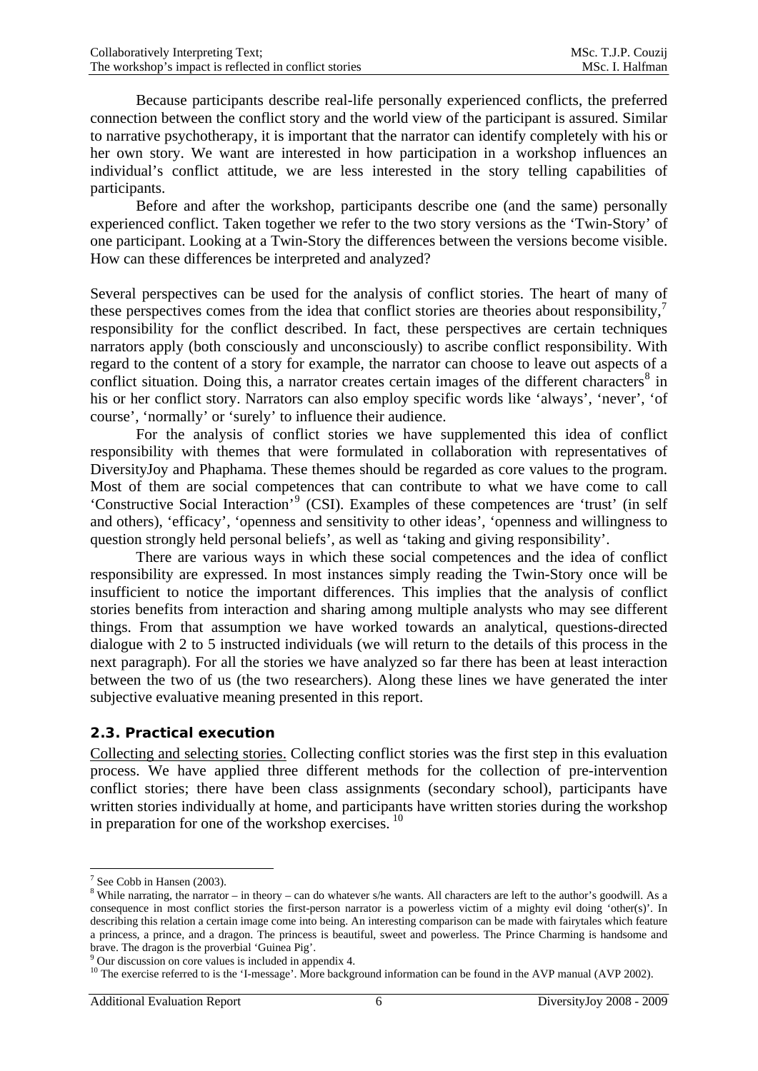Because participants describe real-life personally experienced conflicts, the preferred connection between the conflict story and the world view of the participant is assured. Similar to narrative psychotherapy, it is important that the narrator can identify completely with his or her own story. We want are interested in how participation in a workshop influences an individual's conflict attitude, we are less interested in the story telling capabilities of participants.

Before and after the workshop, participants describe one (and the same) personally experienced conflict. Taken together we refer to the two story versions as the 'Twin-Story' of one participant. Looking at a Twin-Story the differences between the versions become visible. How can these differences be interpreted and analyzed?

Several perspectives can be used for the analysis of conflict stories. The heart of many of these perspectives comes from the idea that conflict stories are theories about responsibility,[7] responsibility for the conflict described. In fact, these perspectives are certain techniques narrators apply (both consciously and unconsciously) to ascribe conflict responsibility. With regard to the content of a story for example, the narrator can choose to leave out aspects of a conflict situation. Doing this, a narrator creates certain images of the different characters[8] in his or her conflict story. Narrators can also employ specific words like 'always', 'never', 'of course', 'normally' or 'surely' to influence their audience.

For the analysis of conflict stories we have supplemented this idea of conflict responsibility with themes that were formulated in collaboration with representatives of DiversityJoy and Phaphama. These themes should be regarded as core values to the program. Most of them are social competences that can contribute to what we have come to call 'Constructive Social Interaction'[9] (CSI). Examples of these competences are 'trust' (in self and others), 'efficacy', 'openness and sensitivity to other ideas', 'openness and willingness to question strongly held personal beliefs', as well as 'taking and giving responsibility'.

There are various ways in which these social competences and the idea of conflict responsibility are expressed. In most instances simply reading the Twin-Story once will be insufficient to notice the important differences. This implies that the analysis of conflict stories benefits from interaction and sharing among multiple analysts who may see different things. From that assumption we have worked towards an analytical, questions-directed dialogue with 2 to 5 instructed individuals (we will return to the details of this process in the next paragraph). For all the stories we have analyzed so far there has been at least interaction between the two of us (the two researchers). Along these lines we have generated the inter subjective evaluative meaning presented in this report.

### 2.3. Practical execution

Collecting and selecting stories. Collecting conflict stories was the first step in this evaluation process. We have applied three different methods for the collection of pre-intervention conflict stories; there have been class assignments (secondary school), participants have written stories individually at home, and participants have written stories during the workshop in preparation for one of the workshop exercises.[10]

---

[7] See Cobb in Hansen (2003).

[8] While narrating, the narrator – in theory – can do whatever s/he wants. All characters are left to the author's goodwill. As a consequence in most conflict stories the first-person narrator is a powerless victim of a mighty evil doing 'other(s)'. In describing this relation a certain image come into being. An interesting comparison can be made with fairytales which feature a princess, a prince, and a dragon. The princess is beautiful, sweet and powerless. The Prince Charming is handsome and brave. The dragon is the proverbial 'Guinea Pig'.

[9] Our discussion on core values is included in appendix 4.

[10] The exercise referred to is the 'I-message'. More background information can be found in the AVP manual (AVP 2002).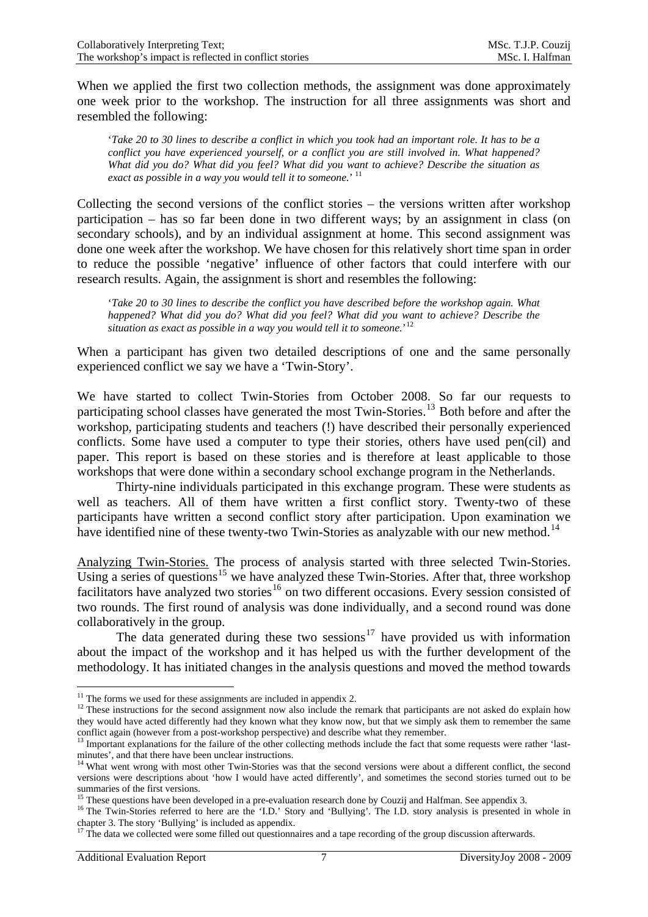When we applied the first two collection methods, the assignment was done approximately one week prior to the workshop. The instruction for all three assignments was short and resembled the following:

> '*Take 20 to 30 lines to describe a conflict in which you took had an important role. It has to be a conflict you have experienced yourself, or a conflict you are still involved in. What happened? What did you do? What did you feel? What did you want to achieve? Describe the situation as exact as possible in a way you would tell it to someone.*' [11]

Collecting the second versions of the conflict stories – the versions written after workshop participation – has so far been done in two different ways; by an assignment in class (on secondary schools), and by an individual assignment at home. This second assignment was done one week after the workshop. We have chosen for this relatively short time span in order to reduce the possible 'negative' influence of other factors that could interfere with our research results. Again, the assignment is short and resembles the following:

> '*Take 20 to 30 lines to describe the conflict you have described before the workshop again. What happened? What did you do? What did you feel? What did you want to achieve? Describe the situation as exact as possible in a way you would tell it to someone.*' [12]

When a participant has given two detailed descriptions of one and the same personally experienced conflict we say we have a 'Twin-Story'.

We have started to collect Twin-Stories from October 2008. So far our requests to participating school classes have generated the most Twin-Stories.[13] Both before and after the workshop, participating students and teachers (!) have described their personally experienced conflicts. Some have used a computer to type their stories, others have used pen(cil) and paper. This report is based on these stories and is therefore at least applicable to those workshops that were done within a secondary school exchange program in the Netherlands.

Thirty-nine individuals participated in this exchange program. These were students as well as teachers. All of them have written a first conflict story. Twenty-two of these participants have written a second conflict story after participation. Upon examination we have identified nine of these twenty-two Twin-Stories as analyzable with our new method.[14]

<u>Analyzing Twin-Stories.</u> The process of analysis started with three selected Twin-Stories. Using a series of questions[15] we have analyzed these Twin-Stories. After that, three workshop facilitators have analyzed two stories[16] on two different occasions. Every session consisted of two rounds. The first round of analysis was done individually, and a second round was done collaboratively in the group.

The data generated during these two sessions[17] have provided us with information about the impact of the workshop and it has helped us with the further development of the methodology. It has initiated changes in the analysis questions and moved the method towards

---

[11] The forms we used for these assignments are included in appendix 2.

[12] These instructions for the second assignment now also include the remark that participants are not asked do explain how they would have acted differently had they known what they know now, but that we simply ask them to remember the same conflict again (however from a post-workshop perspective) and describe what they remember.

[13] Important explanations for the failure of the other collecting methods include the fact that some requests were rather 'last-minutes', and that there have been unclear instructions.

[14] What went wrong with most other Twin-Stories was that the second versions were about a different conflict, the second versions were descriptions about 'how I would have acted differently', and sometimes the second stories turned out to be summaries of the first versions.

[15] These questions have been developed in a pre-evaluation research done by Couzij and Halfman. See appendix 3.

[16] The Twin-Stories referred to here are the 'I.D.' Story and 'Bullying'. The I.D. story analysis is presented in whole in chapter 3. The story 'Bullying' is included as appendix.

[17] The data we collected were some filled out questionnaires and a tape recording of the group discussion afterwards.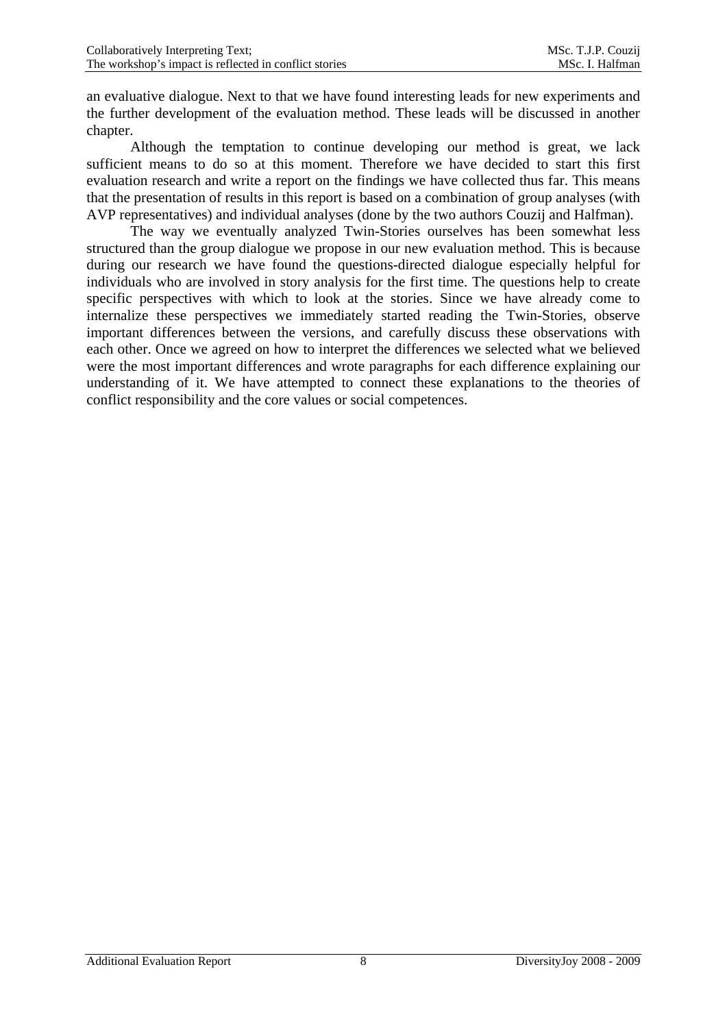an evaluative dialogue. Next to that we have found interesting leads for new experiments and the further development of the evaluation method. These leads will be discussed in another chapter.

Although the temptation to continue developing our method is great, we lack sufficient means to do so at this moment. Therefore we have decided to start this first evaluation research and write a report on the findings we have collected thus far. This means that the presentation of results in this report is based on a combination of group analyses (with AVP representatives) and individual analyses (done by the two authors Couzij and Halfman).

The way we eventually analyzed Twin-Stories ourselves has been somewhat less structured than the group dialogue we propose in our new evaluation method. This is because during our research we have found the questions-directed dialogue especially helpful for individuals who are involved in story analysis for the first time. The questions help to create specific perspectives with which to look at the stories. Since we have already come to internalize these perspectives we immediately started reading the Twin-Stories, observe important differences between the versions, and carefully discuss these observations with each other. Once we agreed on how to interpret the differences we selected what we believed were the most important differences and wrote paragraphs for each difference explaining our understanding of it. We have attempted to connect these explanations to the theories of conflict responsibility and the core values or social competences.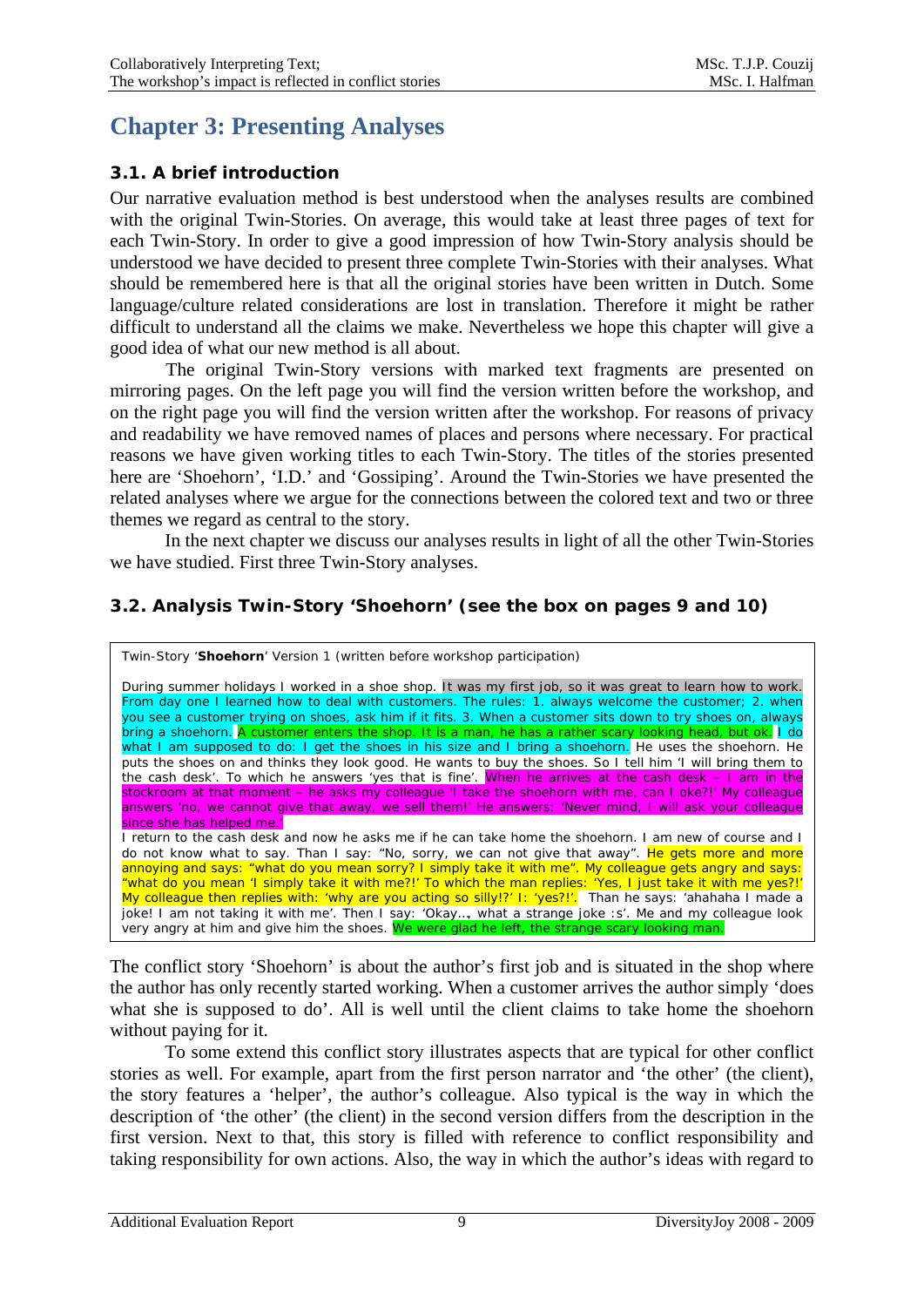# Chapter 3: Presenting Analyses

## 3.1. A brief introduction

Our narrative evaluation method is best understood when the analyses results are combined with the original Twin-Stories. On average, this would take at least three pages of text for each Twin-Story. In order to give a good impression of how Twin-Story analysis should be understood we have decided to present three complete Twin-Stories with their analyses. What should be remembered here is that all the original stories have been written in Dutch. Some language/culture related considerations are lost in translation. Therefore it might be rather difficult to understand all the claims we make. Nevertheless we hope this chapter will give a good idea of what our new method is all about.

The original Twin-Story versions with marked text fragments are presented on mirroring pages. On the left page you will find the version written before the workshop, and on the right page you will find the version written after the workshop. For reasons of privacy and readability we have removed names of places and persons where necessary. For practical reasons we have given working titles to each Twin-Story. The titles of the stories presented here are 'Shoehorn', 'I.D.' and 'Gossiping'. Around the Twin-Stories we have presented the related analyses where we argue for the connections between the colored text and two or three themes we regard as central to the story.

In the next chapter we discuss our analyses results in light of all the other Twin-Stories we have studied. First three Twin-Story analyses.

## 3.2. Analysis Twin-Story 'Shoehorn' (see the box on pages 9 and 10)

> Twin-Story '**Shoehorn**' Version 1 (written before workshop participation)
>
> During summer holidays I worked in a shoe shop. It was my first job, so it was great to learn how to work. From day one I learned how to deal with customers. The rules: 1. always welcome the customer; 2. when you see a customer trying on shoes, ask him if it fits. 3. When a customer sits down to try shoes on, always bring a shoehorn. A customer enters the shop. It is a man, he has a rather scary looking head, but ok. I do what I am supposed to do: I get the shoes in his size and I bring a shoehorn. He uses the shoehorn. He puts the shoes on and thinks they look good. He wants to buy the shoes. So I tell him 'I will bring them to the cash desk'. To which he answers 'yes that is fine'. When he arrives at the cash desk – I am in the stockroom at that moment – he asks my colleague 'I take the shoehorn with me, can I oke?!' My colleague answers 'no, we cannot give that away, we sell them!' He answers: 'Never mind, I will ask your colleague since she has helped me.'
>
> I return to the cash desk and now he asks me if he can take home the shoehorn. I am new of course and I do not know what to say. Than I say: "No, sorry, we can not give that away". He gets more and more annoying and says: "what do you mean sorry? I simply take it with me". My colleague gets angry and says: "what do you mean 'I simply take it with me?!' To which the man replies: 'Yes, I just take it with me yes?!' My colleague then replies with: 'why are you acting so silly!?' I: 'yes?!'. Than he says: 'ahahaha I made a joke! I am not taking it with me'. Then I say: 'Okay..., what a strange joke :s'. Me and my colleague look very angry at him and give him the shoes. We were glad he left, the strange scary looking man.

The conflict story 'Shoehorn' is about the author's first job and is situated in the shop where the author has only recently started working. When a customer arrives the author simply 'does what she is supposed to do'. All is well until the client claims to take home the shoehorn without paying for it.

To some extend this conflict story illustrates aspects that are typical for other conflict stories as well. For example, apart from the first person narrator and 'the other' (the client), the story features a 'helper', the author's colleague. Also typical is the way in which the description of 'the other' (the client) in the second version differs from the description in the first version. Next to that, this story is filled with reference to conflict responsibility and taking responsibility for own actions. Also, the way in which the author's ideas with regard to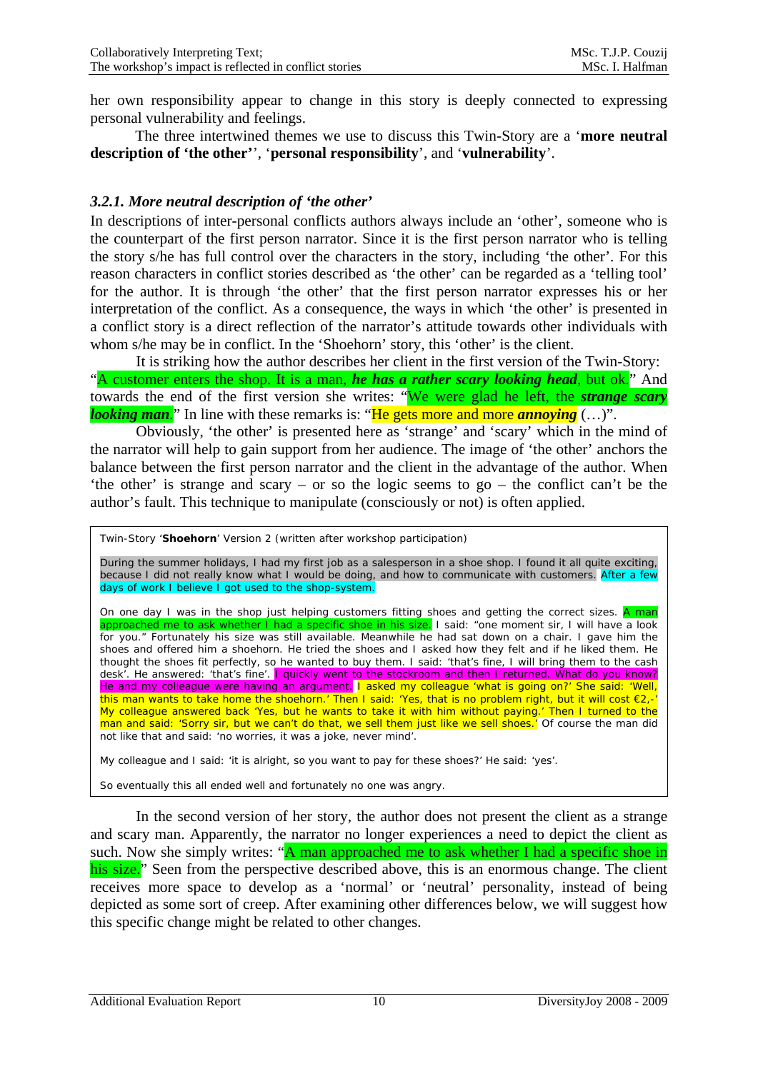her own responsibility appear to change in this story is deeply connected to expressing personal vulnerability and feelings.

The three intertwined themes we use to discuss this Twin-Story are a '**more neutral description of 'the other'**', '**personal responsibility**', and '**vulnerability**'.

### *3.2.1. More neutral description of 'the other'*

In descriptions of inter-personal conflicts authors always include an 'other', someone who is the counterpart of the first person narrator. Since it is the first person narrator who is telling the story s/he has full control over the characters in the story, including 'the other'. For this reason characters in conflict stories described as 'the other' can be regarded as a 'telling tool' for the author. It is through 'the other' that the first person narrator expresses his or her interpretation of the conflict. As a consequence, the ways in which 'the other' is presented in a conflict story is a direct reflection of the narrator's attitude towards other individuals with whom s/he may be in conflict. In the 'Shoehorn' story, this 'other' is the client.

It is striking how the author describes her client in the first version of the Twin-Story: "A customer enters the shop. It is a man, ***he has a rather scary looking head***, but ok." And towards the end of the first version she writes: "We were glad he left, the ***strange scary looking man***." In line with these remarks is: "He gets more and more ***annoying*** (…)".

Obviously, 'the other' is presented here as 'strange' and 'scary' which in the mind of the narrator will help to gain support from her audience. The image of 'the other' anchors the balance between the first person narrator and the client in the advantage of the author. When 'the other' is strange and scary – or so the logic seems to go – the conflict can't be the author's fault. This technique to manipulate (consciously or not) is often applied.

> Twin-Story '**Shoehorn**' Version 2 (written after workshop participation)
>
> During the summer holidays, I had my first job as a salesperson in a shoe shop. I found it all quite exciting, because I did not really know what I would be doing, and how to communicate with customers. After a few days of work I believe I got used to the shop-system.
>
> On one day I was in the shop just helping customers fitting shoes and getting the correct sizes. A man approached me to ask whether I had a specific shoe in his size. I said: "one moment sir, I will have a look for you." Fortunately his size was still available. Meanwhile he had sat down on a chair. I gave him the shoes and offered him a shoehorn. He tried the shoes and I asked how they felt and if he liked them. He thought the shoes fit perfectly, so he wanted to buy them. I said: 'that's fine, I will bring them to the cash desk'. He answered: 'that's fine'. I quickly went to the stockroom and then I returned. What do you know? He and my colleague were having an argument. I asked my colleague 'what is going on?' She said: 'Well, this man wants to take home the shoehorn.' Then I said: 'Yes, that is no problem right, but it will cost €2,-' My colleague answered back 'Yes, but he wants to take it with him without paying.' Then I turned to the man and said: 'Sorry sir, but we can't do that, we sell them just like we sell shoes.' Of course the man did not like that and said: 'no worries, it was a joke, never mind'.
>
> My colleague and I said: 'it is alright, so you want to pay for these shoes?' He said: 'yes'.
>
> So eventually this all ended well and fortunately no one was angry.

In the second version of her story, the author does not present the client as a strange and scary man. Apparently, the narrator no longer experiences a need to depict the client as such. Now she simply writes: "A man approached me to ask whether I had a specific shoe in his size." Seen from the perspective described above, this is an enormous change. The client receives more space to develop as a 'normal' or 'neutral' personality, instead of being depicted as some sort of creep. After examining other differences below, we will suggest how this specific change might be related to other changes.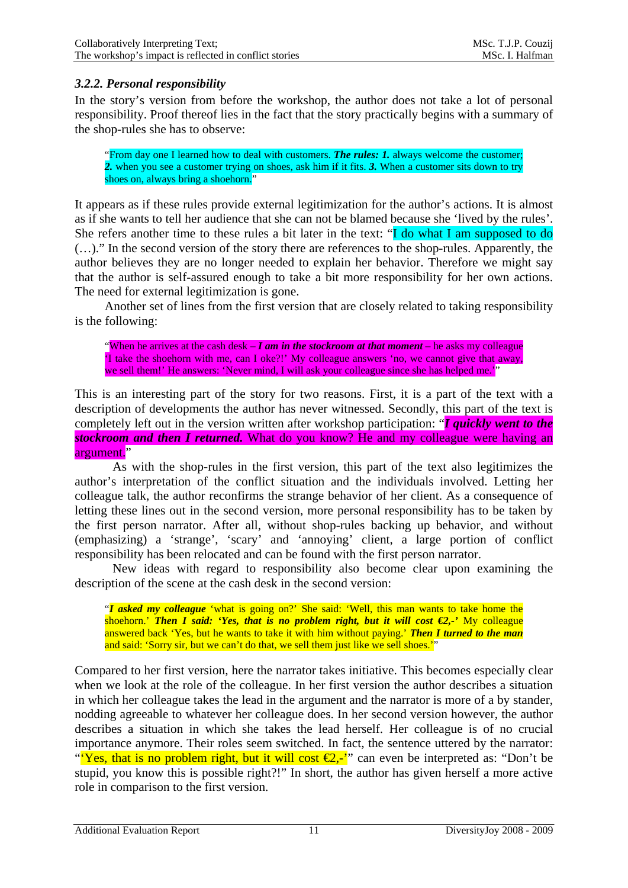### *3.2.2. Personal responsibility*

In the story's version from before the workshop, the author does not take a lot of personal responsibility. Proof thereof lies in the fact that the story practically begins with a summary of the shop-rules she has to observe:

> "From day one I learned how to deal with customers. ***The rules: 1.*** always welcome the customer; ***2.*** when you see a customer trying on shoes, ask him if it fits. ***3.*** When a customer sits down to try shoes on, always bring a shoehorn."

It appears as if these rules provide external legitimization for the author's actions. It is almost as if she wants to tell her audience that she can not be blamed because she 'lived by the rules'. She refers another time to these rules a bit later in the text: "I do what I am supposed to do (…)." In the second version of the story there are references to the shop-rules. Apparently, the author believes they are no longer needed to explain her behavior. Therefore we might say that the author is self-assured enough to take a bit more responsibility for her own actions. The need for external legitimization is gone.

Another set of lines from the first version that are closely related to taking responsibility is the following:

> "When he arrives at the cash desk – ***I am in the stockroom at that moment*** – he asks my colleague 'I take the shoehorn with me, can I oke?!' My colleague answers 'no, we cannot give that away, we sell them!' He answers: 'Never mind, I will ask your colleague since she has helped me.'"

This is an interesting part of the story for two reasons. First, it is a part of the text with a description of developments the author has never witnessed. Secondly, this part of the text is completely left out in the version written after workshop participation: "***I quickly went to the stockroom and then I returned.*** What do you know? He and my colleague were having an argument."

As with the shop-rules in the first version, this part of the text also legitimizes the author's interpretation of the conflict situation and the individuals involved. Letting her colleague talk, the author reconfirms the strange behavior of her client. As a consequence of letting these lines out in the second version, more personal responsibility has to be taken by the first person narrator. After all, without shop-rules backing up behavior, and without (emphasizing) a 'strange', 'scary' and 'annoying' client, a large portion of conflict responsibility has been relocated and can be found with the first person narrator.

New ideas with regard to responsibility also become clear upon examining the description of the scene at the cash desk in the second version:

> "***I asked my colleague*** 'what is going on?' She said: 'Well, this man wants to take home the shoehorn.' ***Then I said: 'Yes, that is no problem right, but it will cost €2,-'*** My colleague answered back 'Yes, but he wants to take it with him without paying.' ***Then I turned to the man*** and said: 'Sorry sir, but we can't do that, we sell them just like we sell shoes.'"

Compared to her first version, here the narrator takes initiative. This becomes especially clear when we look at the role of the colleague. In her first version the author describes a situation in which her colleague takes the lead in the argument and the narrator is more of a by stander, nodding agreeable to whatever her colleague does. In her second version however, the author describes a situation in which she takes the lead herself. Her colleague is of no crucial importance anymore. Their roles seem switched. In fact, the sentence uttered by the narrator: "'Yes, that is no problem right, but it will cost €2,-'" can even be interpreted as: "Don't be stupid, you know this is possible right?!" In short, the author has given herself a more active role in comparison to the first version.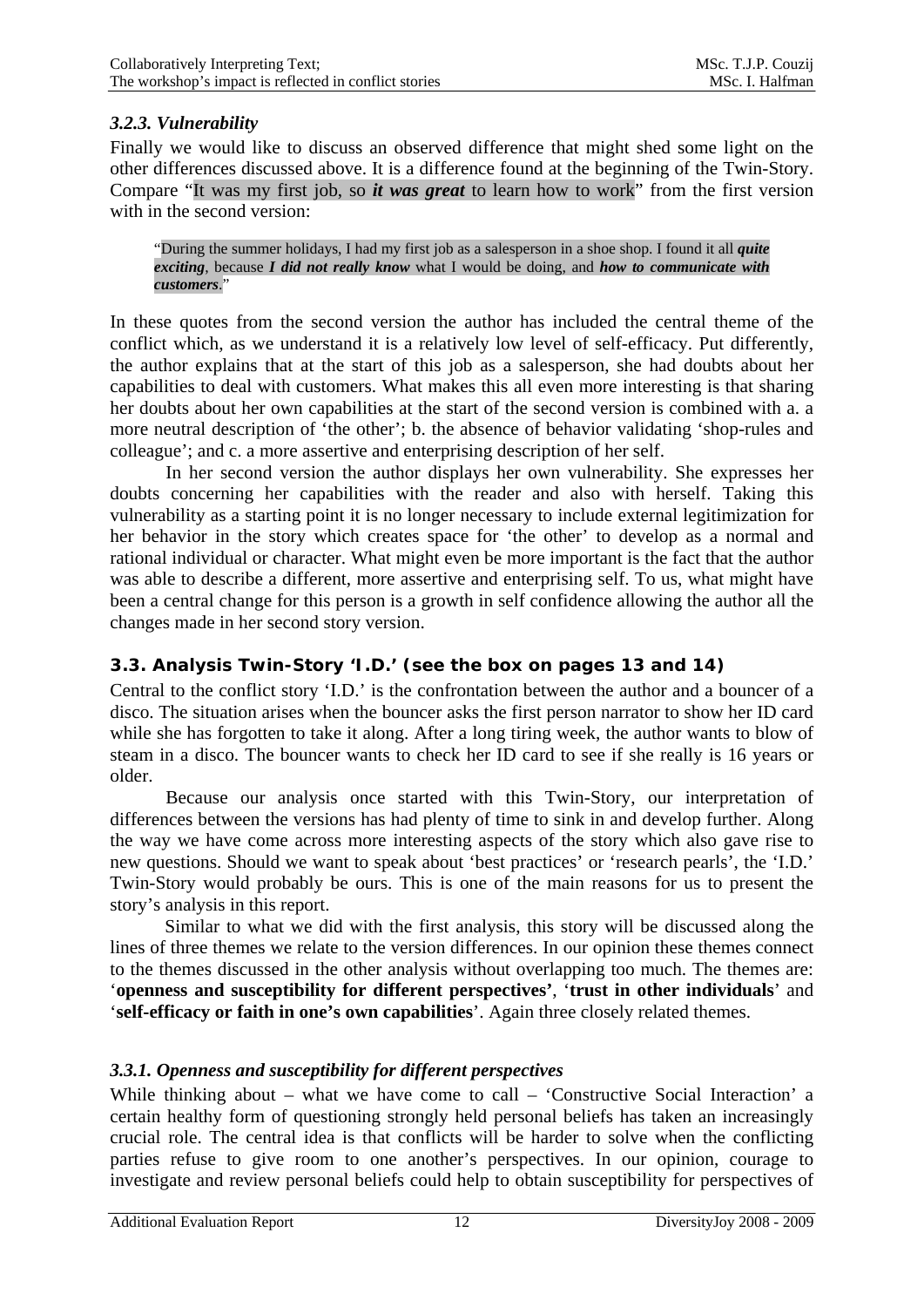### *3.2.3. Vulnerability*

Finally we would like to discuss an observed difference that might shed some light on the other differences discussed above. It is a difference found at the beginning of the Twin-Story. Compare "It was my first job, so ***it was great*** to learn how to work" from the first version with in the second version:

> "During the summer holidays, I had my first job as a salesperson in a shoe shop. I found it all ***quite exciting***, because ***I did not really know*** what I would be doing, and ***how to communicate with customers***."

In these quotes from the second version the author has included the central theme of the conflict which, as we understand it is a relatively low level of self-efficacy. Put differently, the author explains that at the start of this job as a salesperson, she had doubts about her capabilities to deal with customers. What makes this all even more interesting is that sharing her doubts about her own capabilities at the start of the second version is combined with a. a more neutral description of 'the other'; b. the absence of behavior validating 'shop-rules and colleague'; and c. a more assertive and enterprising description of her self.

In her second version the author displays her own vulnerability. She expresses her doubts concerning her capabilities with the reader and also with herself. Taking this vulnerability as a starting point it is no longer necessary to include external legitimization for her behavior in the story which creates space for 'the other' to develop as a normal and rational individual or character. What might even be more important is the fact that the author was able to describe a different, more assertive and enterprising self. To us, what might have been a central change for this person is a growth in self confidence allowing the author all the changes made in her second story version.

## 3.3. Analysis Twin-Story 'I.D.' (see the box on pages 13 and 14)

Central to the conflict story 'I.D.' is the confrontation between the author and a bouncer of a disco. The situation arises when the bouncer asks the first person narrator to show her ID card while she has forgotten to take it along. After a long tiring week, the author wants to blow of steam in a disco. The bouncer wants to check her ID card to see if she really is 16 years or older.

Because our analysis once started with this Twin-Story, our interpretation of differences between the versions has had plenty of time to sink in and develop further. Along the way we have come across more interesting aspects of the story which also gave rise to new questions. Should we want to speak about 'best practices' or 'research pearls', the 'I.D.' Twin-Story would probably be ours. This is one of the main reasons for us to present the story's analysis in this report.

Similar to what we did with the first analysis, this story will be discussed along the lines of three themes we relate to the version differences. In our opinion these themes connect to the themes discussed in the other analysis without overlapping too much. The themes are: '**openness and susceptibility for different perspectives**', '**trust in other individuals**' and '**self-efficacy or faith in one's own capabilities**'. Again three closely related themes.

### *3.3.1. Openness and susceptibility for different perspectives*

While thinking about – what we have come to call – 'Constructive Social Interaction' a certain healthy form of questioning strongly held personal beliefs has taken an increasingly crucial role. The central idea is that conflicts will be harder to solve when the conflicting parties refuse to give room to one another's perspectives. In our opinion, courage to investigate and review personal beliefs could help to obtain susceptibility for perspectives of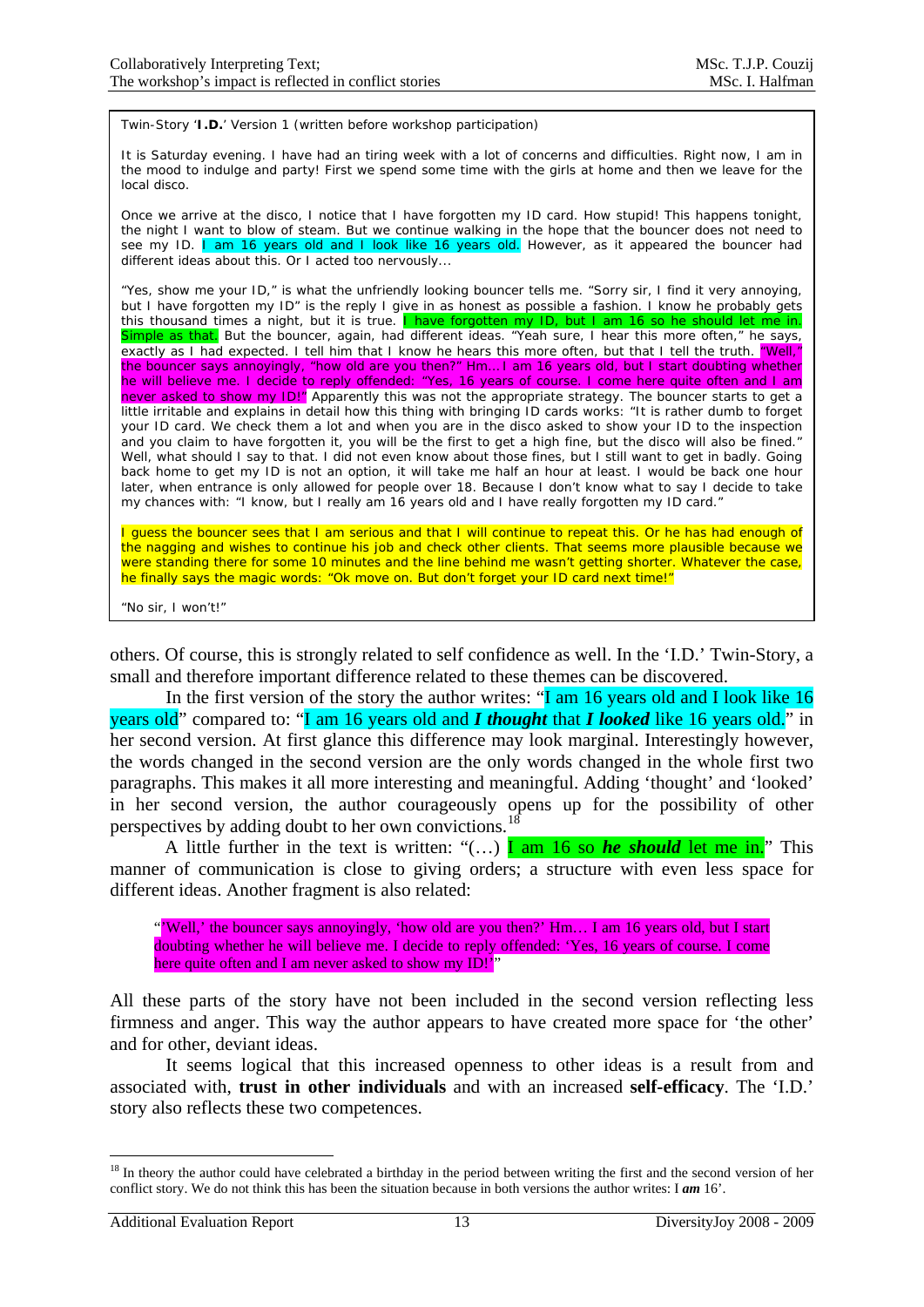Twin-Story '**I.D.**' Version 1 (written before workshop participation)

It is Saturday evening. I have had an tiring week with a lot of concerns and difficulties. Right now, I am in the mood to indulge and party! First we spend some time with the girls at home and then we leave for the local disco.

Once we arrive at the disco, I notice that I have forgotten my ID card. How stupid! This happens tonight, the night I want to blow of steam. But we continue walking in the hope that the bouncer does not need to see my ID. I am 16 years old and I look like 16 years old. However, as it appeared the bouncer had different ideas about this. Or I acted too nervously…

"Yes, show me your ID," is what the unfriendly looking bouncer tells me. "Sorry sir, I find it very annoying, but I have forgotten my ID" is the reply I give in as honest as possible a fashion. I know he probably gets this thousand times a night, but it is true. I have forgotten my ID, but I am 16 so he should let me in. Simple as that. But the bouncer, again, had different ideas. "Yeah sure, I hear this more often," he says, exactly as I had expected. I tell him that I know he hears this more often, but that I tell the truth. "Well," the bouncer says annoyingly, "how old are you then?" Hm… I am 16 years old, but I start doubting whether he will believe me. I decide to reply offended: "Yes, 16 years of course. I come here quite often and I am never asked to show my ID!" Apparently this was not the appropriate strategy. The bouncer starts to get a little irritable and explains in detail how this thing with bringing ID cards works: "It is rather dumb to forget your ID card. We check them a lot and when you are in the disco asked to show your ID to the inspection and you claim to have forgotten it, you will be the first to get a high fine, but the disco will also be fined." Well, what should I say to that. I did not even know about those fines, but I still want to get in badly. Going back home to get my ID is not an option, it will take me half an hour at least. I would be back one hour later, when entrance is only allowed for people over 18. Because I don't know what to say I decide to take my chances with: "I know, but I really am 16 years old and I have really forgotten my ID card."

I guess the bouncer sees that I am serious and that I will continue to repeat this. Or he has had enough of the nagging and wishes to continue his job and check other clients. That seems more plausible because we were standing there for some 10 minutes and the line behind me wasn't getting shorter. Whatever the case, he finally says the magic words: "Ok move on. But don't forget your ID card next time!"

"No sir, I won't!"

others. Of course, this is strongly related to self confidence as well. In the 'I.D.' Twin-Story, a small and therefore important difference related to these themes can be discovered.

In the first version of the story the author writes: "I am 16 years old and I look like 16 years old" compared to: "I am 16 years old and ***I thought*** that ***I looked*** like 16 years old." in her second version. At first glance this difference may look marginal. Interestingly however, the words changed in the second version are the only words changed in the whole first two paragraphs. This makes it all more interesting and meaningful. Adding 'thought' and 'looked' in her second version, the author courageously opens up for the possibility of other perspectives by adding doubt to her own convictions.[18]

A little further in the text is written: "(…) I am 16 so ***he should*** let me in." This manner of communication is close to giving orders; a structure with even less space for different ideas. Another fragment is also related:

> "'Well,' the bouncer says annoyingly, 'how old are you then?' Hm… I am 16 years old, but I start doubting whether he will believe me. I decide to reply offended: 'Yes, 16 years of course. I come here quite often and I am never asked to show my ID!'"

All these parts of the story have not been included in the second version reflecting less firmness and anger. This way the author appears to have created more space for 'the other' and for other, deviant ideas.

It seems logical that this increased openness to other ideas is a result from and associated with, **trust in other individuals** and with an increased **self-efficacy**. The 'I.D.' story also reflects these two competences.

[18] In theory the author could have celebrated a birthday in the period between writing the first and the second version of her conflict story. We do not think this has been the situation because in both versions the author writes: I ***am*** 16'.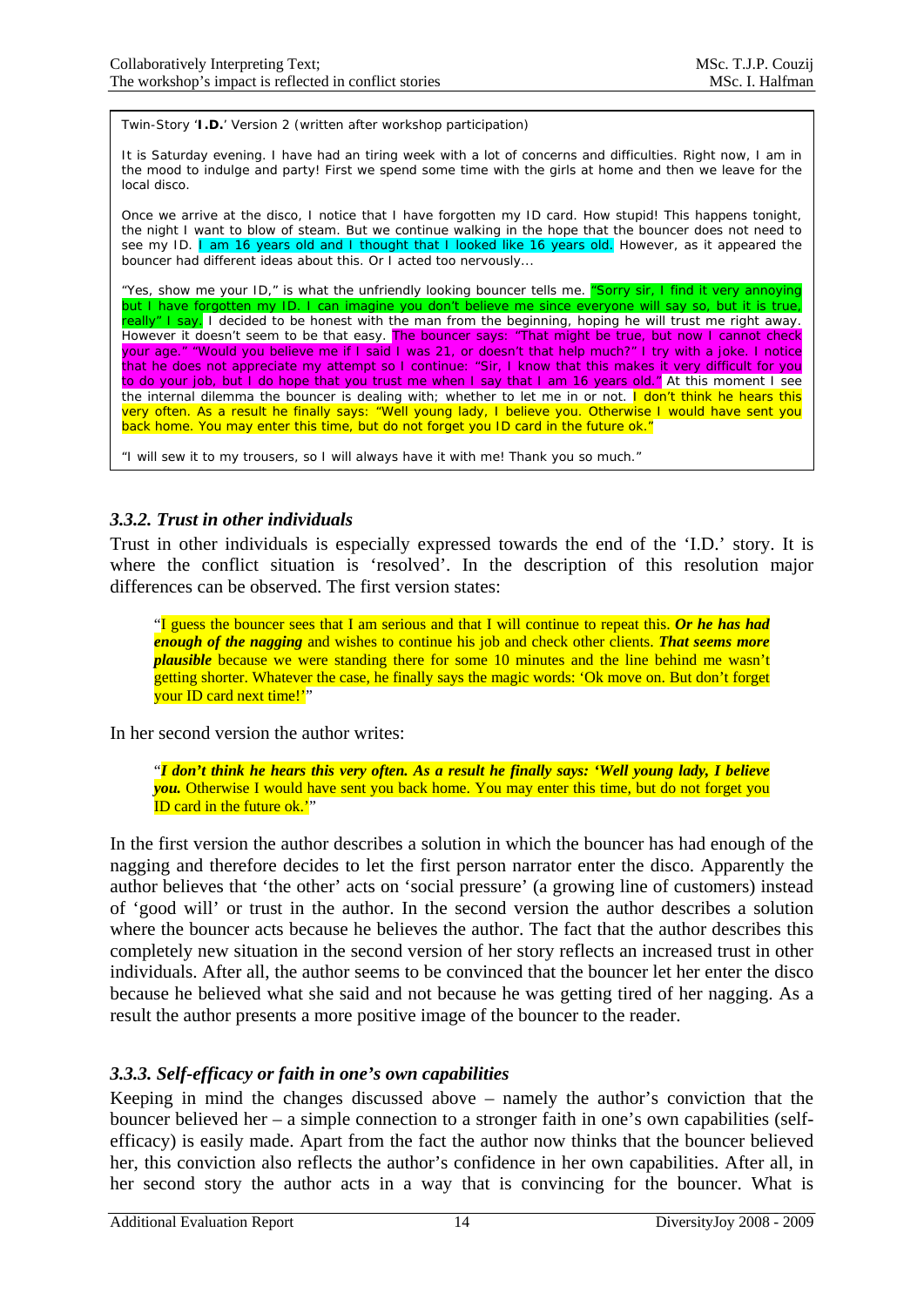Twin-Story '**I.D.**' Version 2 (written after workshop participation)

It is Saturday evening. I have had an tiring week with a lot of concerns and difficulties. Right now, I am in the mood to indulge and party! First we spend some time with the girls at home and then we leave for the local disco.

Once we arrive at the disco, I notice that I have forgotten my ID card. How stupid! This happens tonight, the night I want to blow of steam. But we continue walking in the hope that the bouncer does not need to see my ID. I am 16 years old and I thought that I looked like 16 years old. However, as it appeared the bouncer had different ideas about this. Or I acted too nervously...

"Yes, show me your ID," is what the unfriendly looking bouncer tells me. "Sorry sir, I find it very annoying but I have forgotten my ID. I can imagine you don't believe me since everyone will say so, but it is true, really" I say. I decided to be honest with the man from the beginning, hoping he will trust me right away. However it doesn't seem to be that easy. The bouncer says: "That might be true, but now I cannot check your age." "Would you believe me if I said I was 21, or doesn't that help much?" I try with a joke. I notice that he does not appreciate my attempt so I continue: "Sir, I know that this makes it very difficult for you to do your job, but I do hope that you trust me when I say that I am 16 years old." At this moment I see the internal dilemma the bouncer is dealing with; whether to let me in or not. I don't think he hears this very often. As a result he finally says: "Well young lady, I believe you. Otherwise I would have sent you back home. You may enter this time, but do not forget you ID card in the future ok."

"I will sew it to my trousers, so I will always have it with me! Thank you so much."

### *3.3.2. Trust in other individuals*

Trust in other individuals is especially expressed towards the end of the 'I.D.' story. It is where the conflict situation is 'resolved'. In the description of this resolution major differences can be observed. The first version states:

> "I guess the bouncer sees that I am serious and that I will continue to repeat this. ***Or he has had enough of the nagging*** and wishes to continue his job and check other clients. ***That seems more plausible*** because we were standing there for some 10 minutes and the line behind me wasn't getting shorter. Whatever the case, he finally says the magic words: 'Ok move on. But don't forget your ID card next time!'"

In her second version the author writes:

> "***I don't think he hears this very often. As a result he finally says: 'Well young lady, I believe you.*** Otherwise I would have sent you back home. You may enter this time, but do not forget you ID card in the future ok.'"

In the first version the author describes a solution in which the bouncer has had enough of the nagging and therefore decides to let the first person narrator enter the disco. Apparently the author believes that 'the other' acts on 'social pressure' (a growing line of customers) instead of 'good will' or trust in the author. In the second version the author describes a solution where the bouncer acts because he believes the author. The fact that the author describes this completely new situation in the second version of her story reflects an increased trust in other individuals. After all, the author seems to be convinced that the bouncer let her enter the disco because he believed what she said and not because he was getting tired of her nagging. As a result the author presents a more positive image of the bouncer to the reader.

### *3.3.3. Self-efficacy or faith in one's own capabilities*

Keeping in mind the changes discussed above – namely the author's conviction that the bouncer believed her – a simple connection to a stronger faith in one's own capabilities (self-efficacy) is easily made. Apart from the fact the author now thinks that the bouncer believed her, this conviction also reflects the author's confidence in her own capabilities. After all, in her second story the author acts in a way that is convincing for the bouncer. What is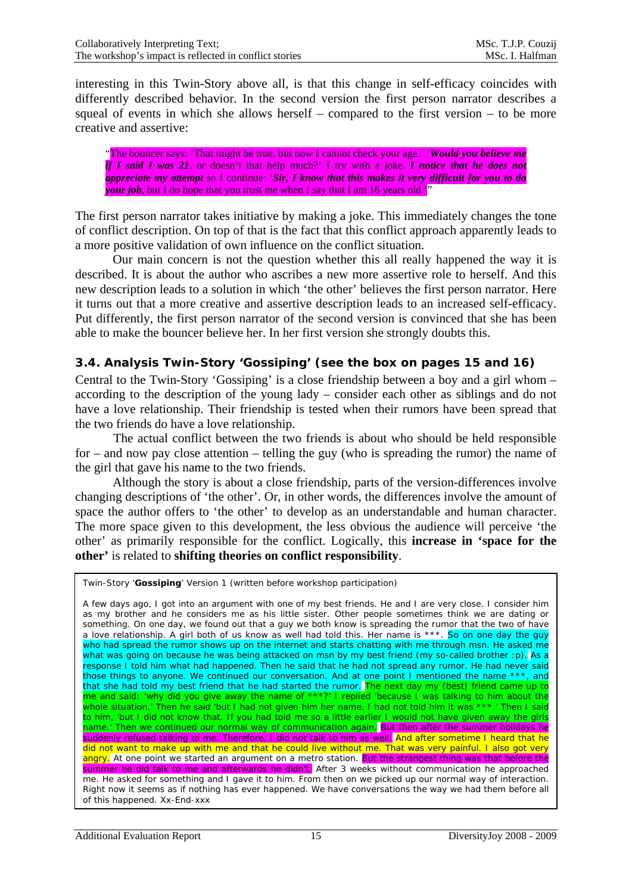interesting in this Twin-Story above all, is that this change in self-efficacy coincides with differently described behavior. In the second version the first person narrator describes a squeal of events in which she allows herself – compared to the first version – to be more creative and assertive:

> "The bouncer says: 'That might be true, but now I cannot check your age.' '***Would you believe me if I said I was 21***, or doesn't that help much?' I try with a joke. ***I notice that he does not appreciate my attempt*** so I continue: '***Sir, I know that this makes it very difficult for you to do your job***, but I do hope that you trust me when I say that I am 16 years old.'"

The first person narrator takes initiative by making a joke. This immediately changes the tone of conflict description. On top of that is the fact that this conflict approach apparently leads to a more positive validation of own influence on the conflict situation.

Our main concern is not the question whether this all really happened the way it is described. It is about the author who ascribes a new more assertive role to herself. And this new description leads to a solution in which 'the other' believes the first person narrator. Here it turns out that a more creative and assertive description leads to an increased self-efficacy. Put differently, the first person narrator of the second version is convinced that she has been able to make the bouncer believe her. In her first version she strongly doubts this.

### 3.4. Analysis Twin-Story 'Gossiping' (see the box on pages 15 and 16)

Central to the Twin-Story 'Gossiping' is a close friendship between a boy and a girl whom – according to the description of the young lady – consider each other as siblings and do not have a love relationship. Their friendship is tested when their rumors have been spread that the two friends do have a love relationship.

The actual conflict between the two friends is about who should be held responsible for – and now pay close attention – telling the guy (who is spreading the rumor) the name of the girl that gave his name to the two friends.

Although the story is about a close friendship, parts of the version-differences involve changing descriptions of 'the other'. Or, in other words, the differences involve the amount of space the author offers to 'the other' to develop as an understandable and human character. The more space given to this development, the less obvious the audience will perceive 'the other' as primarily responsible for the conflict. Logically, this **increase in 'space for the other'** is related to **shifting theories on conflict responsibility**.

Twin-Story '**Gossiping**' Version 1 (written before workshop participation)

A few days ago, I got into an argument with one of my best friends. He and I are very close. I consider him as my brother and he considers me as his little sister. Other people sometimes think we are dating or something. On one day, we found out that a guy we both know is spreading the rumor that the two of have a love relationship. A girl both of us know as well had told this. Her name is ***. So on one day the guy who had spread the rumor shows up on the internet and starts chatting with me through msn. He asked me what was going on because he was being attacked on msn by my best friend (my so-called brother :p). As a response I told him what had happened. Then he said that he had not spread any rumor. He had never said those things to anyone. We continued our conversation. And at one point I mentioned the name ***, and that she had told my best friend that he had started the rumor. The next day my (best) friend came up to me and said: 'why did you give away the name of ***?' I replied 'because I was talking to him about the whole situation.' Then he said 'but I had not given him her name. I had not told him it was ***.' Then I said to him, 'but I did not know that. If you had told me so a little earlier I would not have given away the girls name.' Then we continued our normal way of communication again. But then after the summer holidays he suddenly refused talking to me. Therefore, I did not talk to him as well. And after sometime I heard that he did not want to make up with me and that he could live without me. That was very painful. I also got very angry. At one point we started an argument on a metro station. But the strangest thing was that before the summer he did talk to me and afterwards he didn't. After 3 weeks without communication he approached me. He asked for something and I gave it to him. From then on we picked up our normal way of interaction. Right now it seems as if nothing has ever happened. We have conversations the way we had them before all of this happened. Xx-End-xxx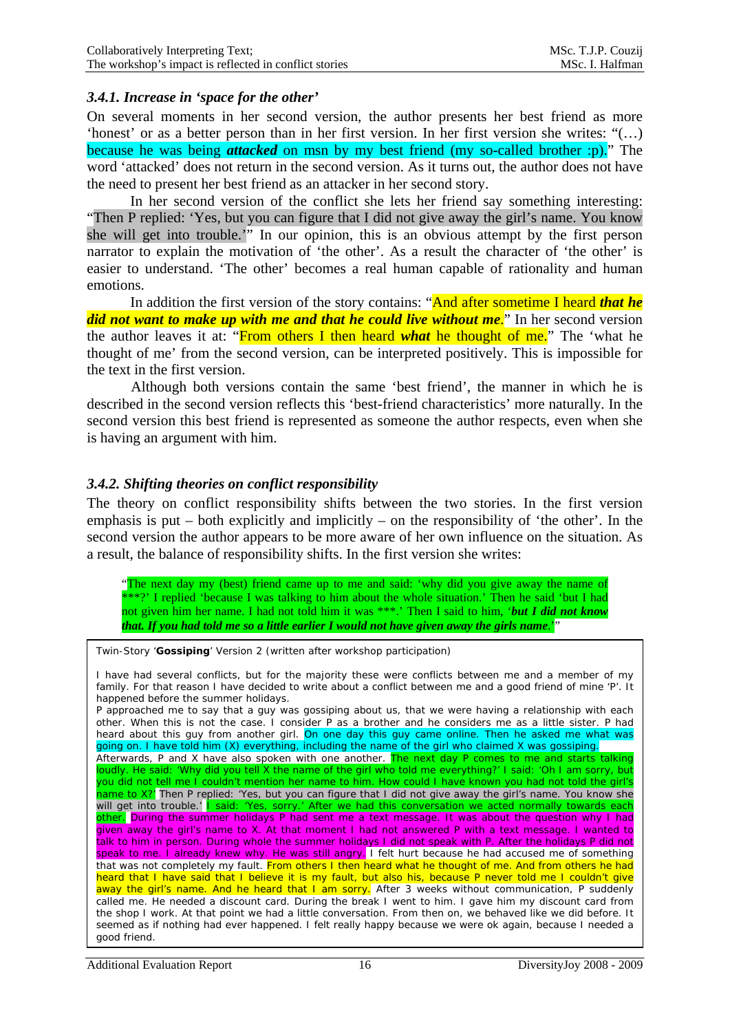### *3.4.1. Increase in 'space for the other'*

On several moments in her second version, the author presents her best friend as more 'honest' or as a better person than in her first version. In her first version she writes: "(…) because he was being ***attacked*** on msn by my best friend (my so-called brother :p)." The word 'attacked' does not return in the second version. As it turns out, the author does not have the need to present her best friend as an attacker in her second story.

In her second version of the conflict she lets her friend say something interesting: "Then P replied: 'Yes, but you can figure that I did not give away the girl's name. You know she will get into trouble.'" In our opinion, this is an obvious attempt by the first person narrator to explain the motivation of 'the other'. As a result the character of 'the other' is easier to understand. 'The other' becomes a real human capable of rationality and human emotions.

In addition the first version of the story contains: "And after sometime I heard ***that he did not want to make up with me and that he could live without me***." In her second version the author leaves it at: "From others I then heard ***what*** he thought of me." The 'what he thought of me' from the second version, can be interpreted positively. This is impossible for the text in the first version.

Although both versions contain the same 'best friend', the manner in which he is described in the second version reflects this 'best-friend characteristics' more naturally. In the second version this best friend is represented as someone the author respects, even when she is having an argument with him.

### *3.4.2. Shifting theories on conflict responsibility*

The theory on conflict responsibility shifts between the two stories. In the first version emphasis is put – both explicitly and implicitly – on the responsibility of 'the other'. In the second version the author appears to be more aware of her own influence on the situation. As a result, the balance of responsibility shifts. In the first version she writes:

> "The next day my (best) friend came up to me and said: 'why did you give away the name of ***?' I replied 'because I was talking to him about the whole situation.' Then he said 'but I had not given him her name. I had not told him it was ***.' Then I said to him, '***but I did not know that. If you had told me so a little earlier I would not have given away the girls name.***'"

Twin-Story '**Gossiping**' Version 2 (written after workshop participation)

I have had several conflicts, but for the majority these were conflicts between me and a member of my family. For that reason I have decided to write about a conflict between me and a good friend of mine 'P'. It happened before the summer holidays.
P approached me to say that a guy was gossiping about us, that we were having a relationship with each other. When this is not the case. I consider P as a brother and he considers me as a little sister. P had heard about this guy from another girl. On one day this guy came online. Then he asked me what was going on. I have told him (X) everything, including the name of the girl who claimed X was gossiping.
Afterwards, P and X have also spoken with one another. The next day P comes to me and starts talking loudly. He said: 'Why did you tell X the name of the girl who told me everything?' I said: 'Oh I am sorry, but you did not tell me I couldn't mention her name to him. How could I have known you had not told the girl's name to X?' Then P replied: 'Yes, but you can figure that I did not give away the girl's name. You know she will get into trouble.' I said: 'Yes, sorry.' After we had this conversation we acted normally towards each other. During the summer holidays P had sent me a text message. It was about the question why I had given away the girl's name to X. At that moment I had not answered P with a text message. I wanted to talk to him in person. During whole the summer holidays I did not speak with P. After the holidays P did not speak to me. I already knew why. He was still angry. I felt hurt because he had accused me of something that was not completely my fault. From others I then heard what he thought of me. And from others he had heard that I have said that I believe it is my fault, but also his, because P never told me I couldn't give away the girl's name. And he heard that I am sorry. After 3 weeks without communication, P suddenly called me. He needed a discount card. During the break I went to him. I gave him my discount card from the shop I work. At that point we had a little conversation. From then on, we behaved like we did before. It seemed as if nothing had ever happened. I felt really happy because we were ok again, because I needed a good friend.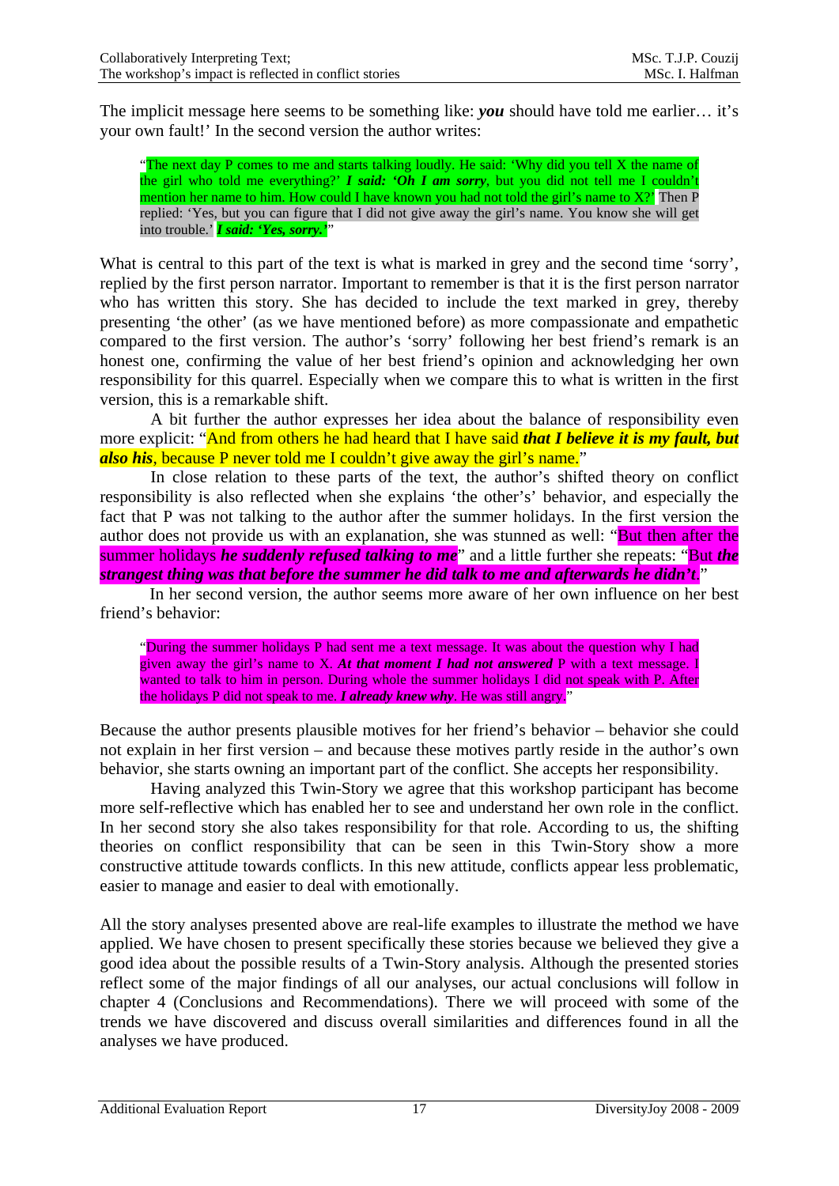The implicit message here seems to be something like: ***you*** should have told me earlier… it's your own fault!' In the second version the author writes:

> "The next day P comes to me and starts talking loudly. He said: 'Why did you tell X the name of the girl who told me everything?' ***I said: 'Oh I am sorry***, but you did not tell me I couldn't mention her name to him. How could I have known you had not told the girl's name to X?' Then P replied: 'Yes, but you can figure that I did not give away the girl's name. You know she will get into trouble.' ***I said: 'Yes, sorry.'***"

What is central to this part of the text is what is marked in grey and the second time 'sorry', replied by the first person narrator. Important to remember is that it is the first person narrator who has written this story. She has decided to include the text marked in grey, thereby presenting 'the other' (as we have mentioned before) as more compassionate and empathetic compared to the first version. The author's 'sorry' following her best friend's remark is an honest one, confirming the value of her best friend's opinion and acknowledging her own responsibility for this quarrel. Especially when we compare this to what is written in the first version, this is a remarkable shift.

A bit further the author expresses her idea about the balance of responsibility even more explicit: "And from others he had heard that I have said ***that I believe it is my fault, but also his***, because P never told me I couldn't give away the girl's name."

In close relation to these parts of the text, the author's shifted theory on conflict responsibility is also reflected when she explains 'the other's' behavior, and especially the fact that P was not talking to the author after the summer holidays. In the first version the author does not provide us with an explanation, she was stunned as well: "But then after the summer holidays ***he suddenly refused talking to me***" and a little further she repeats: "But ***the strangest thing was that before the summer he did talk to me and afterwards he didn't***."

In her second version, the author seems more aware of her own influence on her best friend's behavior:

> "During the summer holidays P had sent me a text message. It was about the question why I had given away the girl's name to X. ***At that moment I had not answered*** P with a text message. I wanted to talk to him in person. During whole the summer holidays I did not speak with P. After the holidays P did not speak to me. ***I already knew why***. He was still angry."

Because the author presents plausible motives for her friend's behavior – behavior she could not explain in her first version – and because these motives partly reside in the author's own behavior, she starts owning an important part of the conflict. She accepts her responsibility.

Having analyzed this Twin-Story we agree that this workshop participant has become more self-reflective which has enabled her to see and understand her own role in the conflict. In her second story she also takes responsibility for that role. According to us, the shifting theories on conflict responsibility that can be seen in this Twin-Story show a more constructive attitude towards conflicts. In this new attitude, conflicts appear less problematic, easier to manage and easier to deal with emotionally.

All the story analyses presented above are real-life examples to illustrate the method we have applied. We have chosen to present specifically these stories because we believed they give a good idea about the possible results of a Twin-Story analysis. Although the presented stories reflect some of the major findings of all our analyses, our actual conclusions will follow in chapter 4 (Conclusions and Recommendations). There we will proceed with some of the trends we have discovered and discuss overall similarities and differences found in all the analyses we have produced.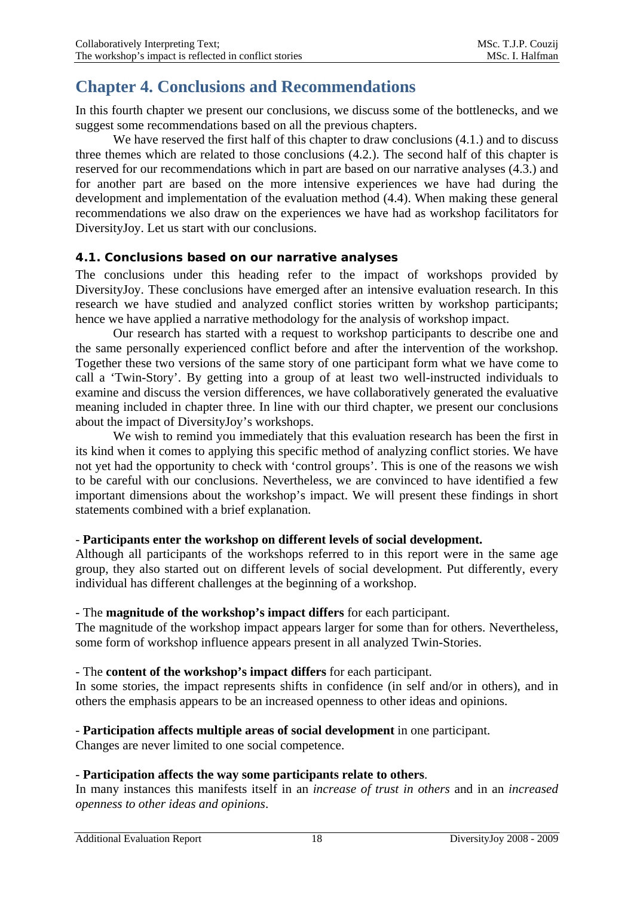# Chapter 4. Conclusions and Recommendations

In this fourth chapter we present our conclusions, we discuss some of the bottlenecks, and we suggest some recommendations based on all the previous chapters.

We have reserved the first half of this chapter to draw conclusions (4.1.) and to discuss three themes which are related to those conclusions (4.2.). The second half of this chapter is reserved for our recommendations which in part are based on our narrative analyses (4.3.) and for another part are based on the more intensive experiences we have had during the development and implementation of the evaluation method (4.4). When making these general recommendations we also draw on the experiences we have had as workshop facilitators for DiversityJoy. Let us start with our conclusions.

## 4.1. Conclusions based on our narrative analyses

The conclusions under this heading refer to the impact of workshops provided by DiversityJoy. These conclusions have emerged after an intensive evaluation research. In this research we have studied and analyzed conflict stories written by workshop participants; hence we have applied a narrative methodology for the analysis of workshop impact.

Our research has started with a request to workshop participants to describe one and the same personally experienced conflict before and after the intervention of the workshop. Together these two versions of the same story of one participant form what we have come to call a 'Twin-Story'. By getting into a group of at least two well-instructed individuals to examine and discuss the version differences, we have collaboratively generated the evaluative meaning included in chapter three. In line with our third chapter, we present our conclusions about the impact of DiversityJoy's workshops.

We wish to remind you immediately that this evaluation research has been the first in its kind when it comes to applying this specific method of analyzing conflict stories. We have not yet had the opportunity to check with 'control groups'. This is one of the reasons we wish to be careful with our conclusions. Nevertheless, we are convinced to have identified a few important dimensions about the workshop's impact. We will present these findings in short statements combined with a brief explanation.

- **Participants enter the workshop on different levels of social development.**
Although all participants of the workshops referred to in this report were in the same age group, they also started out on different levels of social development. Put differently, every individual has different challenges at the beginning of a workshop.

- The **magnitude of the workshop's impact differs** for each participant.
The magnitude of the workshop impact appears larger for some than for others. Nevertheless, some form of workshop influence appears present in all analyzed Twin-Stories.

- The **content of the workshop's impact differs** for each participant.
In some stories, the impact represents shifts in confidence (in self and/or in others), and in others the emphasis appears to be an increased openness to other ideas and opinions.

- **Participation affects multiple areas of social development** in one participant.
Changes are never limited to one social competence.

- **Participation affects the way some participants relate to others**.
In many instances this manifests itself in an *increase of trust in others* and in an *increased openness to other ideas and opinions*.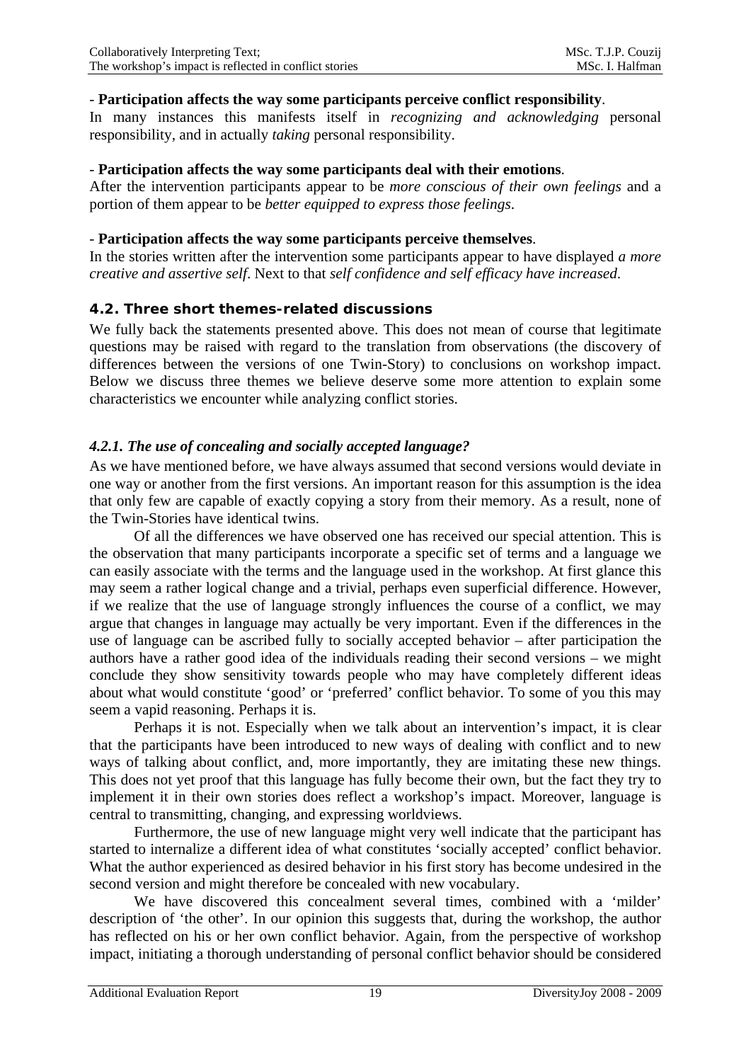- **Participation affects the way some participants perceive conflict responsibility**.
In many instances this manifests itself in *recognizing and acknowledging* personal responsibility, and in actually *taking* personal responsibility.

- **Participation affects the way some participants deal with their emotions**.
After the intervention participants appear to be *more conscious of their own feelings* and a portion of them appear to be *better equipped to express those feelings*.

- **Participation affects the way some participants perceive themselves**.
In the stories written after the intervention some participants appear to have displayed *a more creative and assertive self*. Next to that *self confidence and self efficacy have increased*.

### 4.2. Three short themes-related discussions

We fully back the statements presented above. This does not mean of course that legitimate questions may be raised with regard to the translation from observations (the discovery of differences between the versions of one Twin-Story) to conclusions on workshop impact. Below we discuss three themes we believe deserve some more attention to explain some characteristics we encounter while analyzing conflict stories.

#### *4.2.1. The use of concealing and socially accepted language?*

As we have mentioned before, we have always assumed that second versions would deviate in one way or another from the first versions. An important reason for this assumption is the idea that only few are capable of exactly copying a story from their memory. As a result, none of the Twin-Stories have identical twins.

Of all the differences we have observed one has received our special attention. This is the observation that many participants incorporate a specific set of terms and a language we can easily associate with the terms and the language used in the workshop. At first glance this may seem a rather logical change and a trivial, perhaps even superficial difference. However, if we realize that the use of language strongly influences the course of a conflict, we may argue that changes in language may actually be very important. Even if the differences in the use of language can be ascribed fully to socially accepted behavior – after participation the authors have a rather good idea of the individuals reading their second versions – we might conclude they show sensitivity towards people who may have completely different ideas about what would constitute 'good' or 'preferred' conflict behavior. To some of you this may seem a vapid reasoning. Perhaps it is.

Perhaps it is not. Especially when we talk about an intervention's impact, it is clear that the participants have been introduced to new ways of dealing with conflict and to new ways of talking about conflict, and, more importantly, they are imitating these new things. This does not yet proof that this language has fully become their own, but the fact they try to implement it in their own stories does reflect a workshop's impact. Moreover, language is central to transmitting, changing, and expressing worldviews.

Furthermore, the use of new language might very well indicate that the participant has started to internalize a different idea of what constitutes 'socially accepted' conflict behavior. What the author experienced as desired behavior in his first story has become undesired in the second version and might therefore be concealed with new vocabulary.

We have discovered this concealment several times, combined with a 'milder' description of 'the other'. In our opinion this suggests that, during the workshop, the author has reflected on his or her own conflict behavior. Again, from the perspective of workshop impact, initiating a thorough understanding of personal conflict behavior should be considered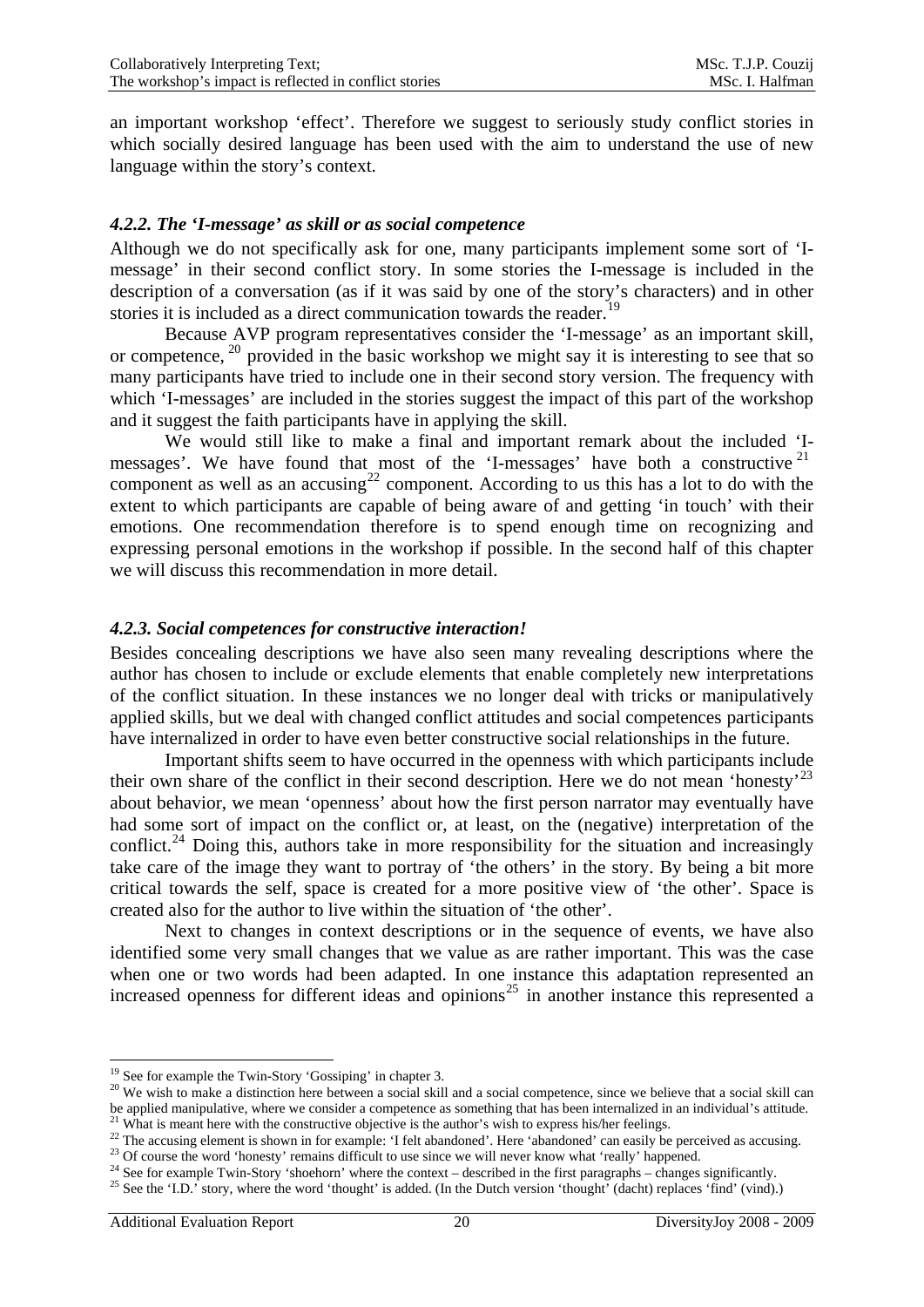an important workshop 'effect'. Therefore we suggest to seriously study conflict stories in which socially desired language has been used with the aim to understand the use of new language within the story's context.

### *4.2.2. The 'I-message' as skill or as social competence*

Although we do not specifically ask for one, many participants implement some sort of 'I-message' in their second conflict story. In some stories the I-message is included in the description of a conversation (as if it was said by one of the story's characters) and in other stories it is included as a direct communication towards the reader.[19]

Because AVP program representatives consider the 'I-message' as an important skill, or competence, [20] provided in the basic workshop we might say it is interesting to see that so many participants have tried to include one in their second story version. The frequency with which 'I-messages' are included in the stories suggest the impact of this part of the workshop and it suggest the faith participants have in applying the skill.

We would still like to make a final and important remark about the included 'I-messages'. We have found that most of the 'I-messages' have both a constructive [21] component as well as an accusing[22] component. According to us this has a lot to do with the extent to which participants are capable of being aware of and getting 'in touch' with their emotions. One recommendation therefore is to spend enough time on recognizing and expressing personal emotions in the workshop if possible. In the second half of this chapter we will discuss this recommendation in more detail.

### *4.2.3. Social competences for constructive interaction!*

Besides concealing descriptions we have also seen many revealing descriptions where the author has chosen to include or exclude elements that enable completely new interpretations of the conflict situation. In these instances we no longer deal with tricks or manipulatively applied skills, but we deal with changed conflict attitudes and social competences participants have internalized in order to have even better constructive social relationships in the future.

Important shifts seem to have occurred in the openness with which participants include their own share of the conflict in their second description. Here we do not mean 'honesty'[23] about behavior, we mean 'openness' about how the first person narrator may eventually have had some sort of impact on the conflict or, at least, on the (negative) interpretation of the conflict.[24] Doing this, authors take in more responsibility for the situation and increasingly take care of the image they want to portray of 'the others' in the story. By being a bit more critical towards the self, space is created for a more positive view of 'the other'. Space is created also for the author to live within the situation of 'the other'.

Next to changes in context descriptions or in the sequence of events, we have also identified some very small changes that we value as are rather important. This was the case when one or two words had been adapted. In one instance this adaptation represented an increased openness for different ideas and opinions[25] in another instance this represented a

---

[19] See for example the Twin-Story 'Gossiping' in chapter 3.

[20] We wish to make a distinction here between a social skill and a social competence, since we believe that a social skill can be applied manipulative, where we consider a competence as something that has been internalized in an individual's attitude.

[21] What is meant here with the constructive objective is the author's wish to express his/her feelings.

[22] The accusing element is shown in for example: 'I felt abandoned'. Here 'abandoned' can easily be perceived as accusing.

[23] Of course the word 'honesty' remains difficult to use since we will never know what 'really' happened.

[24] See for example Twin-Story 'shoehorn' where the context – described in the first paragraphs – changes significantly.

[25] See the 'I.D.' story, where the word 'thought' is added. (In the Dutch version 'thought' (dacht) replaces 'find' (vind).)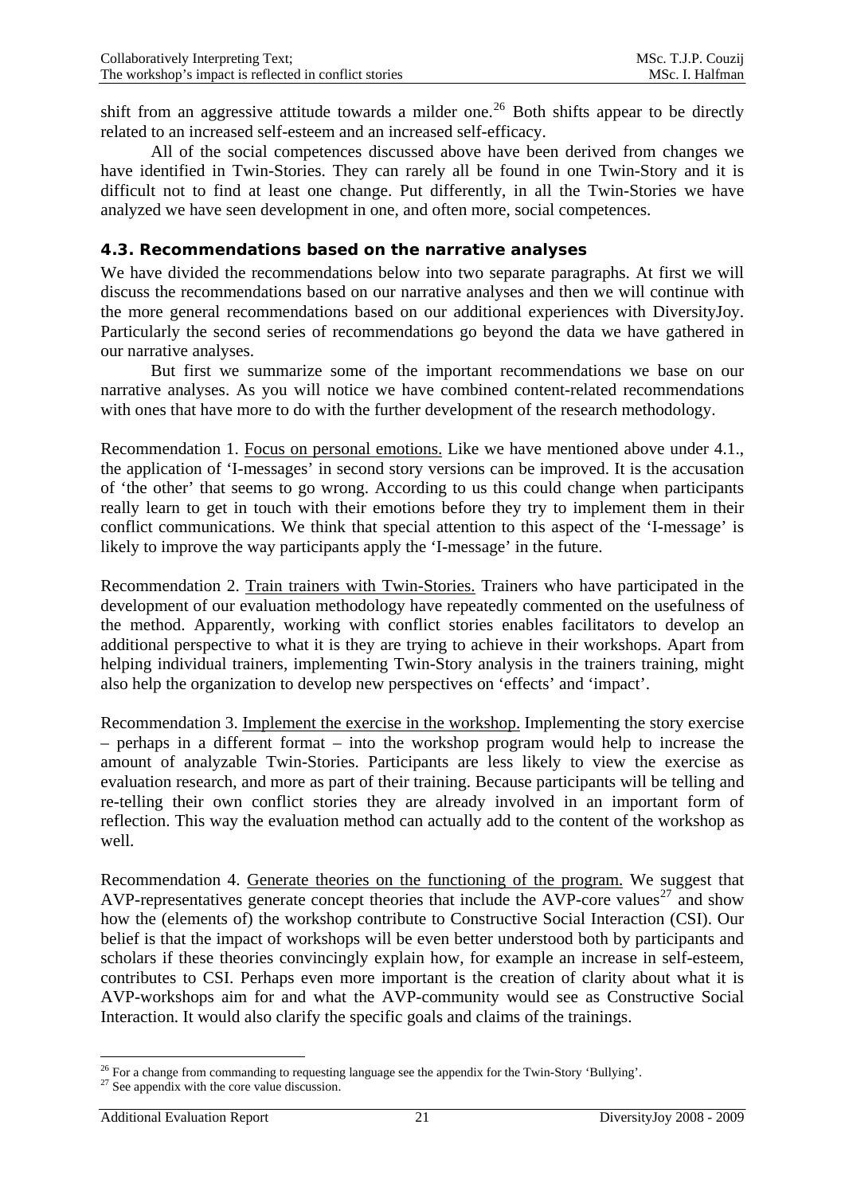shift from an aggressive attitude towards a milder one.[26] Both shifts appear to be directly related to an increased self-esteem and an increased self-efficacy.

All of the social competences discussed above have been derived from changes we have identified in Twin-Stories. They can rarely all be found in one Twin-Story and it is difficult not to find at least one change. Put differently, in all the Twin-Stories we have analyzed we have seen development in one, and often more, social competences.

### 4.3. Recommendations based on the narrative analyses

We have divided the recommendations below into two separate paragraphs. At first we will discuss the recommendations based on our narrative analyses and then we will continue with the more general recommendations based on our additional experiences with DiversityJoy. Particularly the second series of recommendations go beyond the data we have gathered in our narrative analyses.

But first we summarize some of the important recommendations we base on our narrative analyses. As you will notice we have combined content-related recommendations with ones that have more to do with the further development of the research methodology.

Recommendation 1. <u>Focus on personal emotions.</u> Like we have mentioned above under 4.1., the application of 'I-messages' in second story versions can be improved. It is the accusation of 'the other' that seems to go wrong. According to us this could change when participants really learn to get in touch with their emotions before they try to implement them in their conflict communications. We think that special attention to this aspect of the 'I-message' is likely to improve the way participants apply the 'I-message' in the future.

Recommendation 2. <u>Train trainers with Twin-Stories.</u> Trainers who have participated in the development of our evaluation methodology have repeatedly commented on the usefulness of the method. Apparently, working with conflict stories enables facilitators to develop an additional perspective to what it is they are trying to achieve in their workshops. Apart from helping individual trainers, implementing Twin-Story analysis in the trainers training, might also help the organization to develop new perspectives on 'effects' and 'impact'.

Recommendation 3. <u>Implement the exercise in the workshop.</u> Implementing the story exercise – perhaps in a different format – into the workshop program would help to increase the amount of analyzable Twin-Stories. Participants are less likely to view the exercise as evaluation research, and more as part of their training. Because participants will be telling and re-telling their own conflict stories they are already involved in an important form of reflection. This way the evaluation method can actually add to the content of the workshop as well.

Recommendation 4. <u>Generate theories on the functioning of the program.</u> We suggest that AVP-representatives generate concept theories that include the AVP-core values[27] and show how the (elements of) the workshop contribute to Constructive Social Interaction (CSI). Our belief is that the impact of workshops will be even better understood both by participants and scholars if these theories convincingly explain how, for example an increase in self-esteem, contributes to CSI. Perhaps even more important is the creation of clarity about what it is AVP-workshops aim for and what the AVP-community would see as Constructive Social Interaction. It would also clarify the specific goals and claims of the trainings.

---

[26] For a change from commanding to requesting language see the appendix for the Twin-Story 'Bullying'.

[27] See appendix with the core value discussion.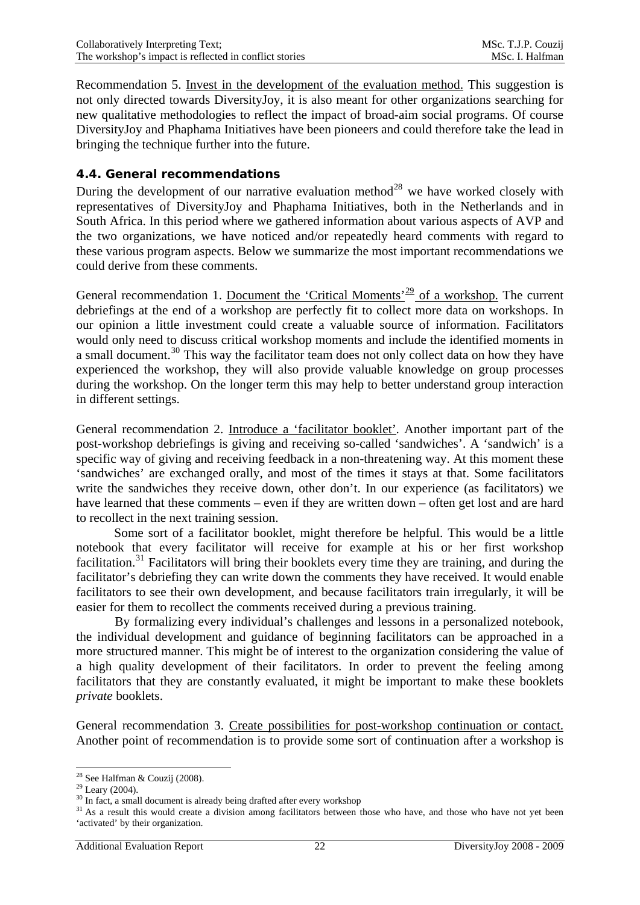Recommendation 5. Invest in the development of the evaluation method. This suggestion is not only directed towards DiversityJoy, it is also meant for other organizations searching for new qualitative methodologies to reflect the impact of broad-aim social programs. Of course DiversityJoy and Phaphama Initiatives have been pioneers and could therefore take the lead in bringing the technique further into the future.

### 4.4. General recommendations

During the development of our narrative evaluation method[28] we have worked closely with representatives of DiversityJoy and Phaphama Initiatives, both in the Netherlands and in South Africa. In this period where we gathered information about various aspects of AVP and the two organizations, we have noticed and/or repeatedly heard comments with regard to these various program aspects. Below we summarize the most important recommendations we could derive from these comments.

General recommendation 1. Document the 'Critical Moments'[29] of a workshop. The current debriefings at the end of a workshop are perfectly fit to collect more data on workshops. In our opinion a little investment could create a valuable source of information. Facilitators would only need to discuss critical workshop moments and include the identified moments in a small document.[30] This way the facilitator team does not only collect data on how they have experienced the workshop, they will also provide valuable knowledge on group processes during the workshop. On the longer term this may help to better understand group interaction in different settings.

General recommendation 2. Introduce a 'facilitator booklet'. Another important part of the post-workshop debriefings is giving and receiving so-called 'sandwiches'. A 'sandwich' is a specific way of giving and receiving feedback in a non-threatening way. At this moment these 'sandwiches' are exchanged orally, and most of the times it stays at that. Some facilitators write the sandwiches they receive down, other don't. In our experience (as facilitators) we have learned that these comments – even if they are written down – often get lost and are hard to recollect in the next training session.

Some sort of a facilitator booklet, might therefore be helpful. This would be a little notebook that every facilitator will receive for example at his or her first workshop facilitation.[31] Facilitators will bring their booklets every time they are training, and during the facilitator's debriefing they can write down the comments they have received. It would enable facilitators to see their own development, and because facilitators train irregularly, it will be easier for them to recollect the comments received during a previous training.

By formalizing every individual's challenges and lessons in a personalized notebook, the individual development and guidance of beginning facilitators can be approached in a more structured manner. This might be of interest to the organization considering the value of a high quality development of their facilitators. In order to prevent the feeling among facilitators that they are constantly evaluated, it might be important to make these booklets *private* booklets.

General recommendation 3. Create possibilities for post-workshop continuation or contact. Another point of recommendation is to provide some sort of continuation after a workshop is

[28] See Halfman & Couzij (2008).

[29] Leary (2004).

[30] In fact, a small document is already being drafted after every workshop

[31] As a result this would create a division among facilitators between those who have, and those who have not yet been 'activated' by their organization.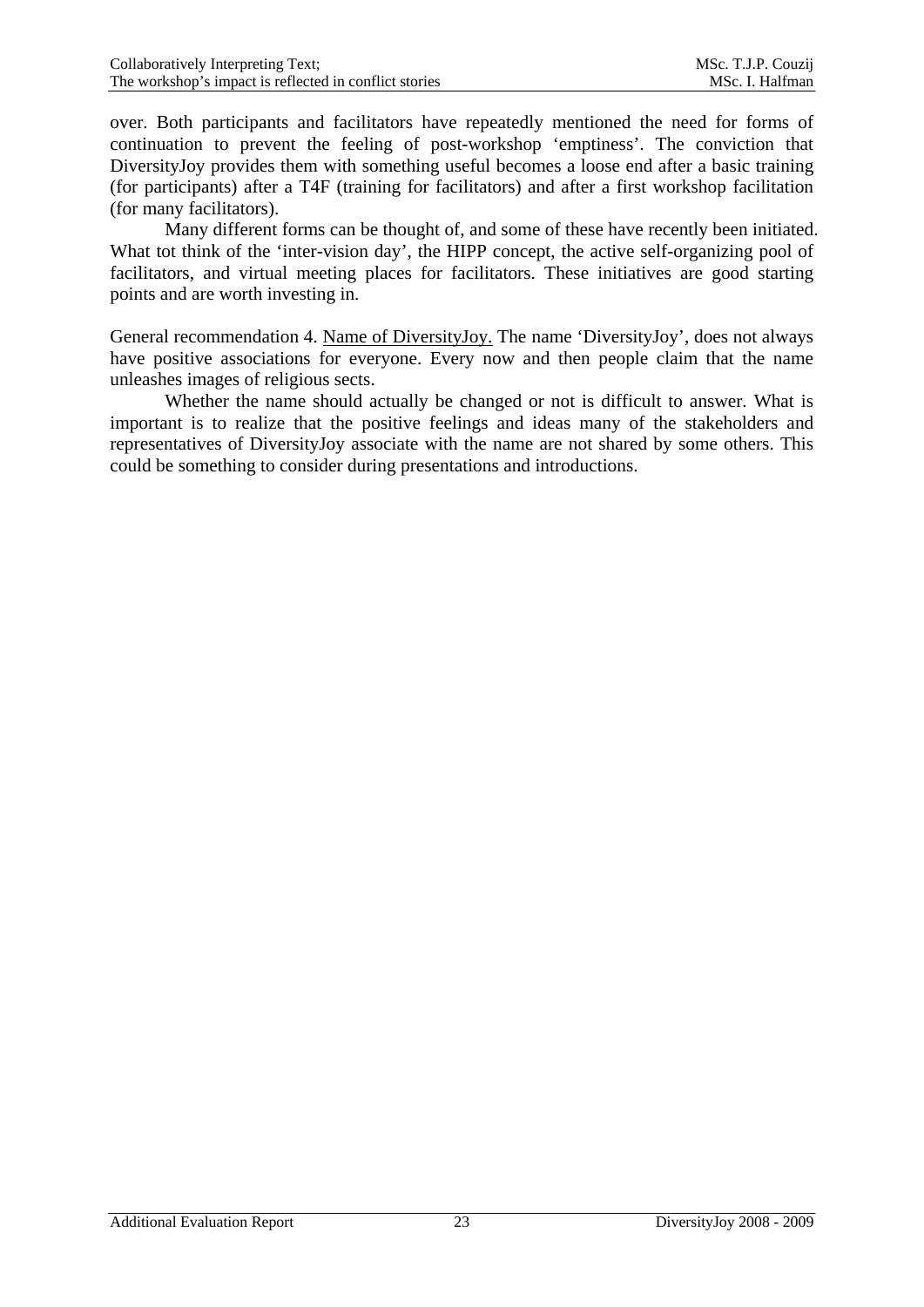over. Both participants and facilitators have repeatedly mentioned the need for forms of continuation to prevent the feeling of post-workshop 'emptiness'. The conviction that DiversityJoy provides them with something useful becomes a loose end after a basic training (for participants) after a T4F (training for facilitators) and after a first workshop facilitation (for many facilitators).

Many different forms can be thought of, and some of these have recently been initiated. What tot think of the 'inter-vision day', the HIPP concept, the active self-organizing pool of facilitators, and virtual meeting places for facilitators. These initiatives are good starting points and are worth investing in.

General recommendation 4. Name of DiversityJoy. The name 'DiversityJoy', does not always have positive associations for everyone. Every now and then people claim that the name unleashes images of religious sects.

Whether the name should actually be changed or not is difficult to answer. What is important is to realize that the positive feelings and ideas many of the stakeholders and representatives of DiversityJoy associate with the name are not shared by some others. This could be something to consider during presentations and introductions.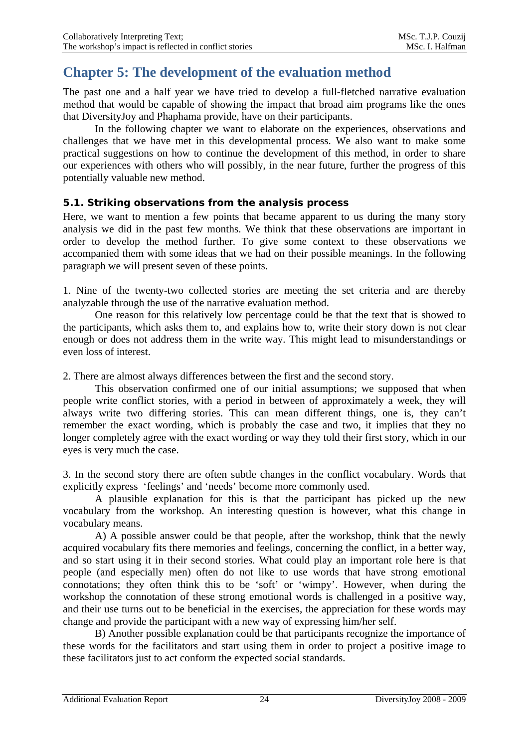# Chapter 5: The development of the evaluation method

The past one and a half year we have tried to develop a full-fletched narrative evaluation method that would be capable of showing the impact that broad aim programs like the ones that DiversityJoy and Phaphama provide, have on their participants.

In the following chapter we want to elaborate on the experiences, observations and challenges that we have met in this developmental process. We also want to make some practical suggestions on how to continue the development of this method, in order to share our experiences with others who will possibly, in the near future, further the progress of this potentially valuable new method.

### 5.1. Striking observations from the analysis process

Here, we want to mention a few points that became apparent to us during the many story analysis we did in the past few months. We think that these observations are important in order to develop the method further. To give some context to these observations we accompanied them with some ideas that we had on their possible meanings. In the following paragraph we will present seven of these points.

1. Nine of the twenty-two collected stories are meeting the set criteria and are thereby analyzable through the use of the narrative evaluation method.

One reason for this relatively low percentage could be that the text that is showed to the participants, which asks them to, and explains how to, write their story down is not clear enough or does not address them in the write way. This might lead to misunderstandings or even loss of interest.

2. There are almost always differences between the first and the second story.

This observation confirmed one of our initial assumptions; we supposed that when people write conflict stories, with a period in between of approximately a week, they will always write two differing stories. This can mean different things, one is, they can't remember the exact wording, which is probably the case and two, it implies that they no longer completely agree with the exact wording or way they told their first story, which in our eyes is very much the case.

3. In the second story there are often subtle changes in the conflict vocabulary. Words that explicitly express 'feelings' and 'needs' become more commonly used.

A plausible explanation for this is that the participant has picked up the new vocabulary from the workshop. An interesting question is however, what this change in vocabulary means.

A) A possible answer could be that people, after the workshop, think that the newly acquired vocabulary fits there memories and feelings, concerning the conflict, in a better way, and so start using it in their second stories. What could play an important role here is that people (and especially men) often do not like to use words that have strong emotional connotations; they often think this to be 'soft' or 'wimpy'. However, when during the workshop the connotation of these strong emotional words is challenged in a positive way, and their use turns out to be beneficial in the exercises, the appreciation for these words may change and provide the participant with a new way of expressing him/her self.

B) Another possible explanation could be that participants recognize the importance of these words for the facilitators and start using them in order to project a positive image to these facilitators just to act conform the expected social standards.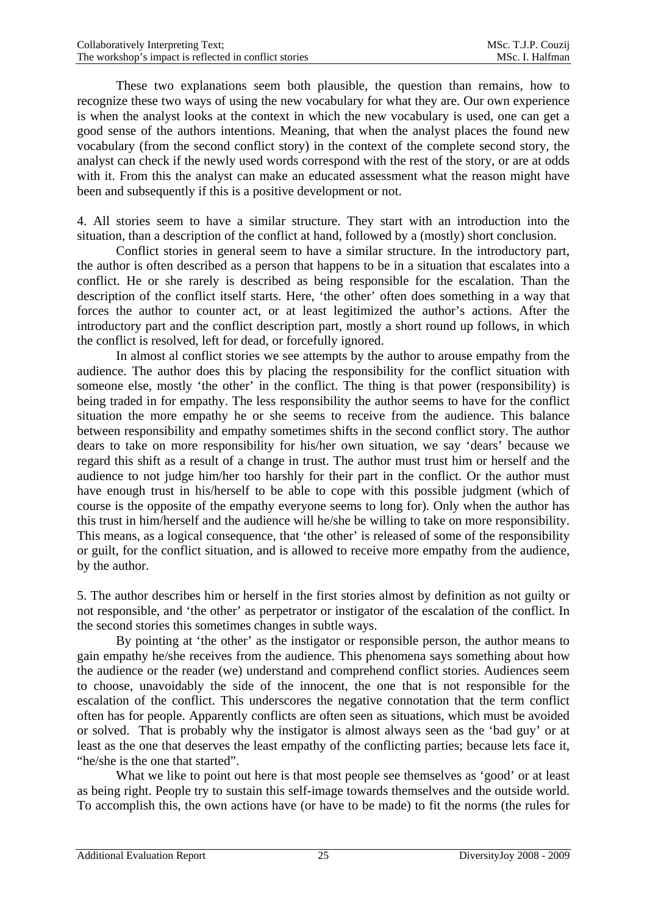These two explanations seem both plausible, the question than remains, how to recognize these two ways of using the new vocabulary for what they are. Our own experience is when the analyst looks at the context in which the new vocabulary is used, one can get a good sense of the authors intentions. Meaning, that when the analyst places the found new vocabulary (from the second conflict story) in the context of the complete second story, the analyst can check if the newly used words correspond with the rest of the story, or are at odds with it. From this the analyst can make an educated assessment what the reason might have been and subsequently if this is a positive development or not.

4. All stories seem to have a similar structure. They start with an introduction into the situation, than a description of the conflict at hand, followed by a (mostly) short conclusion.

Conflict stories in general seem to have a similar structure. In the introductory part, the author is often described as a person that happens to be in a situation that escalates into a conflict. He or she rarely is described as being responsible for the escalation. Than the description of the conflict itself starts. Here, 'the other' often does something in a way that forces the author to counter act, or at least legitimized the author's actions. After the introductory part and the conflict description part, mostly a short round up follows, in which the conflict is resolved, left for dead, or forcefully ignored.

In almost al conflict stories we see attempts by the author to arouse empathy from the audience. The author does this by placing the responsibility for the conflict situation with someone else, mostly 'the other' in the conflict. The thing is that power (responsibility) is being traded in for empathy. The less responsibility the author seems to have for the conflict situation the more empathy he or she seems to receive from the audience. This balance between responsibility and empathy sometimes shifts in the second conflict story. The author dears to take on more responsibility for his/her own situation, we say 'dears' because we regard this shift as a result of a change in trust. The author must trust him or herself and the audience to not judge him/her too harshly for their part in the conflict. Or the author must have enough trust in his/herself to be able to cope with this possible judgment (which of course is the opposite of the empathy everyone seems to long for). Only when the author has this trust in him/herself and the audience will he/she be willing to take on more responsibility. This means, as a logical consequence, that 'the other' is released of some of the responsibility or guilt, for the conflict situation, and is allowed to receive more empathy from the audience, by the author.

5. The author describes him or herself in the first stories almost by definition as not guilty or not responsible, and 'the other' as perpetrator or instigator of the escalation of the conflict. In the second stories this sometimes changes in subtle ways.

By pointing at 'the other' as the instigator or responsible person, the author means to gain empathy he/she receives from the audience. This phenomena says something about how the audience or the reader (we) understand and comprehend conflict stories. Audiences seem to choose, unavoidably the side of the innocent, the one that is not responsible for the escalation of the conflict. This underscores the negative connotation that the term conflict often has for people. Apparently conflicts are often seen as situations, which must be avoided or solved. That is probably why the instigator is almost always seen as the 'bad guy' or at least as the one that deserves the least empathy of the conflicting parties; because lets face it, "he/she is the one that started".

What we like to point out here is that most people see themselves as 'good' or at least as being right. People try to sustain this self-image towards themselves and the outside world. To accomplish this, the own actions have (or have to be made) to fit the norms (the rules for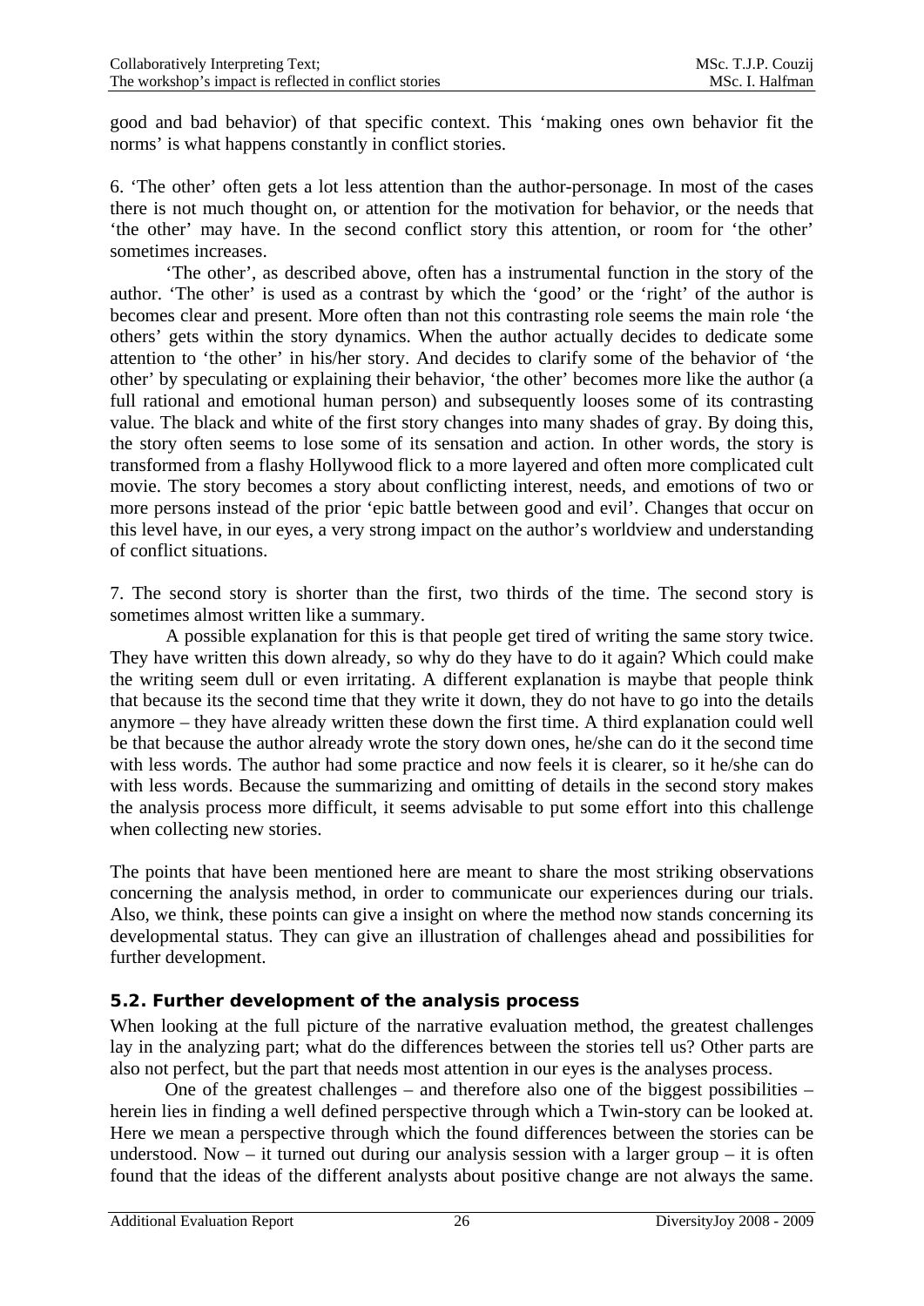good and bad behavior) of that specific context. This 'making ones own behavior fit the norms' is what happens constantly in conflict stories.

6. 'The other' often gets a lot less attention than the author-personage. In most of the cases there is not much thought on, or attention for the motivation for behavior, or the needs that 'the other' may have. In the second conflict story this attention, or room for 'the other' sometimes increases.

'The other', as described above, often has a instrumental function in the story of the author. 'The other' is used as a contrast by which the 'good' or the 'right' of the author is becomes clear and present. More often than not this contrasting role seems the main role 'the others' gets within the story dynamics. When the author actually decides to dedicate some attention to 'the other' in his/her story. And decides to clarify some of the behavior of 'the other' by speculating or explaining their behavior, 'the other' becomes more like the author (a full rational and emotional human person) and subsequently looses some of its contrasting value. The black and white of the first story changes into many shades of gray. By doing this, the story often seems to lose some of its sensation and action. In other words, the story is transformed from a flashy Hollywood flick to a more layered and often more complicated cult movie. The story becomes a story about conflicting interest, needs, and emotions of two or more persons instead of the prior 'epic battle between good and evil'. Changes that occur on this level have, in our eyes, a very strong impact on the author's worldview and understanding of conflict situations.

7. The second story is shorter than the first, two thirds of the time. The second story is sometimes almost written like a summary.

A possible explanation for this is that people get tired of writing the same story twice. They have written this down already, so why do they have to do it again? Which could make the writing seem dull or even irritating. A different explanation is maybe that people think that because its the second time that they write it down, they do not have to go into the details anymore – they have already written these down the first time. A third explanation could well be that because the author already wrote the story down ones, he/she can do it the second time with less words. The author had some practice and now feels it is clearer, so it he/she can do with less words. Because the summarizing and omitting of details in the second story makes the analysis process more difficult, it seems advisable to put some effort into this challenge when collecting new stories.

The points that have been mentioned here are meant to share the most striking observations concerning the analysis method, in order to communicate our experiences during our trials. Also, we think, these points can give a insight on where the method now stands concerning its developmental status. They can give an illustration of challenges ahead and possibilities for further development.

### 5.2. Further development of the analysis process

When looking at the full picture of the narrative evaluation method, the greatest challenges lay in the analyzing part; what do the differences between the stories tell us? Other parts are also not perfect, but the part that needs most attention in our eyes is the analyses process.

One of the greatest challenges – and therefore also one of the biggest possibilities – herein lies in finding a well defined perspective through which a Twin-story can be looked at. Here we mean a perspective through which the found differences between the stories can be understood. Now – it turned out during our analysis session with a larger group – it is often found that the ideas of the different analysts about positive change are not always the same.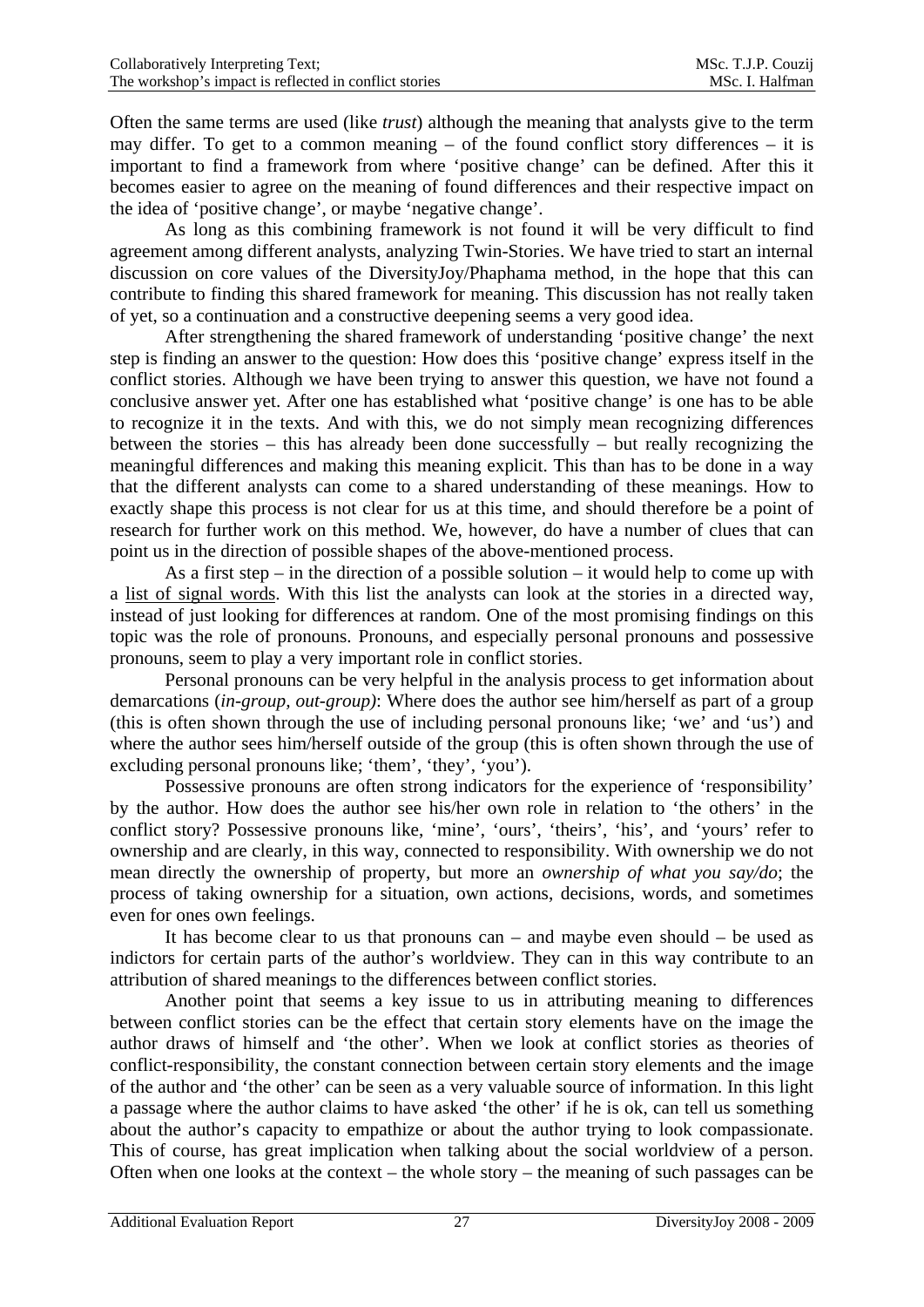Often the same terms are used (like *trust*) although the meaning that analysts give to the term may differ. To get to a common meaning – of the found conflict story differences – it is important to find a framework from where 'positive change' can be defined. After this it becomes easier to agree on the meaning of found differences and their respective impact on the idea of 'positive change', or maybe 'negative change'.

As long as this combining framework is not found it will be very difficult to find agreement among different analysts, analyzing Twin-Stories. We have tried to start an internal discussion on core values of the DiversityJoy/Phaphama method, in the hope that this can contribute to finding this shared framework for meaning. This discussion has not really taken of yet, so a continuation and a constructive deepening seems a very good idea.

After strengthening the shared framework of understanding 'positive change' the next step is finding an answer to the question: How does this 'positive change' express itself in the conflict stories. Although we have been trying to answer this question, we have not found a conclusive answer yet. After one has established what 'positive change' is one has to be able to recognize it in the texts. And with this, we do not simply mean recognizing differences between the stories – this has already been done successfully – but really recognizing the meaningful differences and making this meaning explicit. This than has to be done in a way that the different analysts can come to a shared understanding of these meanings. How to exactly shape this process is not clear for us at this time, and should therefore be a point of research for further work on this method. We, however, do have a number of clues that can point us in the direction of possible shapes of the above-mentioned process.

As a first step – in the direction of a possible solution – it would help to come up with a list of signal words. With this list the analysts can look at the stories in a directed way, instead of just looking for differences at random. One of the most promising findings on this topic was the role of pronouns. Pronouns, and especially personal pronouns and possessive pronouns, seem to play a very important role in conflict stories.

Personal pronouns can be very helpful in the analysis process to get information about demarcations (*in-group, out-group)*: Where does the author see him/herself as part of a group (this is often shown through the use of including personal pronouns like; 'we' and 'us') and where the author sees him/herself outside of the group (this is often shown through the use of excluding personal pronouns like; 'them', 'they', 'you').

Possessive pronouns are often strong indicators for the experience of 'responsibility' by the author. How does the author see his/her own role in relation to 'the others' in the conflict story? Possessive pronouns like, 'mine', 'ours', 'theirs', 'his', and 'yours' refer to ownership and are clearly, in this way, connected to responsibility. With ownership we do not mean directly the ownership of property, but more an *ownership of what you say/do*; the process of taking ownership for a situation, own actions, decisions, words, and sometimes even for ones own feelings.

It has become clear to us that pronouns can – and maybe even should – be used as indictors for certain parts of the author's worldview. They can in this way contribute to an attribution of shared meanings to the differences between conflict stories.

Another point that seems a key issue to us in attributing meaning to differences between conflict stories can be the effect that certain story elements have on the image the author draws of himself and 'the other'. When we look at conflict stories as theories of conflict-responsibility, the constant connection between certain story elements and the image of the author and 'the other' can be seen as a very valuable source of information. In this light a passage where the author claims to have asked 'the other' if he is ok, can tell us something about the author's capacity to empathize or about the author trying to look compassionate. This of course, has great implication when talking about the social worldview of a person. Often when one looks at the context – the whole story – the meaning of such passages can be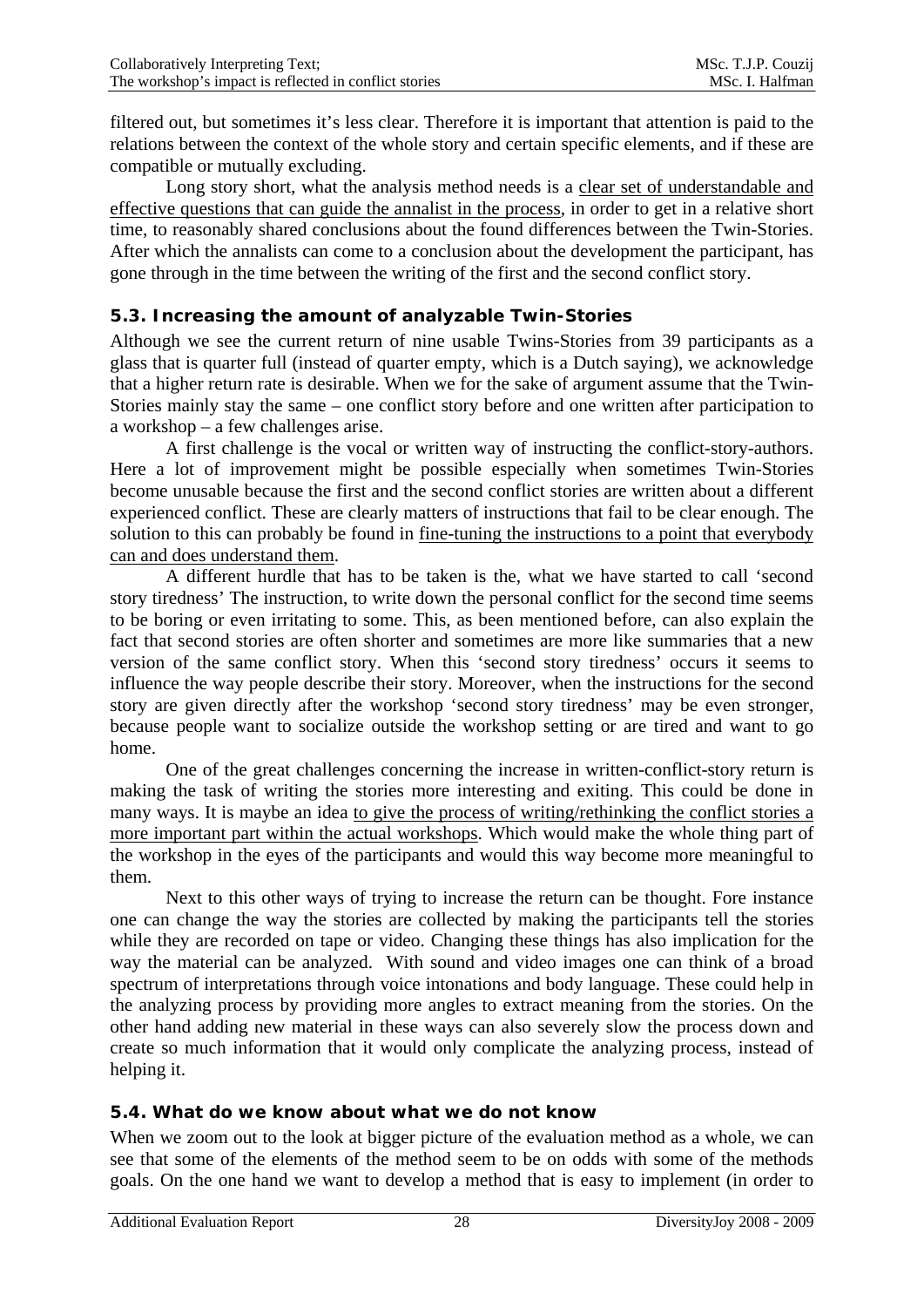filtered out, but sometimes it's less clear. Therefore it is important that attention is paid to the relations between the context of the whole story and certain specific elements, and if these are compatible or mutually excluding.

Long story short, what the analysis method needs is a <u>clear set of understandable and effective questions that can guide the annalist in the process</u>, in order to get in a relative short time, to reasonably shared conclusions about the found differences between the Twin-Stories. After which the annalists can come to a conclusion about the development the participant, has gone through in the time between the writing of the first and the second conflict story.

### 5.3. Increasing the amount of analyzable Twin-Stories

Although we see the current return of nine usable Twins-Stories from 39 participants as a glass that is quarter full (instead of quarter empty, which is a Dutch saying), we acknowledge that a higher return rate is desirable. When we for the sake of argument assume that the Twin-Stories mainly stay the same – one conflict story before and one written after participation to a workshop – a few challenges arise.

A first challenge is the vocal or written way of instructing the conflict-story-authors. Here a lot of improvement might be possible especially when sometimes Twin-Stories become unusable because the first and the second conflict stories are written about a different experienced conflict. These are clearly matters of instructions that fail to be clear enough. The solution to this can probably be found in <u>fine-tuning the instructions to a point that everybody can and does understand them</u>.

A different hurdle that has to be taken is the, what we have started to call 'second story tiredness' The instruction, to write down the personal conflict for the second time seems to be boring or even irritating to some. This, as been mentioned before, can also explain the fact that second stories are often shorter and sometimes are more like summaries that a new version of the same conflict story. When this 'second story tiredness' occurs it seems to influence the way people describe their story. Moreover, when the instructions for the second story are given directly after the workshop 'second story tiredness' may be even stronger, because people want to socialize outside the workshop setting or are tired and want to go home.

One of the great challenges concerning the increase in written-conflict-story return is making the task of writing the stories more interesting and exiting. This could be done in many ways. It is maybe an idea <u>to give the process of writing/rethinking the conflict stories a more important part within the actual workshops</u>. Which would make the whole thing part of the workshop in the eyes of the participants and would this way become more meaningful to them.

Next to this other ways of trying to increase the return can be thought. Fore instance one can change the way the stories are collected by making the participants tell the stories while they are recorded on tape or video. Changing these things has also implication for the way the material can be analyzed. With sound and video images one can think of a broad spectrum of interpretations through voice intonations and body language. These could help in the analyzing process by providing more angles to extract meaning from the stories. On the other hand adding new material in these ways can also severely slow the process down and create so much information that it would only complicate the analyzing process, instead of helping it.

### 5.4. What do we know about what we do not know

When we zoom out to the look at bigger picture of the evaluation method as a whole, we can see that some of the elements of the method seem to be on odds with some of the methods goals. On the one hand we want to develop a method that is easy to implement (in order to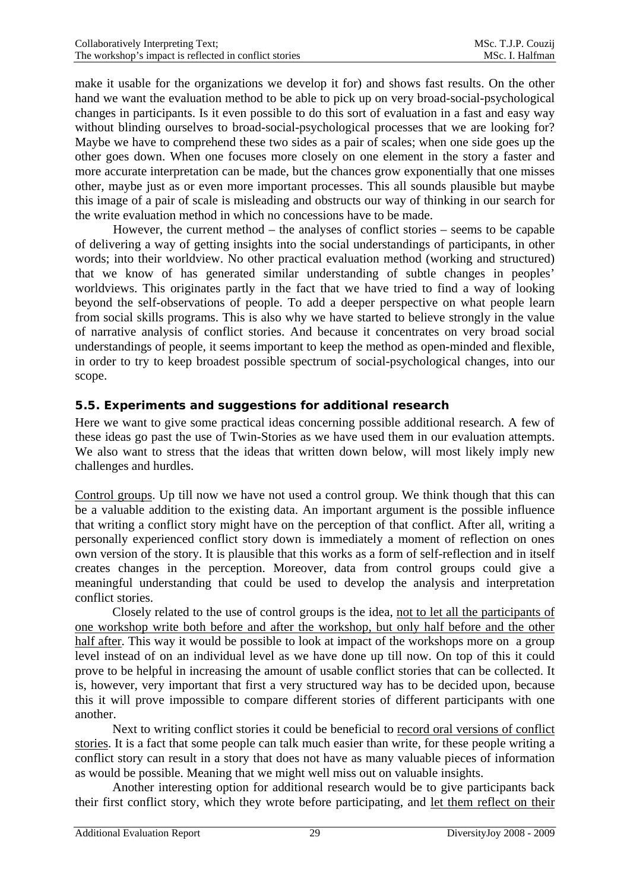make it usable for the organizations we develop it for) and shows fast results. On the other hand we want the evaluation method to be able to pick up on very broad-social-psychological changes in participants. Is it even possible to do this sort of evaluation in a fast and easy way without blinding ourselves to broad-social-psychological processes that we are looking for? Maybe we have to comprehend these two sides as a pair of scales; when one side goes up the other goes down. When one focuses more closely on one element in the story a faster and more accurate interpretation can be made, but the chances grow exponentially that one misses other, maybe just as or even more important processes. This all sounds plausible but maybe this image of a pair of scale is misleading and obstructs our way of thinking in our search for the write evaluation method in which no concessions have to be made.

However, the current method – the analyses of conflict stories – seems to be capable of delivering a way of getting insights into the social understandings of participants, in other words; into their worldview. No other practical evaluation method (working and structured) that we know of has generated similar understanding of subtle changes in peoples' worldviews. This originates partly in the fact that we have tried to find a way of looking beyond the self-observations of people. To add a deeper perspective on what people learn from social skills programs. This is also why we have started to believe strongly in the value of narrative analysis of conflict stories. And because it concentrates on very broad social understandings of people, it seems important to keep the method as open-minded and flexible, in order to try to keep broadest possible spectrum of social-psychological changes, into our scope.

## 5.5. Experiments and suggestions for additional research

Here we want to give some practical ideas concerning possible additional research. A few of these ideas go past the use of Twin-Stories as we have used them in our evaluation attempts. We also want to stress that the ideas that written down below, will most likely imply new challenges and hurdles.

<u>Control groups</u>. Up till now we have not used a control group. We think though that this can be a valuable addition to the existing data. An important argument is the possible influence that writing a conflict story might have on the perception of that conflict. After all, writing a personally experienced conflict story down is immediately a moment of reflection on ones own version of the story. It is plausible that this works as a form of self-reflection and in itself creates changes in the perception. Moreover, data from control groups could give a meaningful understanding that could be used to develop the analysis and interpretation conflict stories.

Closely related to the use of control groups is the idea, <u>not to let all the participants of one workshop write both before and after the workshop, but only half before and the other half after</u>. This way it would be possible to look at impact of the workshops more on a group level instead of on an individual level as we have done up till now. On top of this it could prove to be helpful in increasing the amount of usable conflict stories that can be collected. It is, however, very important that first a very structured way has to be decided upon, because this it will prove impossible to compare different stories of different participants with one another.

Next to writing conflict stories it could be beneficial to <u>record oral versions of conflict stories</u>. It is a fact that some people can talk much easier than write, for these people writing a conflict story can result in a story that does not have as many valuable pieces of information as would be possible. Meaning that we might well miss out on valuable insights.

Another interesting option for additional research would be to give participants back their first conflict story, which they wrote before participating, and <u>let them reflect on their</u>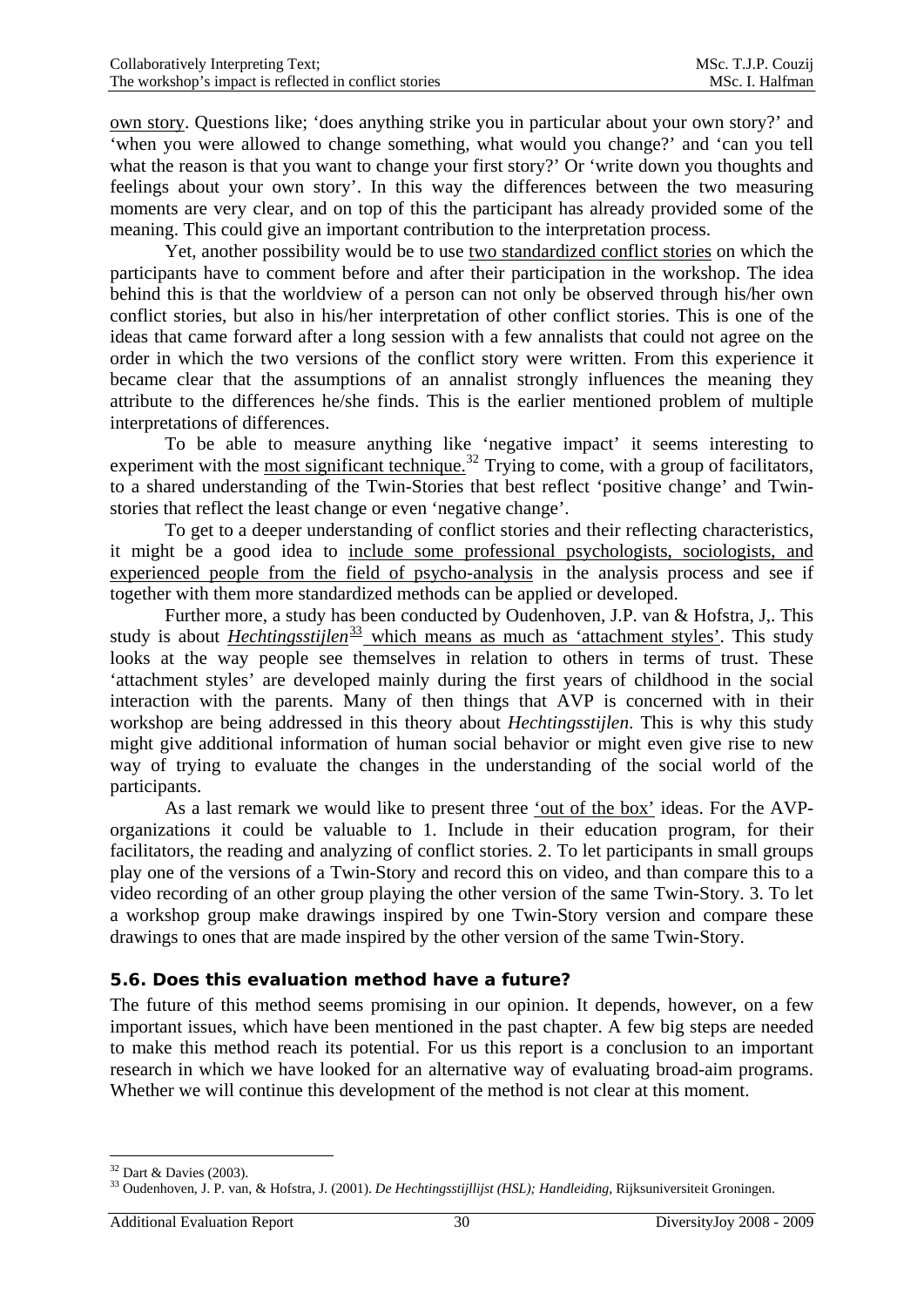own story. Questions like; 'does anything strike you in particular about your own story?' and 'when you were allowed to change something, what would you change?' and 'can you tell what the reason is that you want to change your first story?' Or 'write down you thoughts and feelings about your own story'. In this way the differences between the two measuring moments are very clear, and on top of this the participant has already provided some of the meaning. This could give an important contribution to the interpretation process.

Yet, another possibility would be to use two standardized conflict stories on which the participants have to comment before and after their participation in the workshop. The idea behind this is that the worldview of a person can not only be observed through his/her own conflict stories, but also in his/her interpretation of other conflict stories. This is one of the ideas that came forward after a long session with a few annalists that could not agree on the order in which the two versions of the conflict story were written. From this experience it became clear that the assumptions of an annalist strongly influences the meaning they attribute to the differences he/she finds. This is the earlier mentioned problem of multiple interpretations of differences.

To be able to measure anything like 'negative impact' it seems interesting to experiment with the most significant technique.[32] Trying to come, with a group of facilitators, to a shared understanding of the Twin-Stories that best reflect 'positive change' and Twin-stories that reflect the least change or even 'negative change'.

To get to a deeper understanding of conflict stories and their reflecting characteristics, it might be a good idea to include some professional psychologists, sociologists, and experienced people from the field of psycho-analysis in the analysis process and see if together with them more standardized methods can be applied or developed.

Further more, a study has been conducted by Oudenhoven, J.P. van & Hofstra, J,. This study is about *Hechtingsstijlen*[33] which means as much as 'attachment styles'. This study looks at the way people see themselves in relation to others in terms of trust. These 'attachment styles' are developed mainly during the first years of childhood in the social interaction with the parents. Many of then things that AVP is concerned with in their workshop are being addressed in this theory about *Hechtingsstijlen*. This is why this study might give additional information of human social behavior or might even give rise to new way of trying to evaluate the changes in the understanding of the social world of the participants.

As a last remark we would like to present three 'out of the box' ideas. For the AVP-organizations it could be valuable to 1. Include in their education program, for their facilitators, the reading and analyzing of conflict stories. 2. To let participants in small groups play one of the versions of a Twin-Story and record this on video, and than compare this to a video recording of an other group playing the other version of the same Twin-Story. 3. To let a workshop group make drawings inspired by one Twin-Story version and compare these drawings to ones that are made inspired by the other version of the same Twin-Story.

### 5.6. Does this evaluation method have a future?

The future of this method seems promising in our opinion. It depends, however, on a few important issues, which have been mentioned in the past chapter. A few big steps are needed to make this method reach its potential. For us this report is a conclusion to an important research in which we have looked for an alternative way of evaluating broad-aim programs. Whether we will continue this development of the method is not clear at this moment.

---

[32] Dart & Davies (2003).

[33] Oudenhoven, J. P. van, & Hofstra, J. (2001). *De Hechtingsstijllijst (HSL); Handleiding*, Rijksuniversiteit Groningen.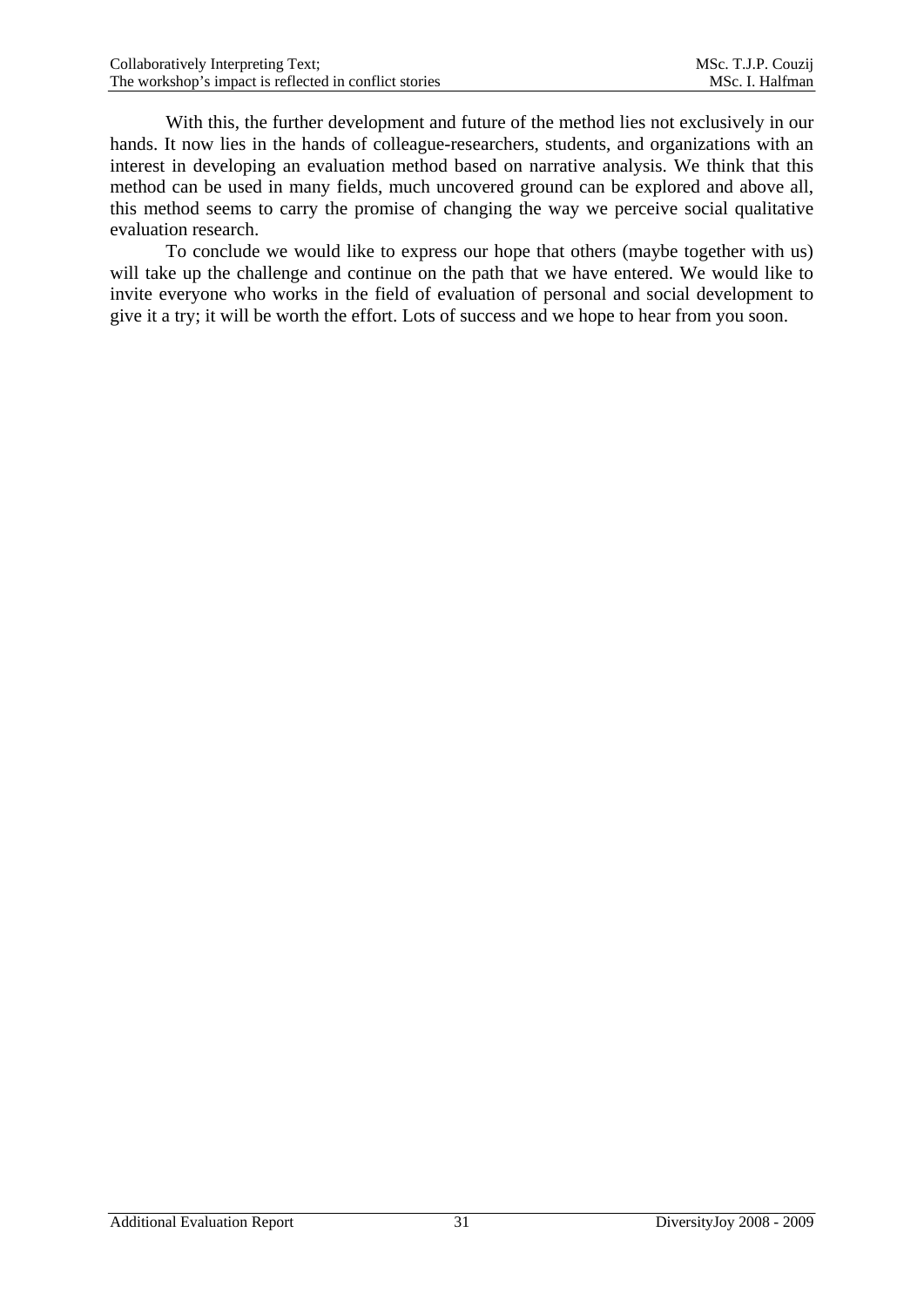With this, the further development and future of the method lies not exclusively in our hands. It now lies in the hands of colleague-researchers, students, and organizations with an interest in developing an evaluation method based on narrative analysis. We think that this method can be used in many fields, much uncovered ground can be explored and above all, this method seems to carry the promise of changing the way we perceive social qualitative evaluation research.

To conclude we would like to express our hope that others (maybe together with us) will take up the challenge and continue on the path that we have entered. We would like to invite everyone who works in the field of evaluation of personal and social development to give it a try; it will be worth the effort. Lots of success and we hope to hear from you soon.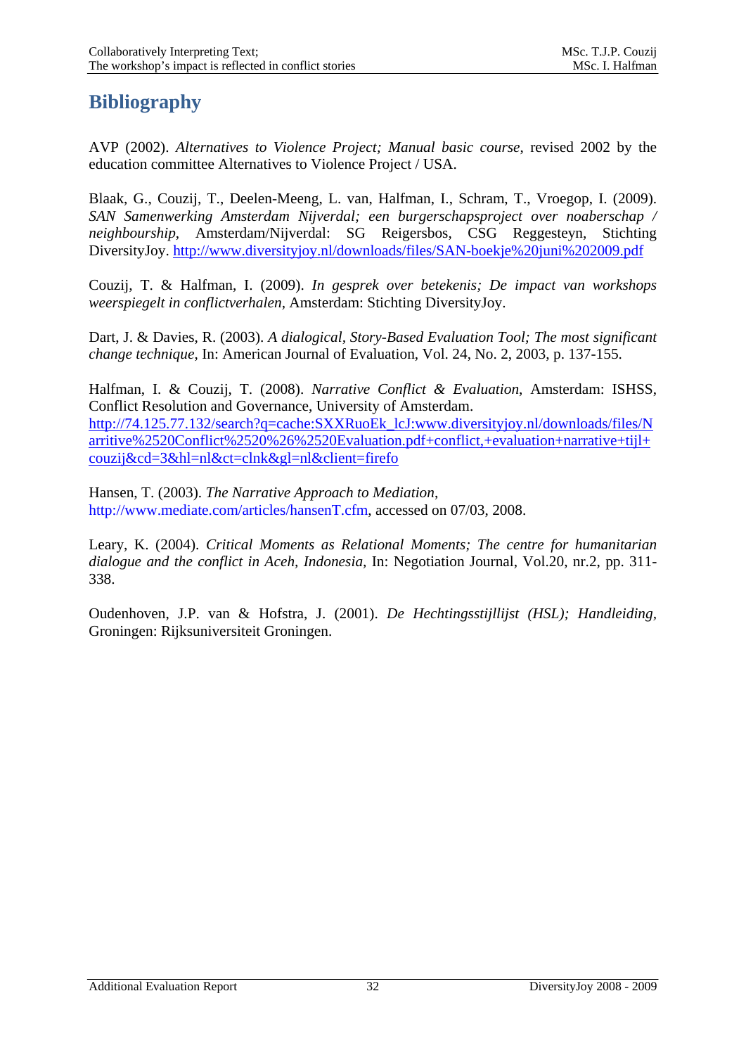# Bibliography

AVP (2002). *Alternatives to Violence Project; Manual basic course*, revised 2002 by the education committee Alternatives to Violence Project / USA.

Blaak, G., Couzij, T., Deelen-Meeng, L. van, Halfman, I., Schram, T., Vroegop, I. (2009). *SAN Samenwerking Amsterdam Nijverdal; een burgerschapsproject over noaberschap / neighbourship*, Amsterdam/Nijverdal: SG Reigersbos, CSG Reggesteyn, Stichting DiversityJoy. http://www.diversityjoy.nl/downloads/files/SAN-boekje%20juni%202009.pdf

Couzij, T. & Halfman, I. (2009). *In gesprek over betekenis; De impact van workshops weerspiegelt in conflictverhalen*, Amsterdam: Stichting DiversityJoy.

Dart, J. & Davies, R. (2003). *A dialogical, Story-Based Evaluation Tool; The most significant change technique*, In: American Journal of Evaluation, Vol. 24, No. 2, 2003, p. 137-155.

Halfman, I. & Couzij, T. (2008). *Narrative Conflict & Evaluation*, Amsterdam: ISHSS, Conflict Resolution and Governance, University of Amsterdam. http://74.125.77.132/search?q=cache:SXXRuoEk_lcJ:www.diversityjoy.nl/downloads/files/Narritive%2520Conflict%2520%26%2520Evaluation.pdf+conflict,+evaluation+narrative+tijl+couzij&cd=3&hl=nl&ct=clnk&gl=nl&client=firefo

Hansen, T. (2003). *The Narrative Approach to Mediation*, http://www.mediate.com/articles/hansenT.cfm, accessed on 07/03, 2008.

Leary, K. (2004). *Critical Moments as Relational Moments; The centre for humanitarian dialogue and the conflict in Aceh, Indonesia*, In: Negotiation Journal, Vol.20, nr.2, pp. 311-338.

Oudenhoven, J.P. van & Hofstra, J. (2001). *De Hechtingsstijllijst (HSL); Handleiding*, Groningen: Rijksuniversiteit Groningen.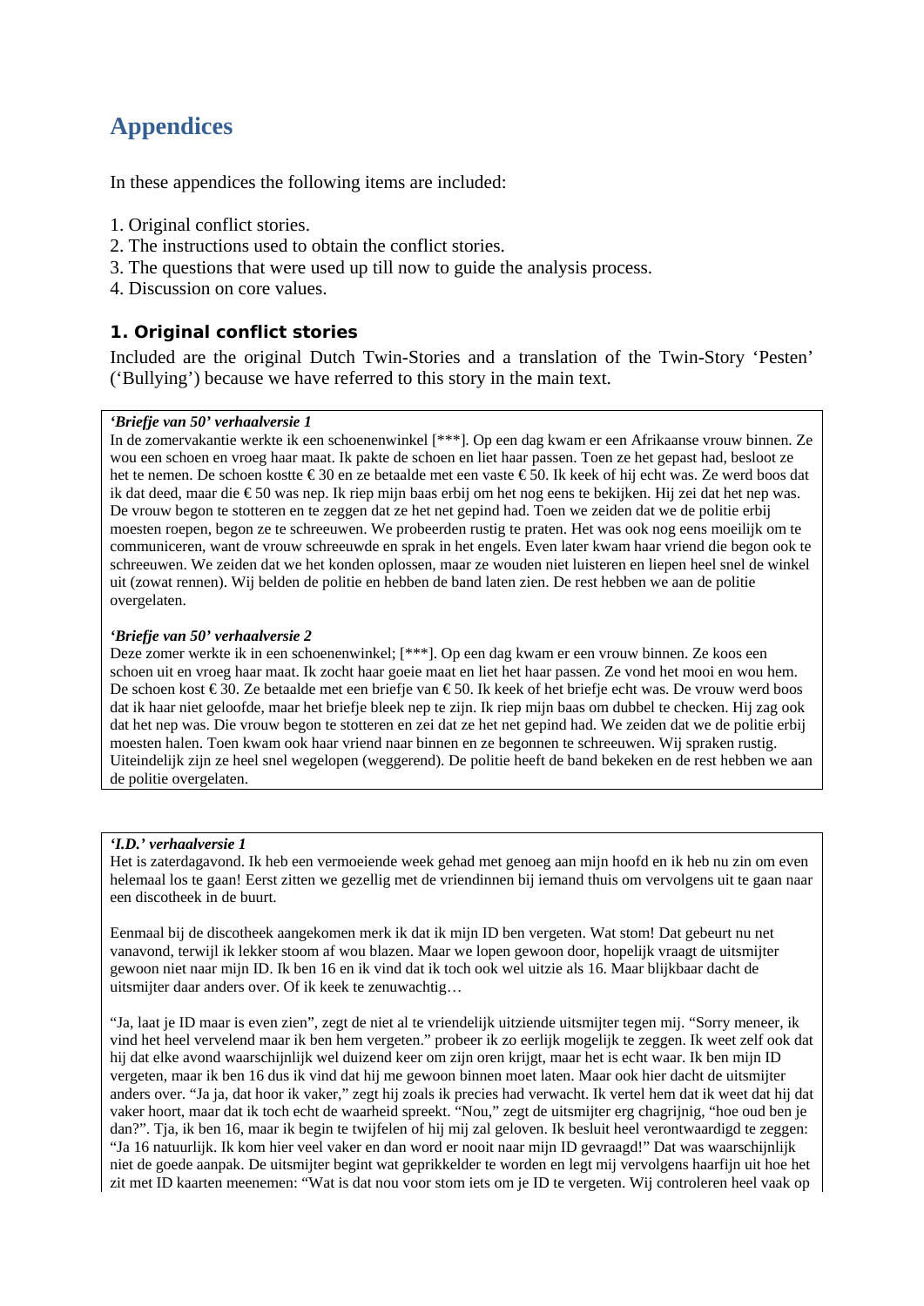# Appendices

In these appendices the following items are included:

1. Original conflict stories.
2. The instructions used to obtain the conflict stories.
3. The questions that were used up till now to guide the analysis process.
4. Discussion on core values.

## 1. Original conflict stories

Included are the original Dutch Twin-Stories and a translation of the Twin-Story 'Pesten' ('Bullying') because we have referred to this story in the main text.

***'Briefje van 50' verhaalversie 1***
In de zomervakantie werkte ik een schoenenwinkel [***]. Op een dag kwam er een Afrikaanse vrouw binnen. Ze wou een schoen en vroeg haar maat. Ik pakte de schoen en liet haar passen. Toen ze het gepast had, besloot ze het te nemen. De schoen kostte € 30 en ze betaalde met een vaste € 50. Ik keek of hij echt was. Ze werd boos dat ik dat deed, maar die € 50 was nep. Ik riep mijn baas erbij om het nog eens te bekijken. Hij zei dat het nep was. De vrouw begon te stotteren en te zeggen dat ze het net gepind had. Toen we zeiden dat we de politie erbij moesten roepen, begon ze te schreeuwen. We probeerden rustig te praten. Het was ook nog eens moeilijk om te communiceren, want de vrouw schreeuwde en sprak in het engels. Even later kwam haar vriend die begon ook te schreeuwen. We zeiden dat we het konden oplossen, maar ze wouden niet luisteren en liepen heel snel de winkel uit (zowat rennen). Wij belden de politie en hebben de band laten zien. De rest hebben we aan de politie overgelaten.

***'Briefje van 50' verhaalversie 2***
Deze zomer werkte ik in een schoenenwinkel; [***]. Op een dag kwam er een vrouw binnen. Ze koos een schoen uit en vroeg haar maat. Ik zocht haar goeie maat en liet het haar passen. Ze vond het mooi en wou hem. De schoen kost € 30. Ze betaalde met een briefje van € 50. Ik keek of het briefje echt was. De vrouw werd boos dat ik haar niet geloofde, maar het briefje bleek nep te zijn. Ik riep mijn baas om dubbel te checken. Hij zag ook dat het nep was. Die vrouw begon te stotteren en zei dat ze het net gepind had. We zeiden dat we de politie erbij moesten halen. Toen kwam ook haar vriend naar binnen en ze begonnen te schreeuwen. Wij spraken rustig. Uiteindelijk zijn ze heel snel wegelopen (weggerend). De politie heeft de band bekeken en de rest hebben we aan de politie overgelaten.

***'I.D.' verhaalversie 1***
Het is zaterdagavond. Ik heb een vermoeiende week gehad met genoeg aan mijn hoofd en ik heb nu zin om even helemaal los te gaan! Eerst zitten we gezellig met de vriendinnen bij iemand thuis om vervolgens uit te gaan naar een discotheek in de buurt.

Eenmaal bij de discotheek aangekomen merk ik dat ik mijn ID ben vergeten. Wat stom! Dat gebeurt nu net vanavond, terwijl ik lekker stoom af wou blazen. Maar we lopen gewoon door, hopelijk vraagt de uitsmijter gewoon niet naar mijn ID. Ik ben 16 en ik vind dat ik toch ook wel uitzie als 16. Maar blijkbaar dacht de uitsmijter daar anders over. Of ik keek te zenuwachtig…

"Ja, laat je ID maar is even zien", zegt de niet al te vriendelijk uitziende uitsmijter tegen mij. "Sorry meneer, ik vind het heel vervelend maar ik ben hem vergeten." probeer ik zo eerlijk mogelijk te zeggen. Ik weet zelf ook dat hij dat elke avond waarschijnlijk wel duizend keer om zijn oren krijgt, maar het is echt waar. Ik ben mijn ID vergeten, maar ik ben 16 dus ik vind dat hij me gewoon binnen moet laten. Maar ook hier dacht de uitsmijter anders over. "Ja ja, dat hoor ik vaker," zegt hij zoals ik precies had verwacht. Ik vertel hem dat ik weet dat hij dat vaker hoort, maar dat ik toch echt de waarheid spreekt. "Nou," zegt de uitsmijter erg chagrijnig, "hoe oud ben je dan?". Tja, ik ben 16, maar ik begin te twijfelen of hij mij zal geloven. Ik besluit heel verontwaardigd te zeggen: "Ja 16 natuurlijk. Ik kom hier veel vaker en dan word er nooit naar mijn ID gevraagd!" Dat was waarschijnlijk niet de goede aanpak. De uitsmijter begint wat geprikkelder te worden en legt mij vervolgens haarfijn uit hoe het zit met ID kaarten meenemen: "Wat is dat nou voor stom iets om je ID te vergeten. Wij controleren heel vaak op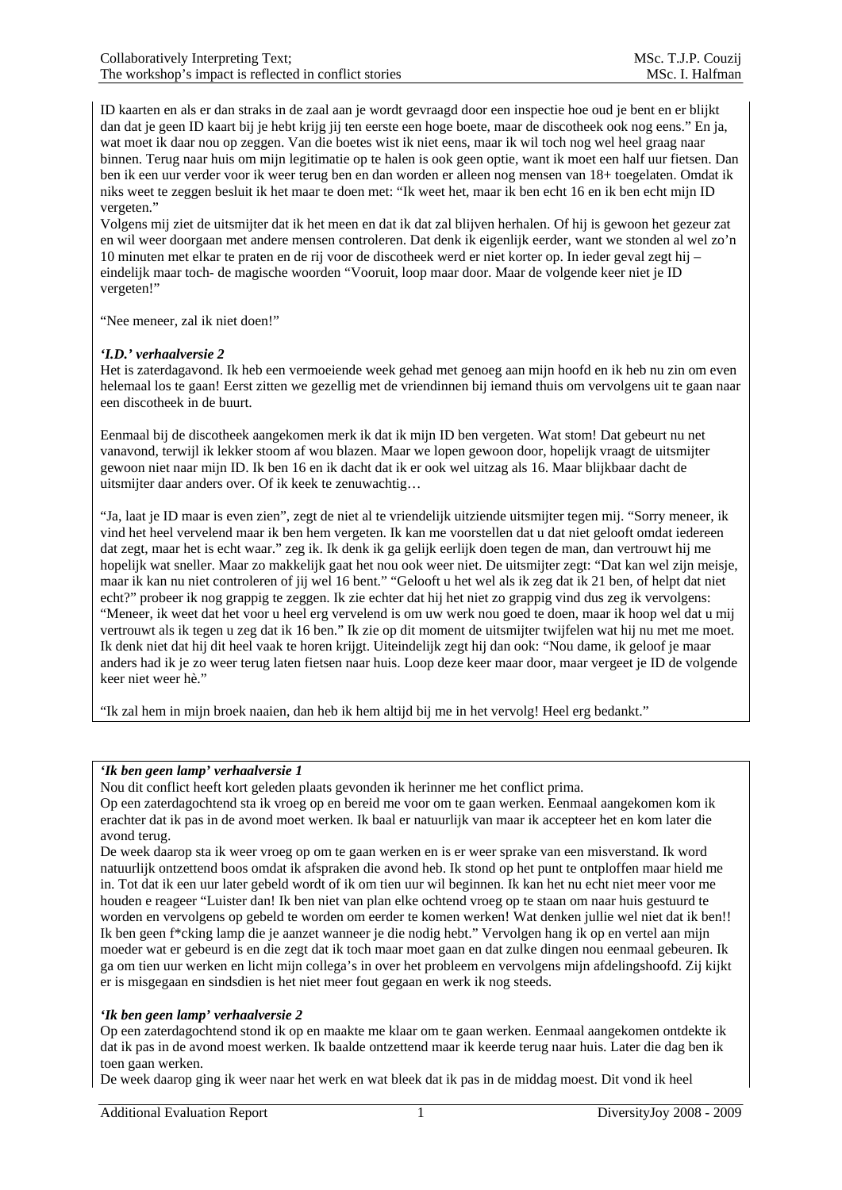ID kaarten en als er dan straks in de zaal aan je wordt gevraagd door een inspectie hoe oud je bent en er blijkt dan dat je geen ID kaart bij je hebt krijg jij ten eerste een hoge boete, maar de discotheek ook nog eens." En ja, wat moet ik daar nou op zeggen. Van die boetes wist ik niet eens, maar ik wil toch nog wel heel graag naar binnen. Terug naar huis om mijn legitimatie op te halen is ook geen optie, want ik moet een half uur fietsen. Dan ben ik een uur verder voor ik weer terug ben en dan worden er alleen nog mensen van 18+ toegelaten. Omdat ik niks weet te zeggen besluit ik het maar te doen met: "Ik weet het, maar ik ben echt 16 en ik ben echt mijn ID vergeten."

Volgens mij ziet de uitsmijter dat ik het meen en dat ik dat zal blijven herhalen. Of hij is gewoon het gezeur zat en wil weer doorgaan met andere mensen controleren. Dat denk ik eigenlijk eerder, want we stonden al wel zo'n 10 minuten met elkar te praten en de rij voor de discotheek werd er niet korter op. In ieder geval zegt hij – eindelijk maar toch- de magische woorden "Vooruit, loop maar door. Maar de volgende keer niet je ID vergeten!"

"Nee meneer, zal ik niet doen!"

***'I.D.' verhaalversie 2***

Het is zaterdagavond. Ik heb een vermoeiende week gehad met genoeg aan mijn hoofd en ik heb nu zin om even helemaal los te gaan! Eerst zitten we gezellig met de vriendinnen bij iemand thuis om vervolgens uit te gaan naar een discotheek in de buurt.

Eenmaal bij de discotheek aangekomen merk ik dat ik mijn ID ben vergeten. Wat stom! Dat gebeurt nu net vanavond, terwijl ik lekker stoom af wou blazen. Maar we lopen gewoon door, hopelijk vraagt de uitsmijter gewoon niet naar mijn ID. Ik ben 16 en ik dacht dat ik er ook wel uitzag als 16. Maar blijkbaar dacht de uitsmijter daar anders over. Of ik keek te zenuwachtig…

"Ja, laat je ID maar is even zien", zegt de niet al te vriendelijk uitziende uitsmijter tegen mij. "Sorry meneer, ik vind het heel vervelend maar ik ben hem vergeten. Ik kan me voorstellen dat u dat niet gelooft omdat iedereen dat zegt, maar het is echt waar." zeg ik. Ik denk ik ga gelijk eerlijk doen tegen de man, dan vertrouwt hij me hopelijk wat sneller. Maar zo makkelijk gaat het nou ook weer niet. De uitsmijter zegt: "Dat kan wel zijn meisje, maar ik kan nu niet controleren of jij wel 16 bent." "Gelooft u het wel als ik zeg dat ik 21 ben, of helpt dat niet echt?" probeer ik nog grappig te zeggen. Ik zie echter dat hij het niet zo grappig vind dus zeg ik vervolgens: "Meneer, ik weet dat het voor u heel erg vervelend is om uw werk nou goed te doen, maar ik hoop wel dat u mij vertrouwt als ik tegen u zeg dat ik 16 ben." Ik zie op dit moment de uitsmijter twijfelen wat hij nu met me moet. Ik denk niet dat hij dit heel vaak te horen krijgt. Uiteindelijk zegt hij dan ook: "Nou dame, ik geloof je maar anders had ik je zo weer terug laten fietsen naar huis. Loop deze keer maar door, maar vergeet je ID de volgende keer niet weer hè."

"Ik zal hem in mijn broek naaien, dan heb ik hem altijd bij me in het vervolg! Heel erg bedankt."

***'Ik ben geen lamp' verhaalversie 1***

Nou dit conflict heeft kort geleden plaats gevonden ik herinner me het conflict prima.

Op een zaterdagochtend sta ik vroeg op en bereid me voor om te gaan werken. Eenmaal aangekomen kom ik erachter dat ik pas in de avond moet werken. Ik baal er natuurlijk van maar ik accepteer het en kom later die avond terug.

De week daarop sta ik weer vroeg op om te gaan werken en is er weer sprake van een misverstand. Ik word natuurlijk ontzettend boos omdat ik afspraken die avond heb. Ik stond op het punt te ontploffen maar hield me in. Tot dat ik een uur later gebeld wordt of ik om tien uur wil beginnen. Ik kan het nu echt niet meer voor me houden e reageer "Luister dan! Ik ben niet van plan elke ochtend vroeg op te staan om naar huis gestuurd te worden en vervolgens op gebeld te worden om eerder te komen werken! Wat denken jullie wel niet dat ik ben!! Ik ben geen f*cking lamp die je aanzet wanneer je die nodig hebt." Vervolgen hang ik op en vertel aan mijn moeder wat er gebeurd is en die zegt dat ik toch maar moet gaan en dat zulke dingen nou eenmaal gebeuren. Ik ga om tien uur werken en licht mijn collega's in over het probleem en vervolgens mijn afdelingshoofd. Zij kijkt er is misgegaan en sindsdien is het niet meer fout gegaan en werk ik nog steeds.

***'Ik ben geen lamp' verhaalversie 2***

Op een zaterdagochtend stond ik op en maakte me klaar om te gaan werken. Eenmaal aangekomen ontdekte ik dat ik pas in de avond moest werken. Ik baalde ontzettend maar ik keerde terug naar huis. Later die dag ben ik toen gaan werken.

De week daarop ging ik weer naar het werk en wat bleek dat ik pas in de middag moest. Dit vond ik heel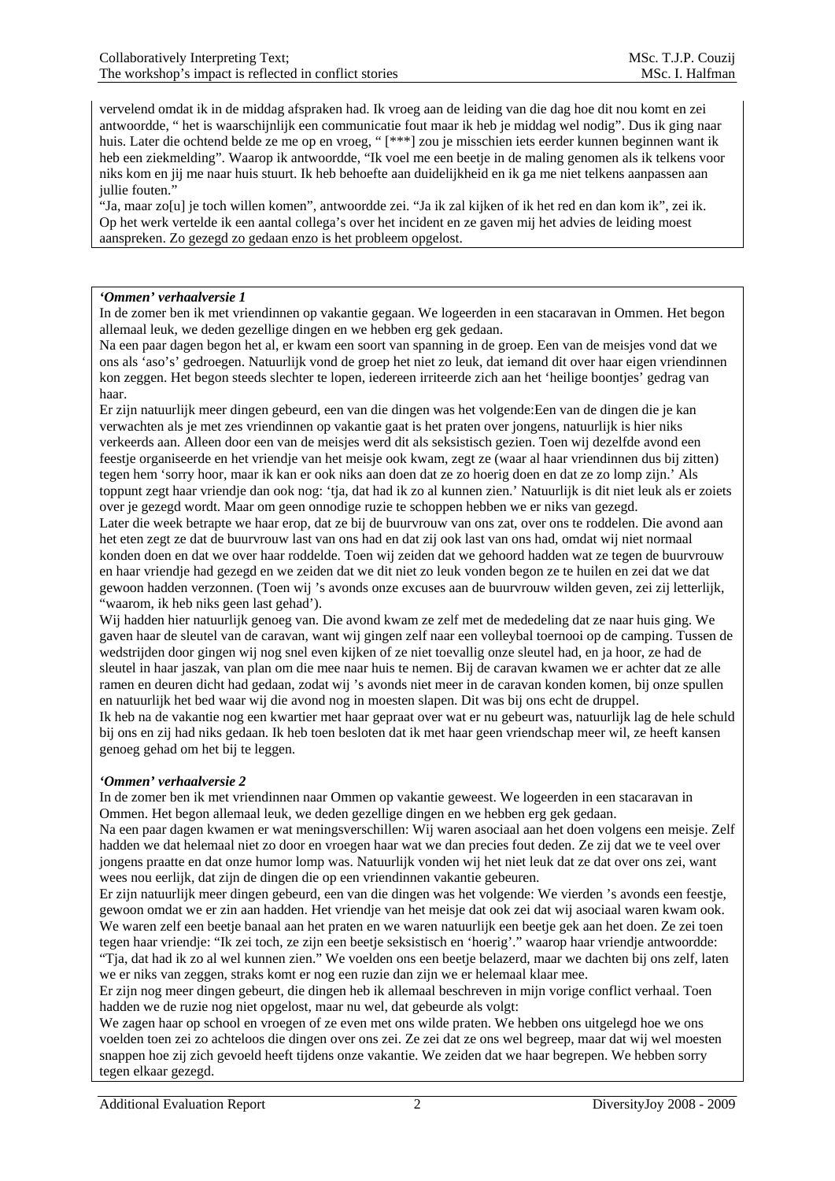vervelend omdat ik in de middag afspraken had. Ik vroeg aan de leiding van die dag hoe dit nou komt en zei antwoordde, " het is waarschijnlijk een communicatie fout maar ik heb je middag wel nodig". Dus ik ging naar huis. Later die ochtend belde ze me op en vroeg, " [***] zou je misschien iets eerder kunnen beginnen want ik heb een ziekmelding". Waarop ik antwoordde, "Ik voel me een beetje in de maling genomen als ik telkens voor niks kom en jij me naar huis stuurt. Ik heb behoefte aan duidelijkheid en ik ga me niet telkens aanpassen aan jullie fouten."

"Ja, maar zo[u] je toch willen komen", antwoordde zei. "Ja ik zal kijken of ik het red en dan kom ik", zei ik. Op het werk vertelde ik een aantal collega's over het incident en ze gaven mij het advies de leiding moest aanspreken. Zo gezegd zo gedaan enzo is het probleem opgelost.

***'Ommen' verhaalversie 1***

In de zomer ben ik met vriendinnen op vakantie gegaan. We logeerden in een stacaravan in Ommen. Het begon allemaal leuk, we deden gezellige dingen en we hebben erg gek gedaan.

Na een paar dagen begon het al, er kwam een soort van spanning in de groep. Een van de meisjes vond dat we ons als 'aso's' gedroegen. Natuurlijk vond de groep het niet zo leuk, dat iemand dit over haar eigen vriendinnen kon zeggen. Het begon steeds slechter te lopen, iedereen irriteerde zich aan het 'heilige boontjes' gedrag van haar.

Er zijn natuurlijk meer dingen gebeurd, een van die dingen was het volgende:Een van de dingen die je kan verwachten als je met zes vriendinnen op vakantie gaat is het praten over jongens, natuurlijk is hier niks verkeerds aan. Alleen door een van de meisjes werd dit als seksistisch gezien. Toen wij dezelfde avond een feestje organiseerde en het vriendje van het meisje ook kwam, zegt ze (waar al haar vriendinnen dus bij zitten) tegen hem 'sorry hoor, maar ik kan er ook niks aan doen dat ze zo hoerig doen en dat ze zo lomp zijn.' Als toppunt zegt haar vriendje dan ook nog: 'tja, dat had ik zo al kunnen zien.' Natuurlijk is dit niet leuk als er zoiets over je gezegd wordt. Maar om geen onnodige ruzie te schoppen hebben we er niks van gezegd.

Later die week betrapte we haar erop, dat ze bij de buurvrouw van ons zat, over ons te roddelen. Die avond aan het eten zegt ze dat de buurvrouw last van ons had en dat zij ook last van ons had, omdat wij niet normaal konden doen en dat we over haar roddelde. Toen wij zeiden dat we gehoord hadden wat ze tegen de buurvrouw en haar vriendje had gezegd en we zeiden dat we dit niet zo leuk vonden begon ze te huilen en zei dat we dat gewoon hadden verzonnen. (Toen wij 's avonds onze excuses aan de buurvrouw wilden geven, zei zij letterlijk, "waarom, ik heb niks geen last gehad').

Wij hadden hier natuurlijk genoeg van. Die avond kwam ze zelf met de mededeling dat ze naar huis ging. We gaven haar de sleutel van de caravan, want wij gingen zelf naar een volleybal toernooi op de camping. Tussen de wedstrijden door gingen wij nog snel even kijken of ze niet toevallig onze sleutel had, en ja hoor, ze had de sleutel in haar jaszak, van plan om die mee naar huis te nemen. Bij de caravan kwamen we er achter dat ze alle ramen en deuren dicht had gedaan, zodat wij 's avonds niet meer in de caravan konden komen, bij onze spullen en natuurlijk het bed waar wij die avond nog in moesten slapen. Dit was bij ons echt de druppel.

Ik heb na de vakantie nog een kwartier met haar gepraat over wat er nu gebeurt was, natuurlijk lag de hele schuld bij ons en zij had niks gedaan. Ik heb toen besloten dat ik met haar geen vriendschap meer wil, ze heeft kansen genoeg gehad om het bij te leggen.

***'Ommen' verhaalversie 2***

In de zomer ben ik met vriendinnen naar Ommen op vakantie geweest. We logeerden in een stacaravan in Ommen. Het begon allemaal leuk, we deden gezellige dingen en we hebben erg gek gedaan.

Na een paar dagen kwamen er wat meningsverschillen: Wij waren asociaal aan het doen volgens een meisje. Zelf hadden we dat helemaal niet zo door en vroegen haar wat we dan precies fout deden. Ze zij dat we te veel over jongens praatte en dat onze humor lomp was. Natuurlijk vonden wij het niet leuk dat ze dat over ons zei, want wees nou eerlijk, dat zijn de dingen die op een vriendinnen vakantie gebeuren.

Er zijn natuurlijk meer dingen gebeurd, een van die dingen was het volgende: We vierden 's avonds een feestje, gewoon omdat we er zin aan hadden. Het vriendje van het meisje dat ook zei dat wij asociaal waren kwam ook. We waren zelf een beetje banaal aan het praten en we waren natuurlijk een beetje gek aan het doen. Ze zei toen tegen haar vriendje: "Ik zei toch, ze zijn een beetje seksistisch en 'hoerig'." waarop haar vriendje antwoordde: "Tja, dat had ik zo al wel kunnen zien." We voelden ons een beetje belazerd, maar we dachten bij ons zelf, laten we er niks van zeggen, straks komt er nog een ruzie dan zijn we er helemaal klaar mee.

Er zijn nog meer dingen gebeurt, die dingen heb ik allemaal beschreven in mijn vorige conflict verhaal. Toen hadden we de ruzie nog niet opgelost, maar nu wel, dat gebeurde als volgt:

We zagen haar op school en vroegen of ze even met ons wilde praten. We hebben ons uitgelegd hoe we ons voelden toen zei zo achteloos die dingen over ons zei. Ze zei dat ze ons wel begreep, maar dat wij wel moesten snappen hoe zij zich gevoeld heeft tijdens onze vakantie. We zeiden dat we haar begrepen. We hebben sorry tegen elkaar gezegd.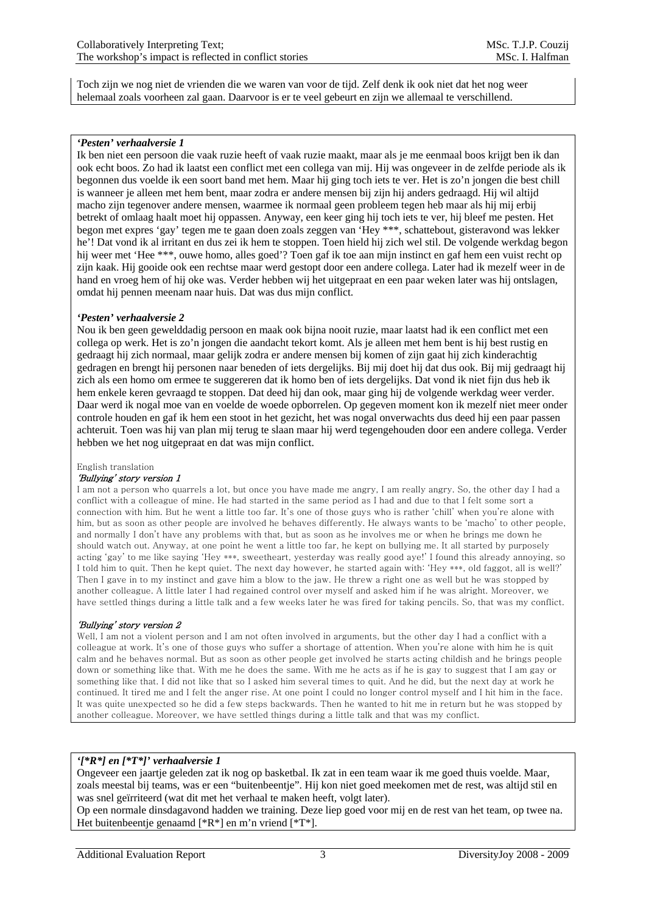Toch zijn we nog niet de vrienden die we waren van voor de tijd. Zelf denk ik ook niet dat het nog weer helemaal zoals voorheen zal gaan. Daarvoor is er te veel gebeurt en zijn we allemaal te verschillend.

***'Pesten' verhaalversie 1***

Ik ben niet een persoon die vaak ruzie heeft of vaak ruzie maakt, maar als je me eenmaal boos krijgt ben ik dan ook echt boos. Zo had ik laatst een conflict met een collega van mij. Hij was ongeveer in de zelfde periode als ik begonnen dus voelde ik een soort band met hem. Maar hij ging toch iets te ver. Het is zo'n jongen die best chill is wanneer je alleen met hem bent, maar zodra er andere mensen bij zijn hij anders gedraagd. Hij wil altijd macho zijn tegenover andere mensen, waarmee ik normaal geen probleem tegen heb maar als hij mij erbij betrekt of omlaag haalt moet hij oppassen. Anyway, een keer ging hij toch iets te ver, hij bleef me pesten. Het begon met expres 'gay' tegen me te gaan doen zoals zeggen van 'Hey ***, schattebout, gisteravond was lekker he'! Dat vond ik al irritant en dus zei ik hem te stoppen. Toen hield hij zich wel stil. De volgende werkdag begon hij weer met 'Hee ***, ouwe homo, alles goed'? Toen gaf ik hem toe aan mijn instinct en gaf hem een vuist recht op zijn kaak. Hij gooide ook een rechtse maar werd gestopt door een andere collega. Later had ik mezelf weer in de hand en vroeg hem of hij oke was. Verder hebben wij het uitgepraat en een paar weken later was hij ontslagen, omdat hij pennen meenam naar huis. Dat was dus mijn conflict.

***'Pesten' verhaalversie 2***

Nou ik ben geen gewelddadig persoon en maak ook bijna nooit ruzie, maar laatst had ik een conflict met een collega op werk. Het is zo'n jongen die aandacht tekort komt. Als je alleen met hem bent is hij best rustig en gedraagt hij zich normaal, maar gelijk zodra er andere mensen bij komen of zijn gaat hij zich kinderachtig gedragen en brengt hij personen naar beneden of iets dergelijks. Bij mij doet hij dat dus ook. Bij mij gedraagt hij zich als een homo om ermee te suggereren dat ik homo ben of iets dergelijks. Dat vond ik niet fijn dus heb ik hem enkele keren gevraagd te stoppen. Dat deed hij dan ook, maar ging hij de volgende werkdag weer verder. Daar werd ik nogal moe van en voelde de woede opborrelen. Op gegeven moment kon ik mezelf niet meer onder controle houden en gaf ik hem een stoot in het gezicht, het was nogal onverwachts dus deed hij een paar passen achteruit. Toen was hij van plan mij terug te slaan maar hij werd tegengehouden door een andere collega. Verder hebben we het nog uitgepraat en dat was mijn conflict.

English translation

*'Bullying' story version 1*

I am not a person who quarrels a lot, but once you have made me angry, I am really angry. So, the other day I had a conflict with a colleague of mine. He had started in the same period as I had and due to that I felt some sort a connection with him. But he went a little too far. It's one of those guys who is rather 'chill' when you're alone with him, but as soon as other people are involved he behaves differently. He always wants to be 'macho' to other people, and normally I don't have any problems with that, but as soon as he involves me or when he brings me down he should watch out. Anyway, at one point he went a little too far, he kept on bullying me. It all started by purposely acting 'gay' to me like saying 'Hey ***, sweetheart, yesterday was really good aye!' I found this already annoying, so I told him to quit. Then he kept quiet. The next day however, he started again with: 'Hey ***, old faggot, all is well?' Then I gave in to my instinct and gave him a blow to the jaw. He threw a right one as well but he was stopped by another colleague. A little later I had regained control over myself and asked him if he was alright. Moreover, we have settled things during a little talk and a few weeks later he was fired for taking pencils. So, that was my conflict.

*'Bullying' story version 2*

Well, I am not a violent person and I am not often involved in arguments, but the other day I had a conflict with a colleague at work. It's one of those guys who suffer a shortage of attention. When you're alone with him he is quit calm and he behaves normal. But as soon as other people get involved he starts acting childish and he brings people down or something like that. With me he does the same. With me he acts as if he is gay to suggest that I am gay or something like that. I did not like that so I asked him several times to quit. And he did, but the next day at work he continued. It tired me and I felt the anger rise. At one point I could no longer control myself and I hit him in the face. It was quite unexpected so he did a few steps backwards. Then he wanted to hit me in return but he was stopped by another colleague. Moreover, we have settled things during a little talk and that was my conflict.

***'[*R*] en [*T*]' verhaalversie 1***

Ongeveer een jaartje geleden zat ik nog op basketbal. Ik zat in een team waar ik me goed thuis voelde. Maar, zoals meestal bij teams, was er een "buitenbeentje". Hij kon niet goed meekomen met de rest, was altijd stil en was snel geïrriteerd (wat dit met het verhaal te maken heeft, volgt later).

Op een normale dinsdagavond hadden we training. Deze liep goed voor mij en de rest van het team, op twee na. Het buitenbeentje genaamd [*R*] en m'n vriend [*T*].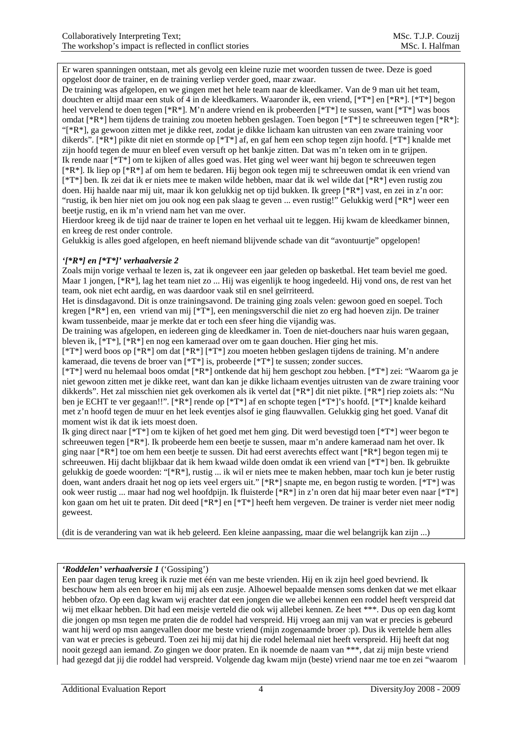Er waren spanningen ontstaan, met als gevolg een kleine ruzie met woorden tussen de twee. Deze is goed opgelost door de trainer, en de training verliep verder goed, maar zwaar.
De training was afgelopen, en we gingen met het hele team naar de kleedkamer. Van de 9 man uit het team, douchten er altijd maar een stuk of 4 in de kleedkamers. Waaronder ik, een vriend, [*T*] en [*R*]. [*T*] begon heel vervelend te doen tegen [*R*]. M'n andere vriend en ik probeerden [*T*] te sussen, want [*T*] was boos omdat [*R*] hem tijdens de training zou moeten hebben geslagen. Toen begon [*T*] te schreeuwen tegen [*R*]: "[*R*], ga gewoon zitten met je dikke reet, zodat je dikke lichaam kan uitrusten van een zware training voor dikerds". [*R*] pikte dit niet en stormde op [*T*] af, en gaf hem een schop tegen zijn hoofd. [*T*] knalde met zijn hoofd tegen de muur en bleef even versuft op het bankje zitten. Dat was m'n teken om in te grijpen.
Ik rende naar [*T*] om te kijken of alles goed was. Het ging wel weer want hij begon te schreeuwen tegen [*R*]. Ik liep op [*R*] af om hem te bedaren. Hij begon ook tegen mij te schreeuwen omdat ik een vriend van [*T*] ben. Ik zei dat ik er niets mee te maken wilde hebben, maar dat ik wel wilde dat [*R*] even rustig zou doen. Hij haalde naar mij uit, maar ik kon gelukkig net op tijd bukken. Ik greep [*R*] vast, en zei in z'n oor: "rustig, ik ben hier niet om jou ook nog een pak slaag te geven ... even rustig!" Gelukkig werd [*R*] weer een beetje rustig, en ik m'n vriend nam het van me over.
Hierdoor kreeg ik de tijd naar de trainer te lopen en het verhaal uit te leggen. Hij kwam de kleedkamer binnen, en kreeg de rest onder controle.
Gelukkig is alles goed afgelopen, en heeft niemand blijvende schade van dit "avontuurtje" opgelopen!

***'[*R*] en [*T*]' verhaalversie 2***

Zoals mijn vorige verhaal te lezen is, zat ik ongeveer een jaar geleden op basketbal. Het team beviel me goed. Maar 1 jongen, [*R*], lag het team niet zo ... Hij was eigenlijk te hoog ingedeeld. Hij vond ons, de rest van het team, ook niet echt aardig, en was daardoor vaak stil en snel geïrriteerd.
Het is dinsdagavond. Dit is onze trainingsavond. De training ging zoals velen: gewoon goed en soepel. Toch kregen [*R*] en, een vriend van mij [*T*], een meningsverschil die niet zo erg had hoeven zijn. De trainer kwam tussenbeide, maar je merkte dat er toch een sfeer hing die vijandig was.
De training was afgelopen, en iedereen ging de kleedkamer in. Toen de niet-douchers naar huis waren gegaan, bleven ik, [*T*], [*R*] en nog een kameraad over om te gaan douchen. Hier ging het mis.
[*T*] werd boos op [*R*] om dat [*R*] [*T*] zou moeten hebben geslagen tijdens de training. M'n andere kameraad, die tevens de broer van [*T*] is, probeerde [*T*] te sussen; zonder succes.
[*T*] werd nu helemaal boos omdat [*R*] ontkende dat hij hem geschopt zou hebben. [*T*] zei: "Waarom ga je niet gewoon zitten met je dikke reet, want dan kan je dikke lichaam eventjes uitrusten van de zware training voor dikkerds". Het zal misschien niet gek overkomen als ik vertel dat [*R*] dit niet pikte. [*R*] riep zoiets als: "Nu ben je ECHT te ver gegaan!!". [*R*] rende op [*T*] af en schopte tegen [*T*]'s hoofd. [*T*] knalde keihard met z'n hoofd tegen de muur en het leek eventjes alsof ie ging flauwvallen. Gelukkig ging het goed. Vanaf dit moment wist ik dat ik iets moest doen.
Ik ging direct naar [*T*] om te kijken of het goed met hem ging. Dit werd bevestigd toen [*T*] weer begon te schreeuwen tegen [*R*]. Ik probeerde hem een beetje te sussen, maar m'n andere kameraad nam het over. Ik ging naar [*R*] toe om hem een beetje te sussen. Dit had eerst averechts effect want [*R*] begon tegen mij te schreeuwen. Hij dacht blijkbaar dat ik hem kwaad wilde doen omdat ik een vriend van [*T*] ben. Ik gebruikte gelukkig de goede woorden: "[*R*], rustig ... ik wil er niets mee te maken hebben, maar toch kun je beter rustig doen, want anders draait het nog op iets veel ergers uit." [*R*] snapte me, en begon rustig te worden. [*T*] was ook weer rustig ... maar had nog wel hoofdpijn. Ik fluisterde [*R*] in z'n oren dat hij maar beter even naar [*T*] kon gaan om het uit te praten. Dit deed [*R*] en [*T*] heeft hem vergeven. De trainer is verder niet meer nodig geweest.

(dit is de verandering van wat ik heb geleerd. Een kleine aanpassing, maar die wel belangrijk kan zijn ...)

***'Roddelen' verhaalversie 1*** ('Gossiping')

Een paar dagen terug kreeg ik ruzie met één van me beste vrienden. Hij en ik zijn heel goed bevriend. Ik beschouw hem als een broer en hij mij als een zusje. Alhoewel bepaalde mensen soms denken dat we met elkaar hebben ofzo. Op een dag kwam wij erachter dat een jongen die we allebei kennen een roddel heeft verspreid dat wij met elkaar hebben. Dit had een meisje verteld die ook wij allebei kennen. Ze heet ***. Dus op een dag komt die jongen op msn tegen me praten die de roddel had verspreid. Hij vroeg aan mij van wat er precies is gebeurd want hij werd op msn aangevallen door me beste vriend (mijn zogenaamde broer :p). Dus ik vertelde hem alles van wat er precies is gebeurd. Toen zei hij mij dat hij die rodel helemaal niet heeft verspreid. Hij heeft dat nog nooit gezegd aan iemand. Zo gingen we door praten. En ik noemde de naam van ***, dat zij mijn beste vriend had gezegd dat jij die roddel had verspreid. Volgende dag kwam mijn (beste) vriend naar me toe en zei "waarom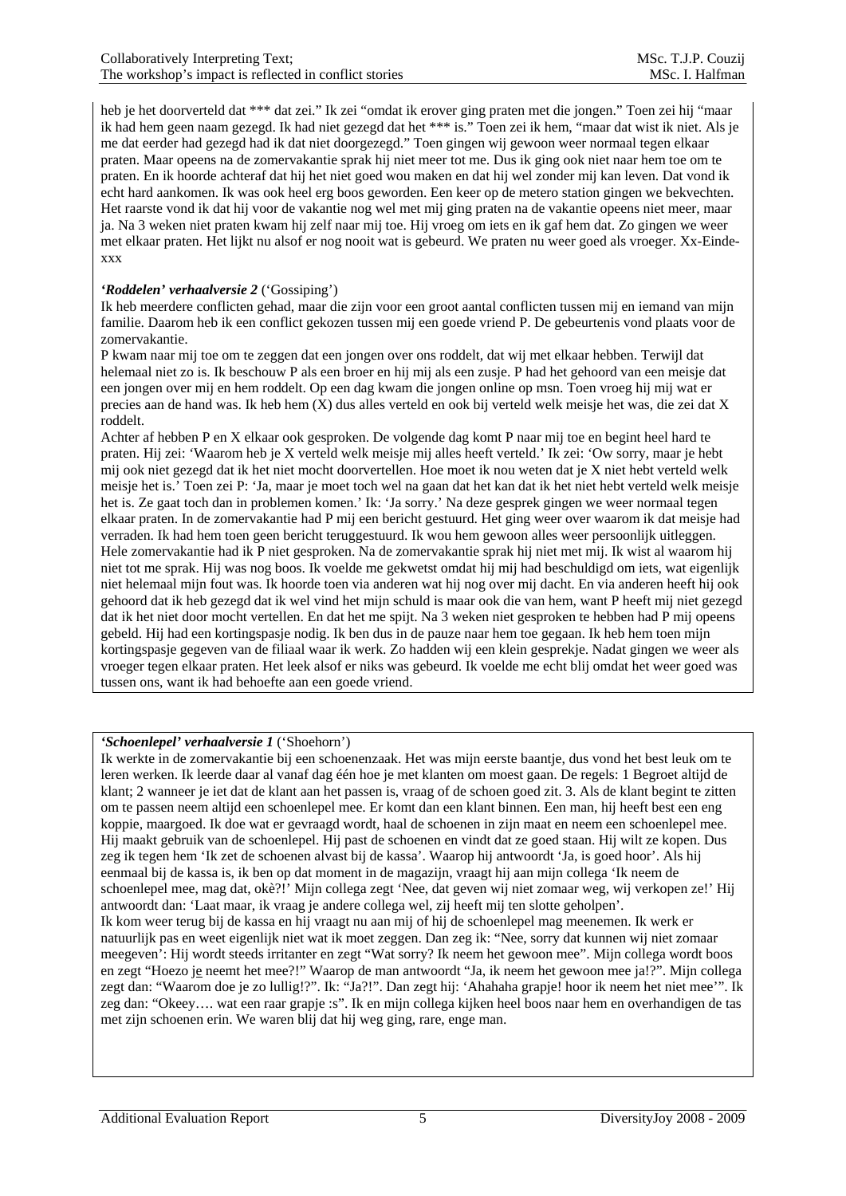heb je het doorverteld dat *** dat zei." Ik zei "omdat ik erover ging praten met die jongen." Toen zei hij "maar ik had hem geen naam gezegd. Ik had niet gezegd dat het *** is." Toen zei ik hem, "maar dat wist ik niet. Als je me dat eerder had gezegd had ik dat niet doorgezegd." Toen gingen wij gewoon weer normaal tegen elkaar praten. Maar opeens na de zomervakantie sprak hij niet meer tot me. Dus ik ging ook niet naar hem toe om te praten. En ik hoorde achteraf dat hij het niet goed wou maken en dat hij wel zonder mij kan leven. Dat vond ik echt hard aankomen. Ik was ook heel erg boos geworden. Een keer op de metero station gingen we bekvechten. Het raarste vond ik dat hij voor de vakantie nog wel met mij ging praten na de vakantie opeens niet meer, maar ja. Na 3 weken niet praten kwam hij zelf naar mij toe. Hij vroeg om iets en ik gaf hem dat. Zo gingen we weer met elkaar praten. Het lijkt nu alsof er nog nooit wat is gebeurd. We praten nu weer goed als vroeger. Xx-Einde-xxx

***'Roddelen' verhaalversie 2*** ('Gossiping')

Ik heb meerdere conflicten gehad, maar die zijn voor een groot aantal conflicten tussen mij en iemand van mijn familie. Daarom heb ik een conflict gekozen tussen mij een goede vriend P. De gebeurtenis vond plaats voor de zomervakantie.

P kwam naar mij toe om te zeggen dat een jongen over ons roddelt, dat wij met elkaar hebben. Terwijl dat helemaal niet zo is. Ik beschouw P als een broer en hij mij als een zusje. P had het gehoord van een meisje dat een jongen over mij en hem roddelt. Op een dag kwam die jongen online op msn. Toen vroeg hij mij wat er precies aan de hand was. Ik heb hem (X) dus alles verteld en ook bij verteld welk meisje het was, die zei dat X roddelt.

Achter af hebben P en X elkaar ook gesproken. De volgende dag komt P naar mij toe en begint heel hard te praten. Hij zei: 'Waarom heb je X verteld welk meisje mij alles heeft verteld.' Ik zei: 'Ow sorry, maar je hebt mij ook niet gezegd dat ik het niet mocht doorvertellen. Hoe moet ik nou weten dat je X niet hebt verteld welk meisje het is.' Toen zei P: 'Ja, maar je moet toch wel na gaan dat het kan dat ik het niet hebt verteld welk meisje het is. Ze gaat toch dan in problemen komen.' Ik: 'Ja sorry.' Na deze gesprek gingen we weer normaal tegen elkaar praten. In de zomervakantie had P mij een bericht gestuurd. Het ging weer over waarom ik dat meisje had verraden. Ik had hem toen geen bericht teruggestuurd. Ik wou hem gewoon alles weer persoonlijk uitleggen. Hele zomervakantie had ik P niet gesproken. Na de zomervakantie sprak hij niet met mij. Ik wist al waarom hij niet tot me sprak. Hij was nog boos. Ik voelde me gekwetst omdat hij mij had beschuldigd om iets, wat eigenlijk niet helemaal mijn fout was. Ik hoorde toen via anderen wat hij nog over mij dacht. En via anderen heeft hij ook gehoord dat ik heb gezegd dat ik wel vind het mijn schuld is maar ook die van hem, want P heeft mij niet gezegd dat ik het niet door mocht vertellen. En dat het me spijt. Na 3 weken niet gesproken te hebben had P mij opeens gebeld. Hij had een kortingspasje nodig. Ik ben dus in de pauze naar hem toe gegaan. Ik heb hem toen mijn kortingspasje gegeven van de filiaal waar ik werk. Zo hadden wij een klein gesprekje. Nadat gingen we weer als vroeger tegen elkaar praten. Het leek alsof er niks was gebeurd. Ik voelde me echt blij omdat het weer goed was tussen ons, want ik had behoefte aan een goede vriend.

***'Schoenlepel' verhaalversie 1*** ('Shoehorn')

Ik werkte in de zomervakantie bij een schoenenzaak. Het was mijn eerste baantje, dus vond het best leuk om te leren werken. Ik leerde daar al vanaf dag één hoe je met klanten om moest gaan. De regels: 1 Begroet altijd de klant; 2 wanneer je iet dat de klant aan het passen is, vraag of de schoen goed zit. 3. Als de klant begint te zitten om te passen neem altijd een schoenlepel mee. Er komt dan een klant binnen. Een man, hij heeft best een eng koppie, maargoed. Ik doe wat er gevraagd wordt, haal de schoenen in zijn maat en neem een schoenlepel mee. Hij maakt gebruik van de schoenlepel. Hij past de schoenen en vindt dat ze goed staan. Hij wilt ze kopen. Dus zeg ik tegen hem 'Ik zet de schoenen alvast bij de kassa'. Waarop hij antwoordt 'Ja, is goed hoor'. Als hij eenmaal bij de kassa is, ik ben op dat moment in de magazijn, vraagt hij aan mijn collega 'Ik neem de schoenlepel mee, mag dat, okè?!' Mijn collega zegt 'Nee, dat geven wij niet zomaar weg, wij verkopen ze!' Hij antwoordt dan: 'Laat maar, ik vraag je andere collega wel, zij heeft mij ten slotte geholpen'.

Ik kom weer terug bij de kassa en hij vraagt nu aan mij of hij de schoenlepel mag meenemen. Ik werk er natuurlijk pas en weet eigenlijk niet wat ik moet zeggen. Dan zeg ik: "Nee, sorry dat kunnen wij niet zomaar meegeven': Hij wordt steeds irritanter en zegt "Wat sorry? Ik neem het gewoon mee". Mijn collega wordt boos en zegt "Hoezo je neemt het mee?!" Waarop de man antwoordt "Ja, ik neem het gewoon mee ja!?". Mijn collega zegt dan: "Waarom doe je zo lullig!?". Ik: "Ja?!". Dan zegt hij: 'Ahahaha grapje! hoor ik neem het niet mee'". Ik zeg dan: "Okeey…. wat een raar grapje :s". Ik en mijn collega kijken heel boos naar hem en overhandigen de tas met zijn schoenen erin. We waren blij dat hij weg ging, rare, enge man.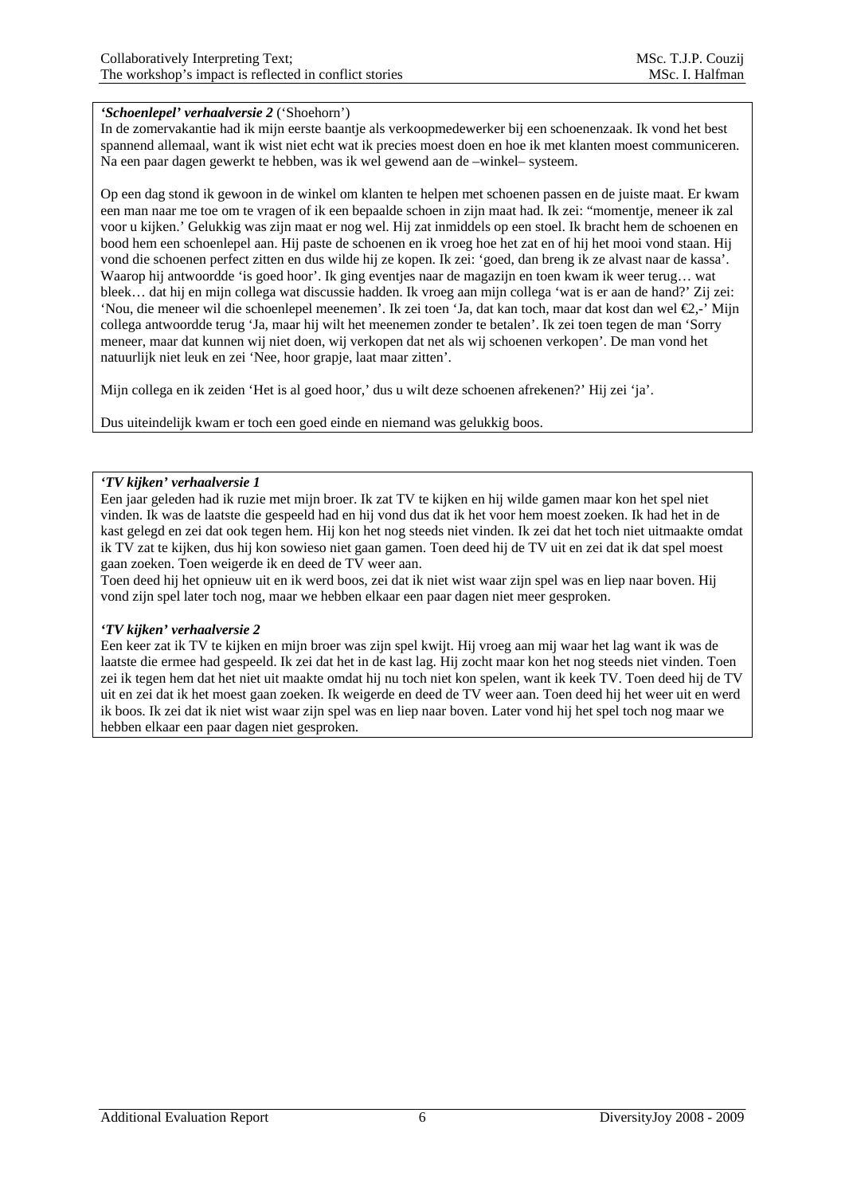***'Schoenlepel' verhaalversie 2*** ('Shoehorn')

In de zomervakantie had ik mijn eerste baantje als verkoopmedewerker bij een schoenenzaak. Ik vond het best spannend allemaal, want ik wist niet echt wat ik precies moest doen en hoe ik met klanten moest communiceren. Na een paar dagen gewerkt te hebben, was ik wel gewend aan de –winkel– systeem.

Op een dag stond ik gewoon in de winkel om klanten te helpen met schoenen passen en de juiste maat. Er kwam een man naar me toe om te vragen of ik een bepaalde schoen in zijn maat had. Ik zei: "momentje, meneer ik zal voor u kijken.' Gelukkig was zijn maat er nog wel. Hij zat inmiddels op een stoel. Ik bracht hem de schoenen en bood hem een schoenlepel aan. Hij paste de schoenen en ik vroeg hoe het zat en of hij het mooi vond staan. Hij vond die schoenen perfect zitten en dus wilde hij ze kopen. Ik zei: 'goed, dan breng ik ze alvast naar de kassa'. Waarop hij antwoordde 'is goed hoor'. Ik ging eventjes naar de magazijn en toen kwam ik weer terug… wat bleek… dat hij en mijn collega wat discussie hadden. Ik vroeg aan mijn collega 'wat is er aan de hand?' Zij zei: 'Nou, die meneer wil die schoenlepel meenemen'. Ik zei toen 'Ja, dat kan toch, maar dat kost dan wel €2,-' Mijn collega antwoordde terug 'Ja, maar hij wilt het meenemen zonder te betalen'. Ik zei toen tegen de man 'Sorry meneer, maar dat kunnen wij niet doen, wij verkopen dat net als wij schoenen verkopen'. De man vond het natuurlijk niet leuk en zei 'Nee, hoor grapje, laat maar zitten'.

Mijn collega en ik zeiden 'Het is al goed hoor,' dus u wilt deze schoenen afrekenen?' Hij zei 'ja'.

Dus uiteindelijk kwam er toch een goed einde en niemand was gelukkig boos.

***'TV kijken' verhaalversie 1***

Een jaar geleden had ik ruzie met mijn broer. Ik zat TV te kijken en hij wilde gamen maar kon het spel niet vinden. Ik was de laatste die gespeeld had en hij vond dus dat ik het voor hem moest zoeken. Ik had het in de kast gelegd en zei dat ook tegen hem. Hij kon het nog steeds niet vinden. Ik zei dat het toch niet uitmaakte omdat ik TV zat te kijken, dus hij kon sowieso niet gaan gamen. Toen deed hij de TV uit en zei dat ik dat spel moest gaan zoeken. Toen weigerde ik en deed de TV weer aan.
Toen deed hij het opnieuw uit en ik werd boos, zei dat ik niet wist waar zijn spel was en liep naar boven. Hij vond zijn spel later toch nog, maar we hebben elkaar een paar dagen niet meer gesproken.

***'TV kijken' verhaalversie 2***

Een keer zat ik TV te kijken en mijn broer was zijn spel kwijt. Hij vroeg aan mij waar het lag want ik was de laatste die ermee had gespeeld. Ik zei dat het in de kast lag. Hij zocht maar kon het nog steeds niet vinden. Toen zei ik tegen hem dat het niet uit maakte omdat hij nu toch niet kon spelen, want ik keek TV. Toen deed hij de TV uit en zei dat ik het moest gaan zoeken. Ik weigerde en deed de TV weer aan. Toen deed hij het weer uit en werd ik boos. Ik zei dat ik niet wist waar zijn spel was en liep naar boven. Later vond hij het spel toch nog maar we hebben elkaar een paar dagen niet gesproken.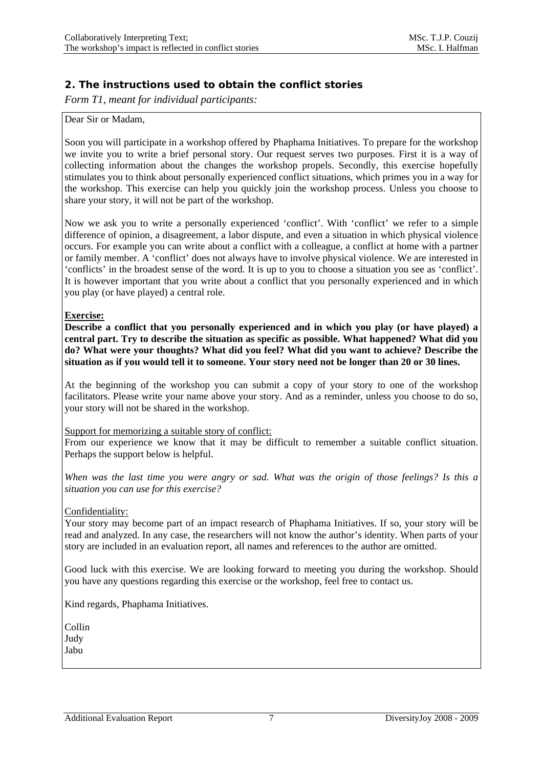## 2. The instructions used to obtain the conflict stories

*Form T1, meant for individual participants:*

Dear Sir or Madam,

Soon you will participate in a workshop offered by Phaphama Initiatives. To prepare for the workshop we invite you to write a brief personal story. Our request serves two purposes. First it is a way of collecting information about the changes the workshop propels. Secondly, this exercise hopefully stimulates you to think about personally experienced conflict situations, which primes you in a way for the workshop. This exercise can help you quickly join the workshop process. Unless you choose to share your story, it will not be part of the workshop.

Now we ask you to write a personally experienced 'conflict'. With 'conflict' we refer to a simple difference of opinion, a disagreement, a labor dispute, and even a situation in which physical violence occurs. For example you can write about a conflict with a colleague, a conflict at home with a partner or family member. A 'conflict' does not always have to involve physical violence. We are interested in 'conflicts' in the broadest sense of the word. It is up to you to choose a situation you see as 'conflict'. It is however important that you write about a conflict that you personally experienced and in which you play (or have played) a central role.

**<u>Exercise:</u>**

**Describe a conflict that you personally experienced and in which you play (or have played) a central part. Try to describe the situation as specific as possible. What happened? What did you do? What were your thoughts? What did you feel? What did you want to achieve? Describe the situation as if you would tell it to someone. Your story need not be longer than 20 or 30 lines.**

At the beginning of the workshop you can submit a copy of your story to one of the workshop facilitators. Please write your name above your story. And as a reminder, unless you choose to do so, your story will not be shared in the workshop.

<u>Support for memorizing a suitable story of conflict:</u>

From our experience we know that it may be difficult to remember a suitable conflict situation. Perhaps the support below is helpful.

*When was the last time you were angry or sad. What was the origin of those feelings? Is this a situation you can use for this exercise?*

<u>Confidentiality:</u>

Your story may become part of an impact research of Phaphama Initiatives. If so, your story will be read and analyzed. In any case, the researchers will not know the author's identity. When parts of your story are included in an evaluation report, all names and references to the author are omitted.

Good luck with this exercise. We are looking forward to meeting you during the workshop. Should you have any questions regarding this exercise or the workshop, feel free to contact us.

Kind regards, Phaphama Initiatives.

Collin
Judy
Jabu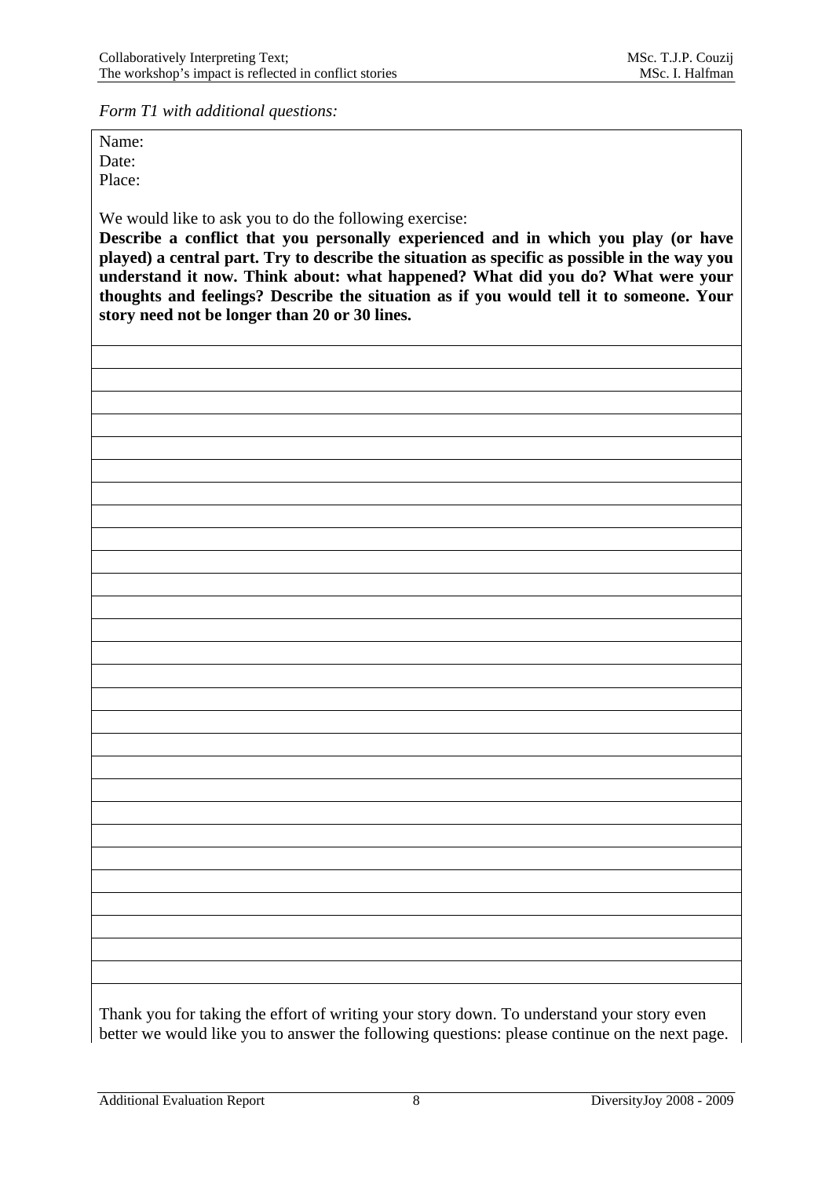*Form T1 with additional questions:*

Name:
Date:
Place:

We would like to ask you to do the following exercise:
**Describe a conflict that you personally experienced and in which you play (or have played) a central part. Try to describe the situation as specific as possible in the way you understand it now. Think about: what happened? What did you do? What were your thoughts and feelings? Describe the situation as if you would tell it to someone. Your story need not be longer than 20 or 30 lines.**

Thank you for taking the effort of writing your story down. To understand your story even better we would like you to answer the following questions: please continue on the next page.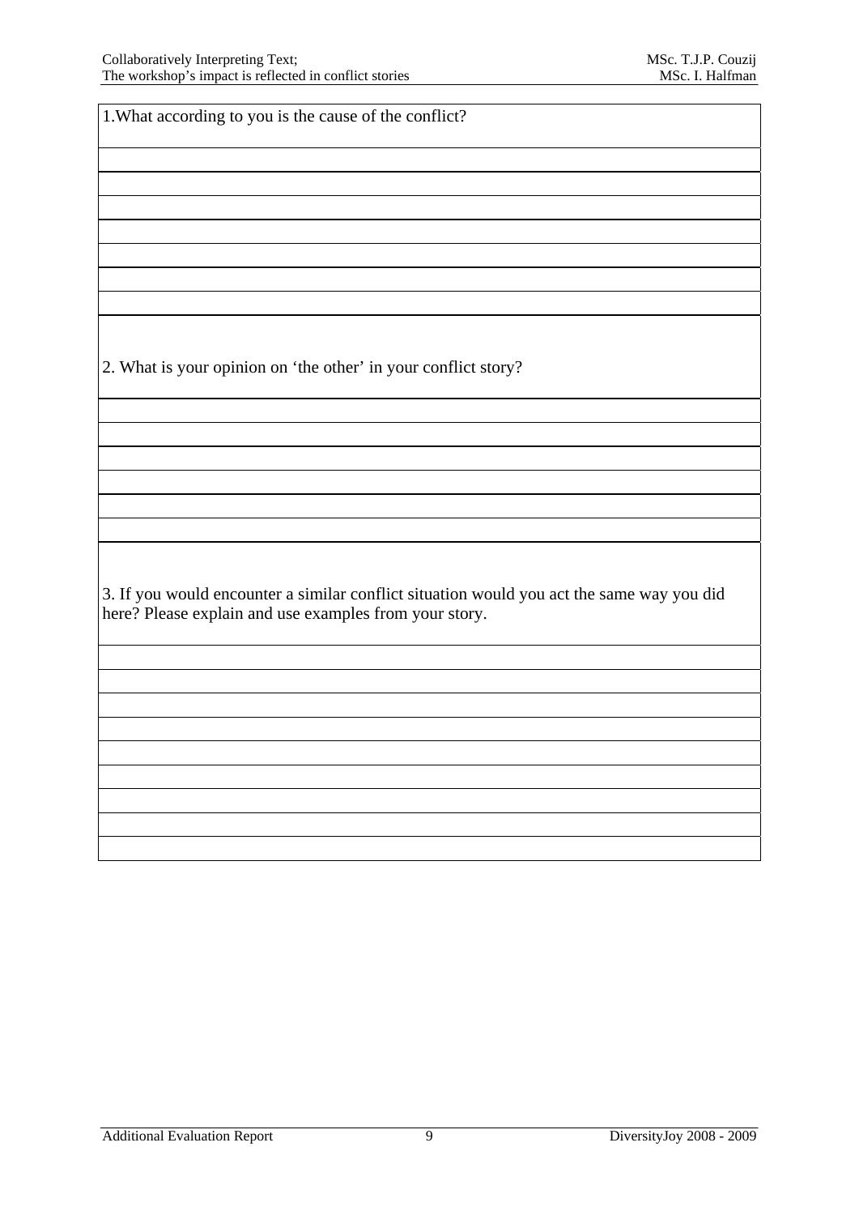1.What according to you is the cause of the conflict?

2. What is your opinion on 'the other' in your conflict story?

3. If you would encounter a similar conflict situation would you act the same way you did here? Please explain and use examples from your story.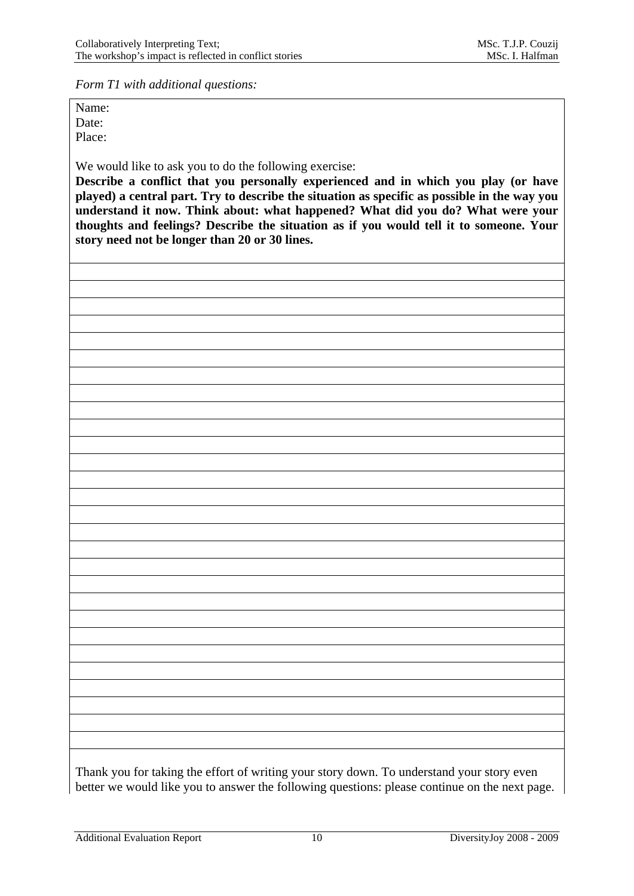*Form T1 with additional questions:*

Name:
Date:
Place:

We would like to ask you to do the following exercise:

**Describe a conflict that you personally experienced and in which you play (or have played) a central part. Try to describe the situation as specific as possible in the way you understand it now. Think about: what happened? What did you do? What were your thoughts and feelings? Describe the situation as if you would tell it to someone. Your story need not be longer than 20 or 30 lines.**

Thank you for taking the effort of writing your story down. To understand your story even better we would like you to answer the following questions: please continue on the next page.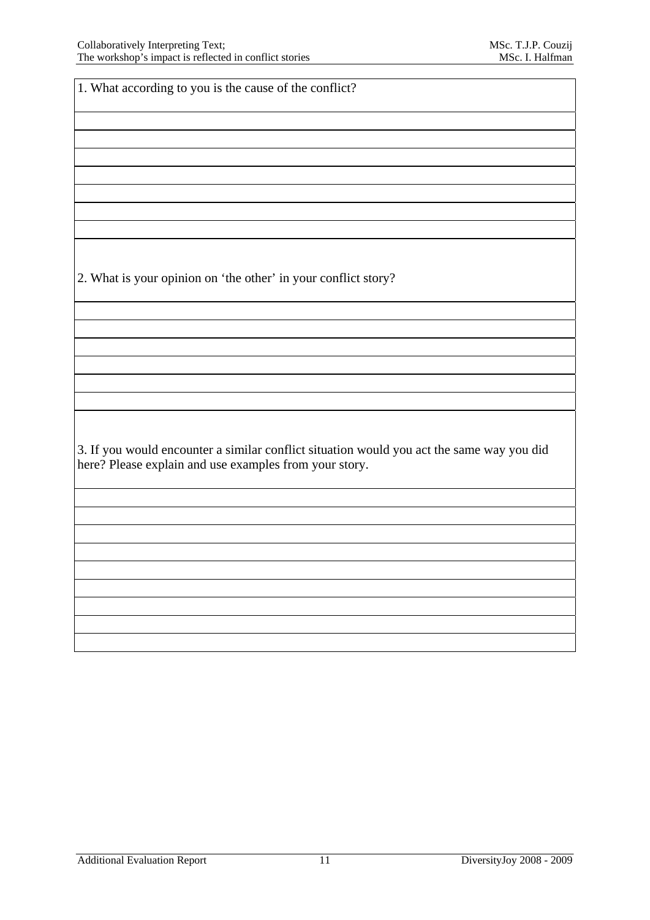1. What according to you is the cause of the conflict?

2. What is your opinion on 'the other' in your conflict story?

3. If you would encounter a similar conflict situation would you act the same way you did here? Please explain and use examples from your story.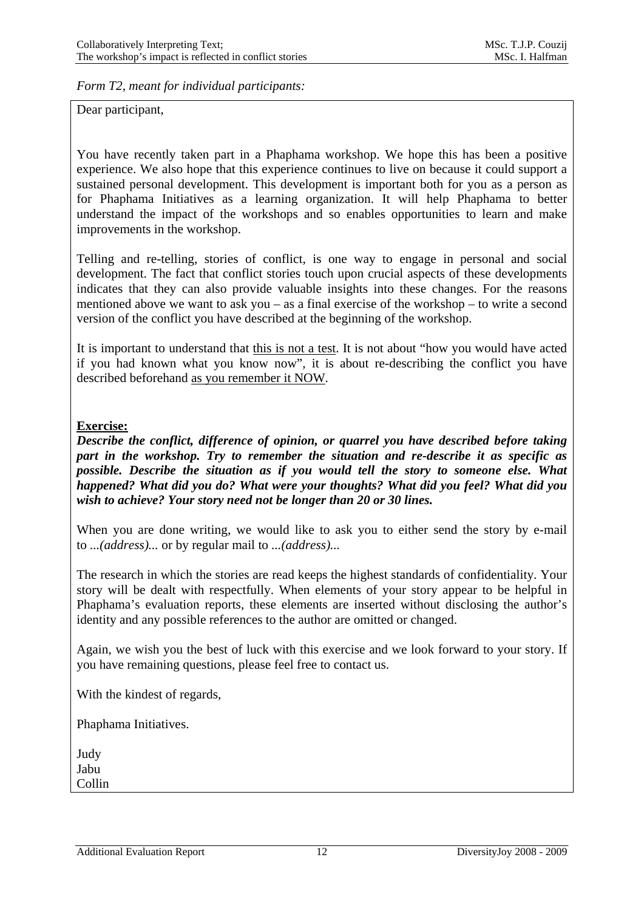*Form T2, meant for individual participants:*

Dear participant,

You have recently taken part in a Phaphama workshop. We hope this has been a positive experience. We also hope that this experience continues to live on because it could support a sustained personal development. This development is important both for you as a person as for Phaphama Initiatives as a learning organization. It will help Phaphama to better understand the impact of the workshops and so enables opportunities to learn and make improvements in the workshop.

Telling and re-telling, stories of conflict, is one way to engage in personal and social development. The fact that conflict stories touch upon crucial aspects of these developments indicates that they can also provide valuable insights into these changes. For the reasons mentioned above we want to ask you – as a final exercise of the workshop – to write a second version of the conflict you have described at the beginning of the workshop.

It is important to understand that <u>this is not a test</u>. It is not about "how you would have acted if you had known what you know now", it is about re-describing the conflict you have described beforehand <u>as you remember it NOW</u>.

**<u>Exercise:</u>**

***Describe the conflict, difference of opinion, or quarrel you have described before taking part in the workshop. Try to remember the situation and re-describe it as specific as possible. Describe the situation as if you would tell the story to someone else. What happened? What did you do? What were your thoughts? What did you feel? What did you wish to achieve? Your story need not be longer than 20 or 30 lines.***

When you are done writing, we would like to ask you to either send the story by e-mail to *...(address)...* or by regular mail to *...(address)...*

The research in which the stories are read keeps the highest standards of confidentiality. Your story will be dealt with respectfully. When elements of your story appear to be helpful in Phaphama's evaluation reports, these elements are inserted without disclosing the author's identity and any possible references to the author are omitted or changed.

Again, we wish you the best of luck with this exercise and we look forward to your story. If you have remaining questions, please feel free to contact us.

With the kindest of regards,

Phaphama Initiatives.

Judy
Jabu
Collin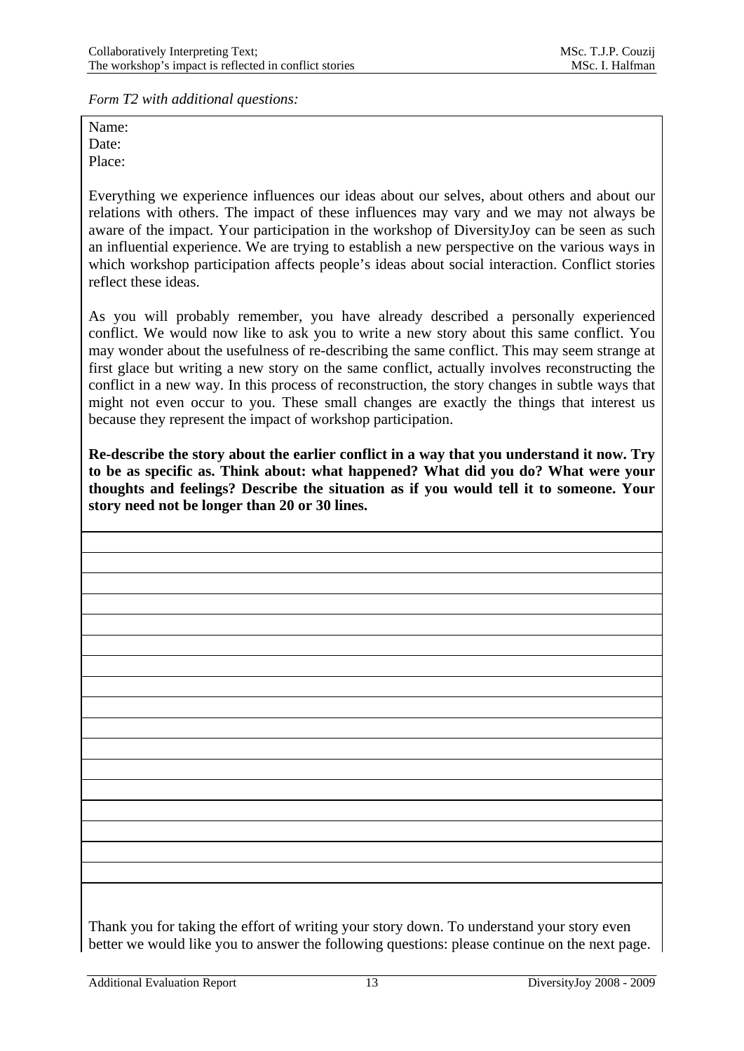*Form T2 with additional questions:*

Name:
Date:
Place:

Everything we experience influences our ideas about our selves, about others and about our relations with others. The impact of these influences may vary and we may not always be aware of the impact. Your participation in the workshop of DiversityJoy can be seen as such an influential experience. We are trying to establish a new perspective on the various ways in which workshop participation affects people's ideas about social interaction. Conflict stories reflect these ideas.

As you will probably remember, you have already described a personally experienced conflict. We would now like to ask you to write a new story about this same conflict. You may wonder about the usefulness of re-describing the same conflict. This may seem strange at first glace but writing a new story on the same conflict, actually involves reconstructing the conflict in a new way. In this process of reconstruction, the story changes in subtle ways that might not even occur to you. These small changes are exactly the things that interest us because they represent the impact of workshop participation.

**Re-describe the story about the earlier conflict in a way that you understand it now. Try to be as specific as. Think about: what happened? What did you do? What were your thoughts and feelings? Describe the situation as if you would tell it to someone. Your story need not be longer than 20 or 30 lines.**

| |
|---|
| |
| |
| |
| |
| |
| |
| |
| |
| |
| |
| |
| |
| |
| |
| |
| |

Thank you for taking the effort of writing your story down. To understand your story even better we would like you to answer the following questions: please continue on the next page.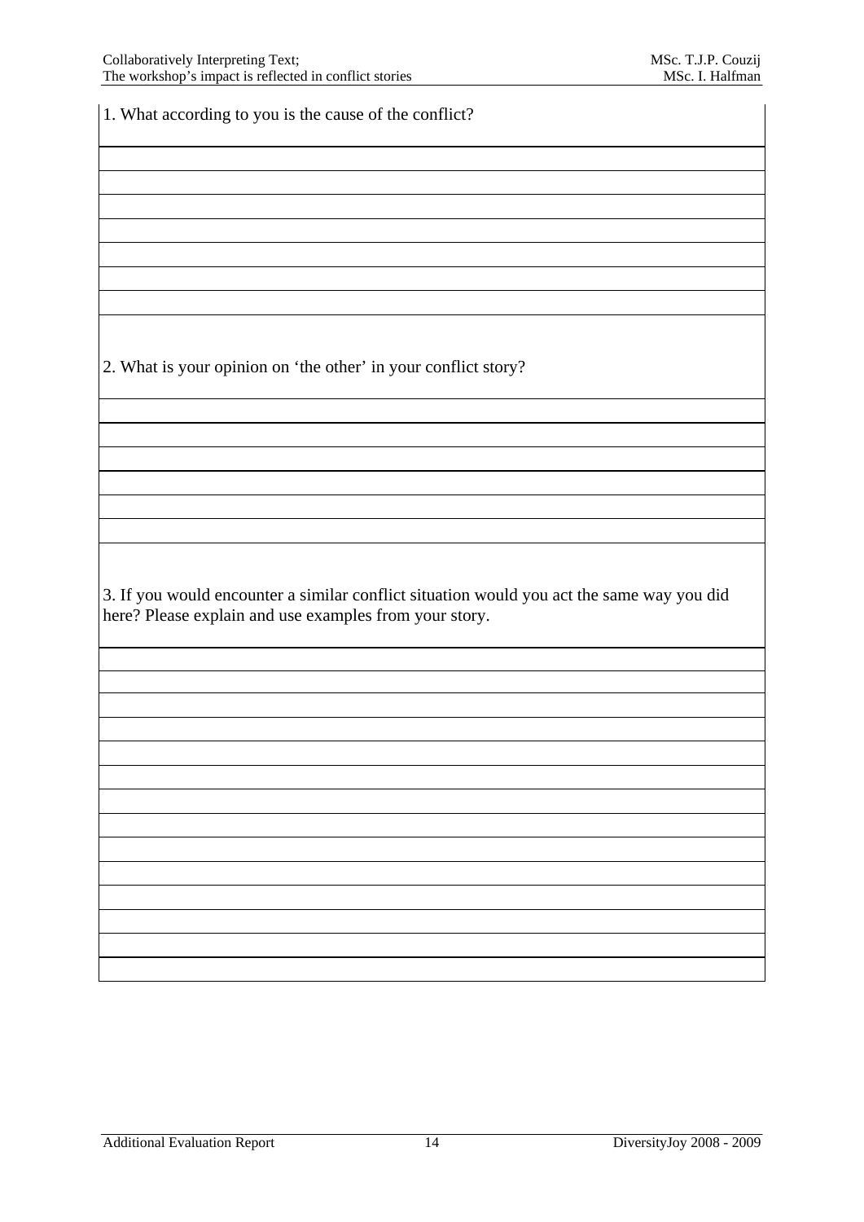1. What according to you is the cause of the conflict?

2. What is your opinion on 'the other' in your conflict story?

3. If you would encounter a similar conflict situation would you act the same way you did here? Please explain and use examples from your story.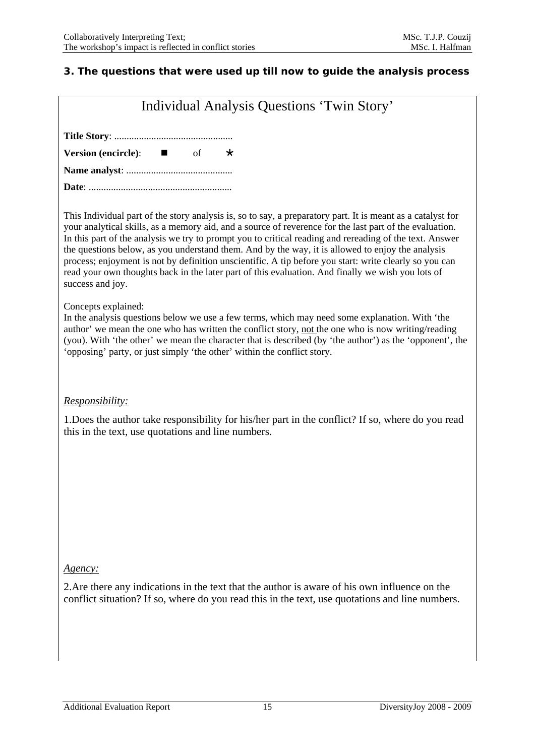### 3. The questions that were used up till now to guide the analysis process

## Individual Analysis Questions 'Twin Story'

**Title Story**: ................................................

**Version (encircle)**: ■ of *

**Name analyst**: ...........................................

**Date**: .........................................................

This Individual part of the story analysis is, so to say, a preparatory part. It is meant as a catalyst for your analytical skills, as a memory aid, and a source of reverence for the last part of the evaluation. In this part of the analysis we try to prompt you to critical reading and rereading of the text. Answer the questions below, as you understand them. And by the way, it is allowed to enjoy the analysis process; enjoyment is not by definition unscientific. A tip before you start: write clearly so you can read your own thoughts back in the later part of this evaluation. And finally we wish you lots of success and joy.

Concepts explained:
In the analysis questions below we use a few terms, which may need some explanation. With 'the author' we mean the one who has written the conflict story, not the one who is now writing/reading (you). With 'the other' we mean the character that is described (by 'the author') as the 'opponent', the 'opposing' party, or just simply 'the other' within the conflict story.

*Responsibility:*

1.Does the author take responsibility for his/her part in the conflict? If so, where do you read this in the text, use quotations and line numbers.

*Agency:*

2.Are there any indications in the text that the author is aware of his own influence on the conflict situation? If so, where do you read this in the text, use quotations and line numbers.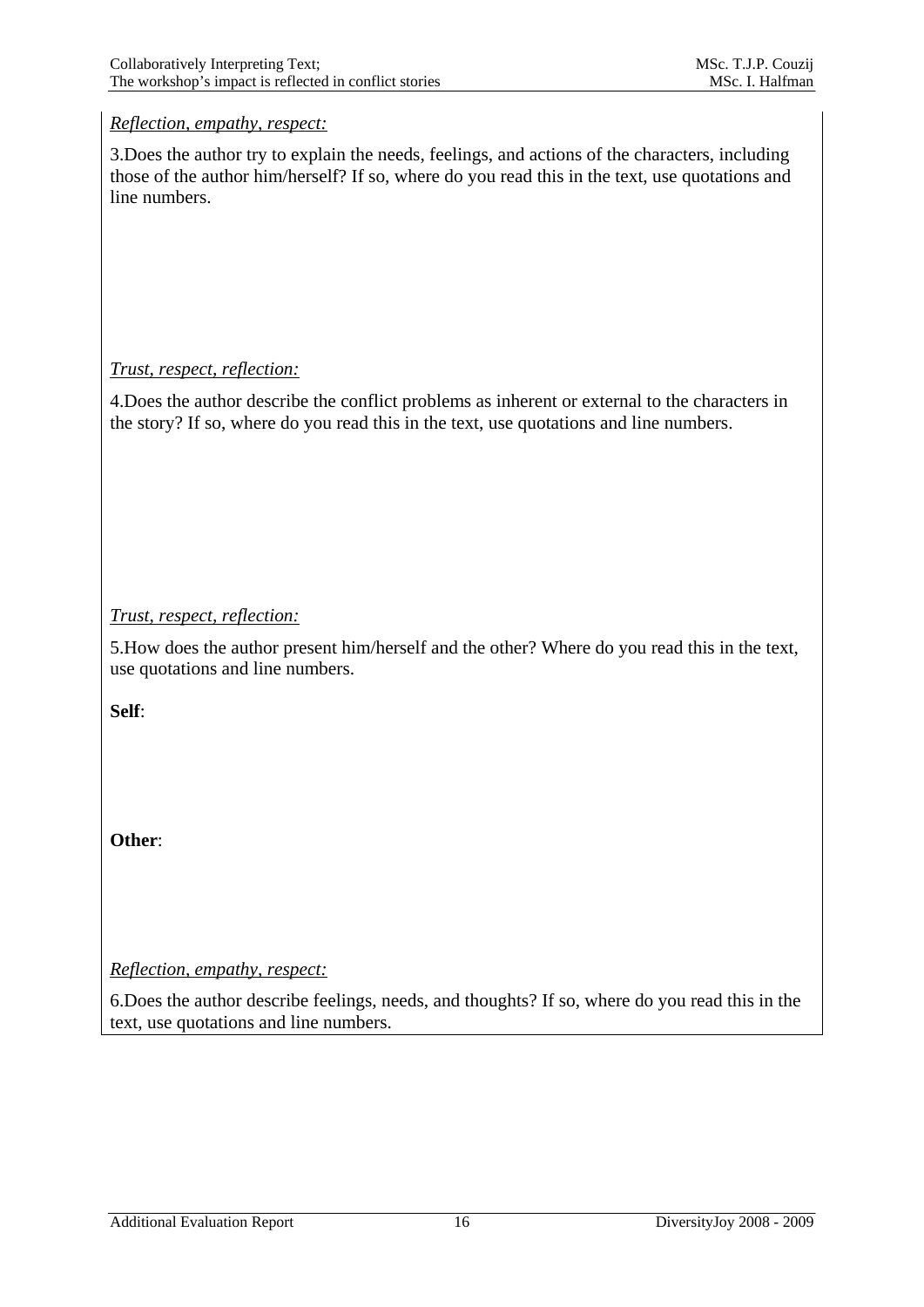*Reflection, empathy, respect:*

3.Does the author try to explain the needs, feelings, and actions of the characters, including those of the author him/herself? If so, where do you read this in the text, use quotations and line numbers.

*Trust, respect, reflection:*

4.Does the author describe the conflict problems as inherent or external to the characters in the story? If so, where do you read this in the text, use quotations and line numbers.

*Trust, respect, reflection:*

5.How does the author present him/herself and the other? Where do you read this in the text, use quotations and line numbers.

**Self**:

**Other**:

*Reflection, empathy, respect:*

6.Does the author describe feelings, needs, and thoughts? If so, where do you read this in the text, use quotations and line numbers.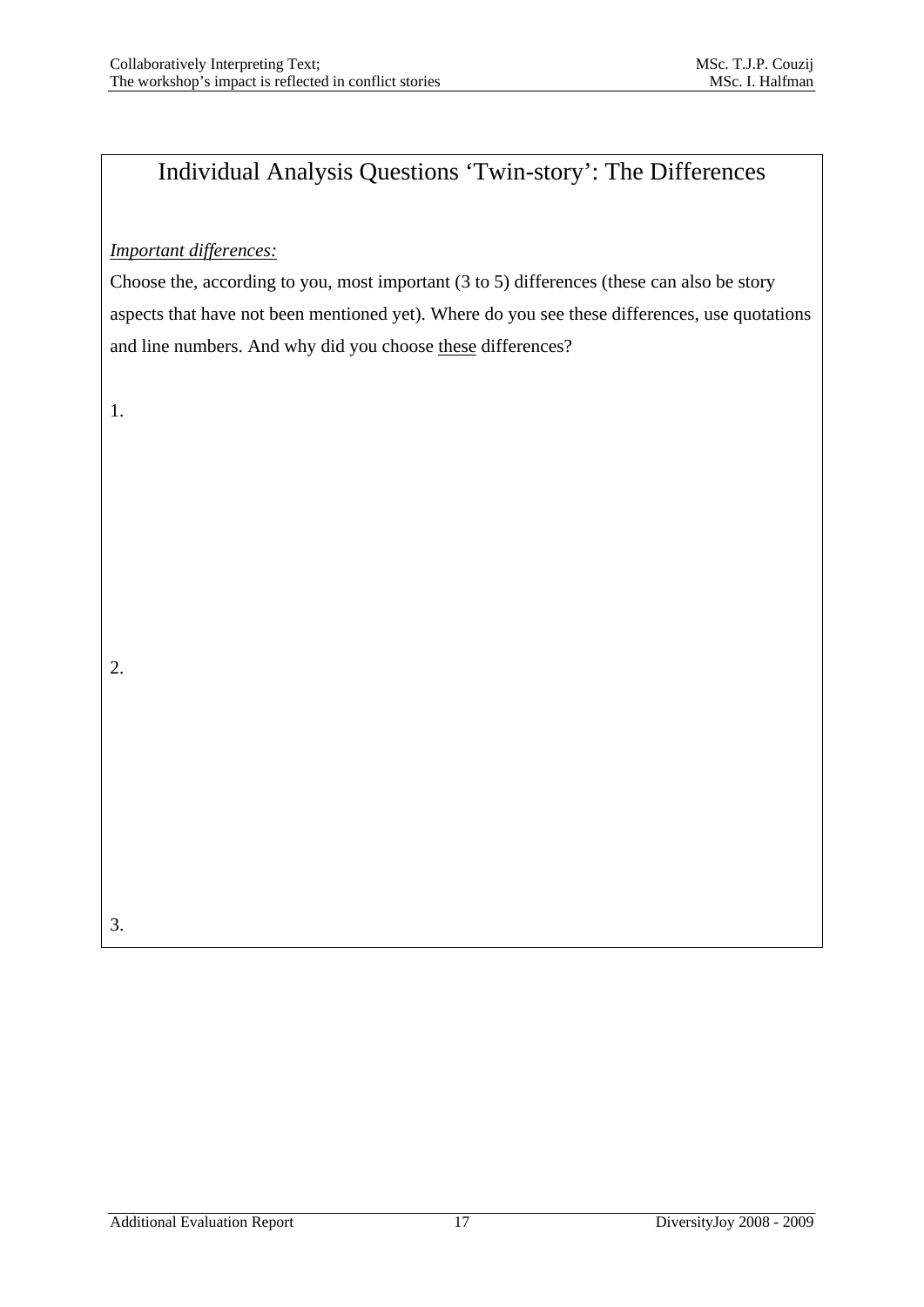# Individual Analysis Questions 'Twin-story': The Differences

*Important differences:*

Choose the, according to you, most important (3 to 5) differences (these can also be story aspects that have not been mentioned yet). Where do you see these differences, use quotations and line numbers. And why did you choose these differences?

1.

2.

3.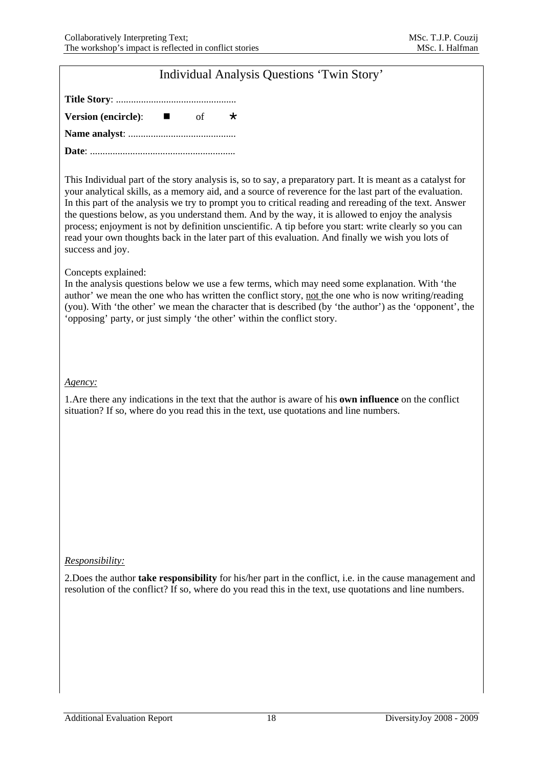## Individual Analysis Questions 'Twin Story'

**Title Story**: ................................................

**Version (encircle)**: ■ of ★

**Name analyst**: ...........................................

**Date**: .........................................................

This Individual part of the story analysis is, so to say, a preparatory part. It is meant as a catalyst for your analytical skills, as a memory aid, and a source of reverence for the last part of the evaluation. In this part of the analysis we try to prompt you to critical reading and rereading of the text. Answer the questions below, as you understand them. And by the way, it is allowed to enjoy the analysis process; enjoyment is not by definition unscientific. A tip before you start: write clearly so you can read your own thoughts back in the later part of this evaluation. And finally we wish you lots of success and joy.

Concepts explained:
In the analysis questions below we use a few terms, which may need some explanation. With 'the author' we mean the one who has written the conflict story, not the one who is now writing/reading (you). With 'the other' we mean the character that is described (by 'the author') as the 'opponent', the 'opposing' party, or just simply 'the other' within the conflict story.

*Agency:*

1.Are there any indications in the text that the author is aware of his **own influence** on the conflict situation? If so, where do you read this in the text, use quotations and line numbers.

*Responsibility:*

2.Does the author **take responsibility** for his/her part in the conflict, i.e. in the cause management and resolution of the conflict? If so, where do you read this in the text, use quotations and line numbers.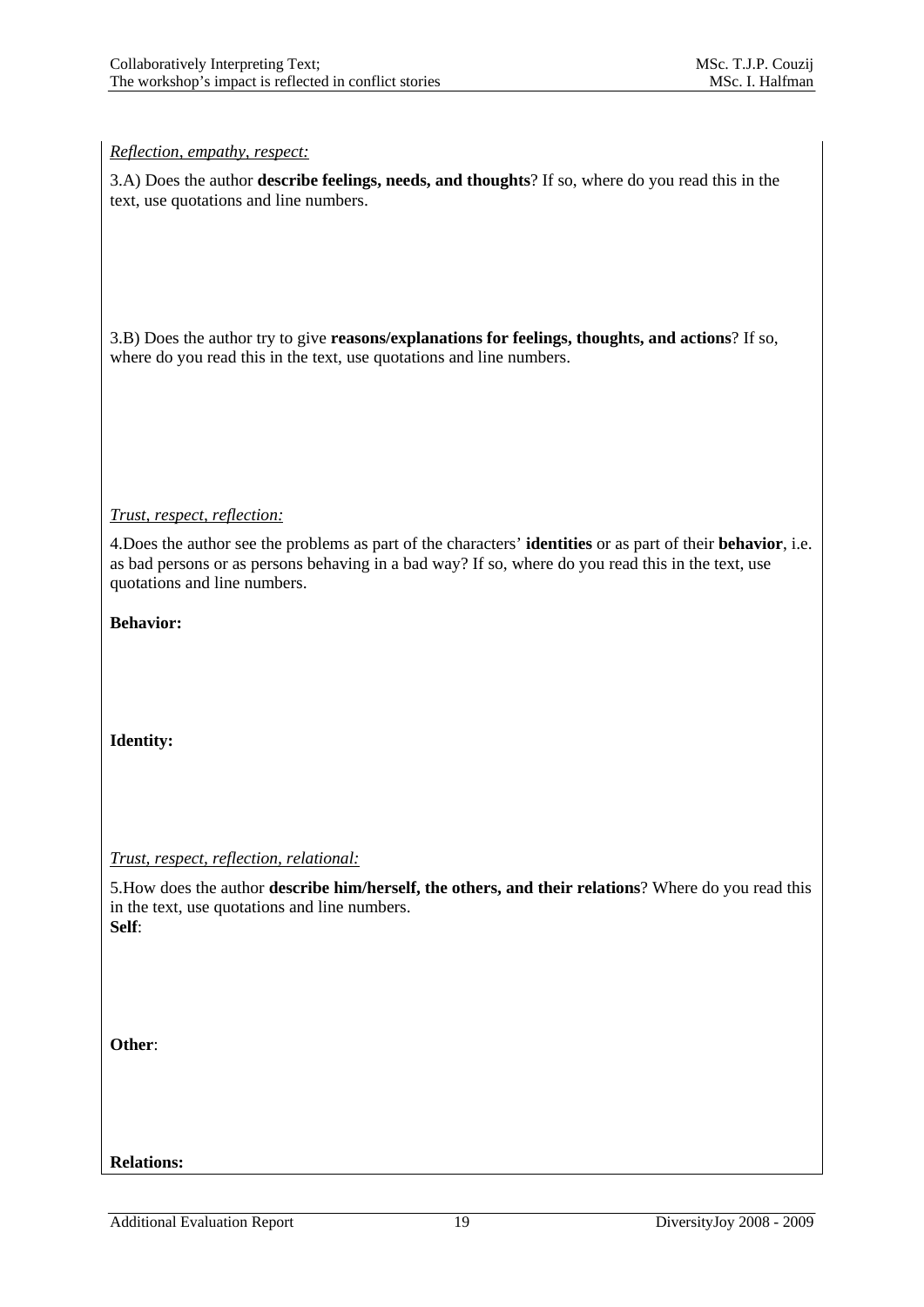*Reflection, empathy, respect:*

3.A) Does the author **describe feelings, needs, and thoughts**? If so, where do you read this in the text, use quotations and line numbers.

3.B) Does the author try to give **reasons/explanations for feelings, thoughts, and actions**? If so, where do you read this in the text, use quotations and line numbers.

*Trust, respect, reflection:*

4.Does the author see the problems as part of the characters' **identities** or as part of their **behavior**, i.e. as bad persons or as persons behaving in a bad way? If so, where do you read this in the text, use quotations and line numbers.

**Behavior:**

**Identity:**

*Trust, respect, reflection, relational:*

5.How does the author **describe him/herself, the others, and their relations**? Where do you read this in the text, use quotations and line numbers.

**Self**:

**Other**:

**Relations:**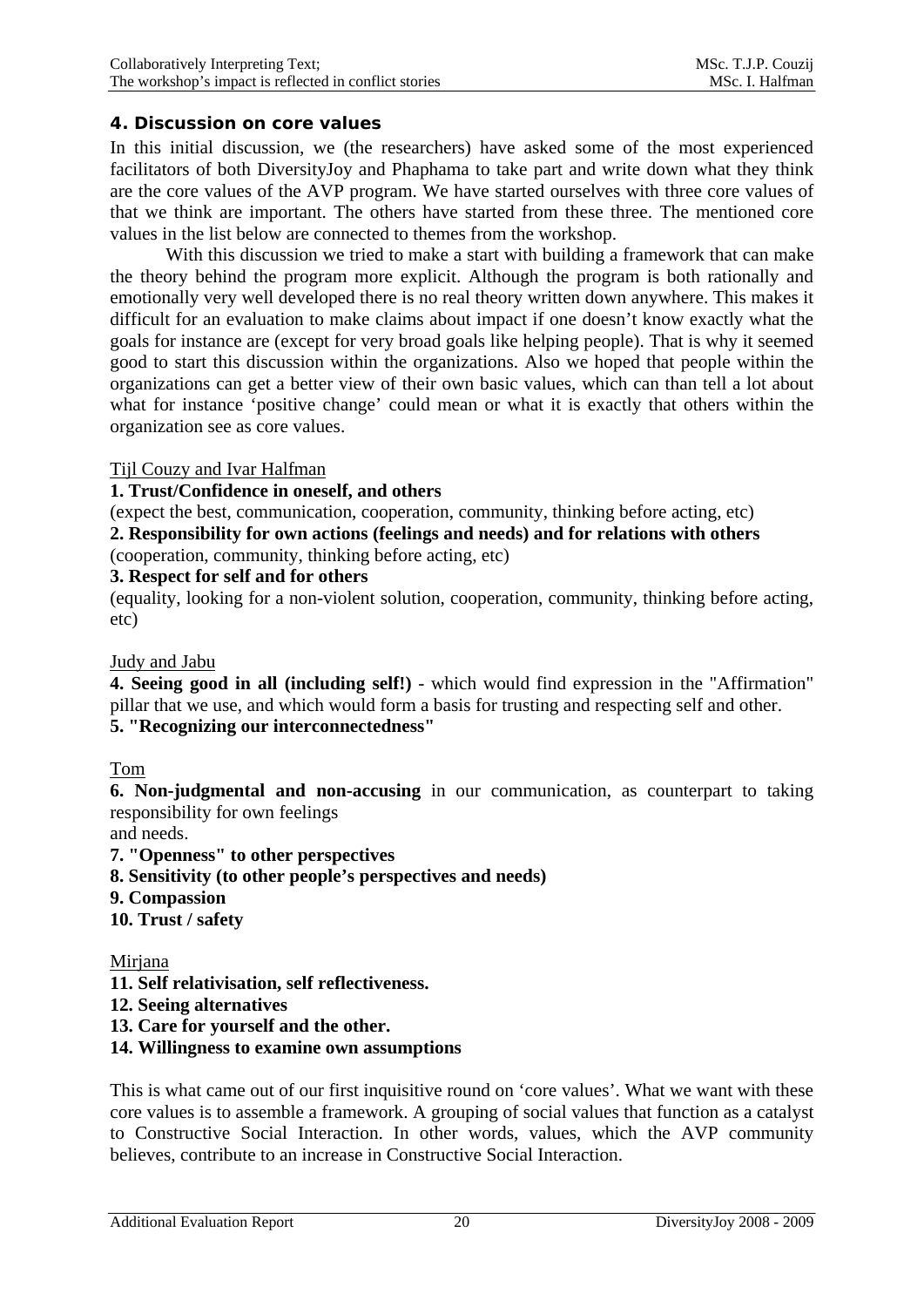## 4. Discussion on core values

In this initial discussion, we (the researchers) have asked some of the most experienced facilitators of both DiversityJoy and Phaphama to take part and write down what they think are the core values of the AVP program. We have started ourselves with three core values of that we think are important. The others have started from these three. The mentioned core values in the list below are connected to themes from the workshop.

With this discussion we tried to make a start with building a framework that can make the theory behind the program more explicit. Although the program is both rationally and emotionally very well developed there is no real theory written down anywhere. This makes it difficult for an evaluation to make claims about impact if one doesn't know exactly what the goals for instance are (except for very broad goals like helping people). That is why it seemed good to start this discussion within the organizations. Also we hoped that people within the organizations can get a better view of their own basic values, which can than tell a lot about what for instance 'positive change' could mean or what it is exactly that others within the organization see as core values.

Tijl Couzy and Ivar Halfman

**1. Trust/Confidence in oneself, and others**
(expect the best, communication, cooperation, community, thinking before acting, etc)
**2. Responsibility for own actions (feelings and needs) and for relations with others**
(cooperation, community, thinking before acting, etc)
**3. Respect for self and for others**
(equality, looking for a non-violent solution, cooperation, community, thinking before acting, etc)

Judy and Jabu

**4. Seeing good in all (including self!)** - which would find expression in the "Affirmation" pillar that we use, and which would form a basis for trusting and respecting self and other.
**5. "Recognizing our interconnectedness"**

Tom

**6. Non-judgmental and non-accusing** in our communication, as counterpart to taking responsibility for own feelings
and needs.
**7. "Openness" to other perspectives**
**8. Sensitivity (to other people's perspectives and needs)**
**9. Compassion**
**10. Trust / safety**

Mirjana

**11. Self relativisation, self reflectiveness.**
**12. Seeing alternatives**
**13. Care for yourself and the other.**
**14. Willingness to examine own assumptions**

This is what came out of our first inquisitive round on 'core values'. What we want with these core values is to assemble a framework. A grouping of social values that function as a catalyst to Constructive Social Interaction. In other words, values, which the AVP community believes, contribute to an increase in Constructive Social Interaction.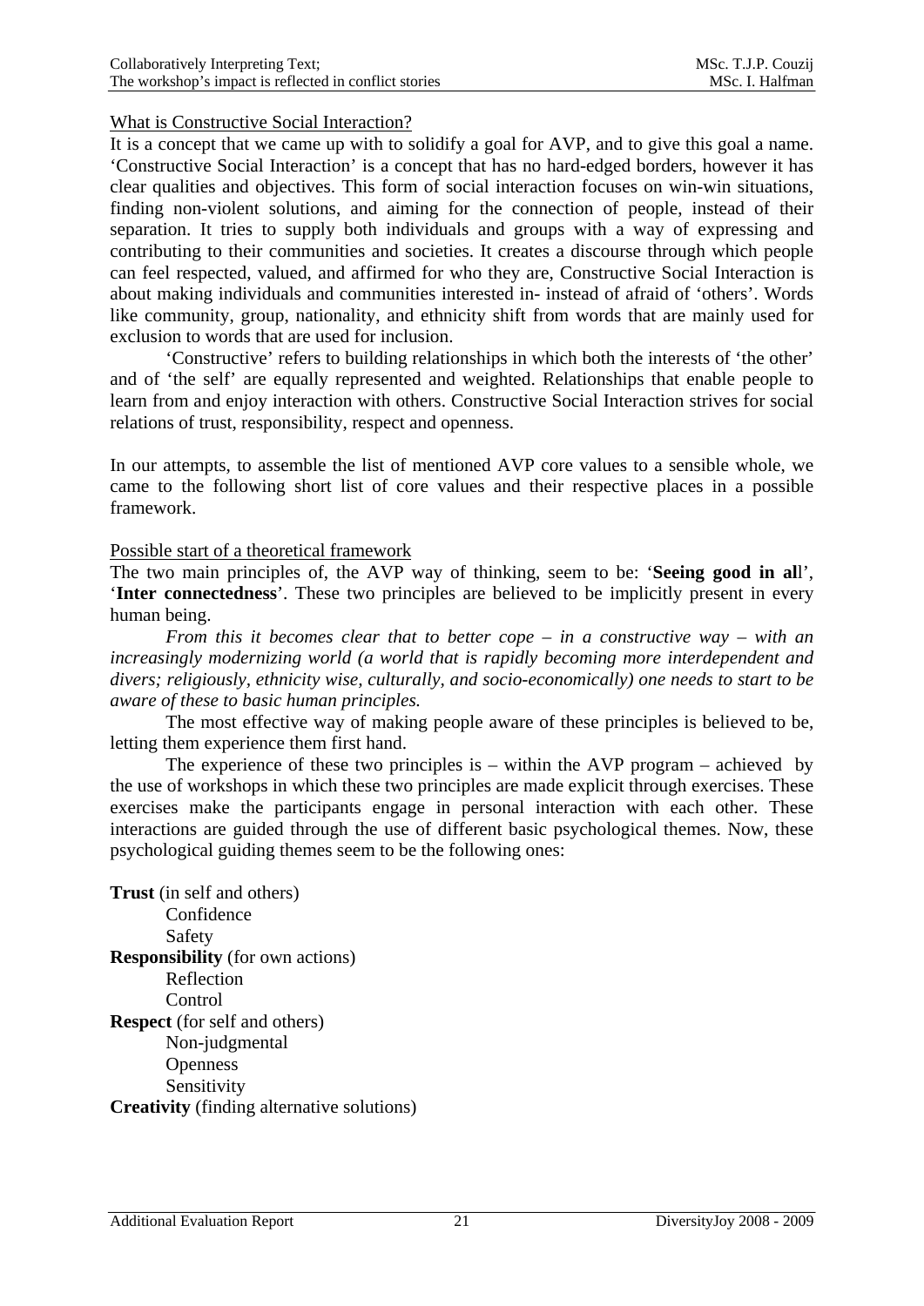What is Constructive Social Interaction?

It is a concept that we came up with to solidify a goal for AVP, and to give this goal a name. 'Constructive Social Interaction' is a concept that has no hard-edged borders, however it has clear qualities and objectives. This form of social interaction focuses on win-win situations, finding non-violent solutions, and aiming for the connection of people, instead of their separation. It tries to supply both individuals and groups with a way of expressing and contributing to their communities and societies. It creates a discourse through which people can feel respected, valued, and affirmed for who they are, Constructive Social Interaction is about making individuals and communities interested in- instead of afraid of 'others'. Words like community, group, nationality, and ethnicity shift from words that are mainly used for exclusion to words that are used for inclusion.

'Constructive' refers to building relationships in which both the interests of 'the other' and of 'the self' are equally represented and weighted. Relationships that enable people to learn from and enjoy interaction with others. Constructive Social Interaction strives for social relations of trust, responsibility, respect and openness.

In our attempts, to assemble the list of mentioned AVP core values to a sensible whole, we came to the following short list of core values and their respective places in a possible framework.

Possible start of a theoretical framework

The two main principles of, the AVP way of thinking, seem to be: '**Seeing good in al**l', '**Inter connectedness**'. These two principles are believed to be implicitly present in every human being.

*From this it becomes clear that to better cope – in a constructive way – with an increasingly modernizing world (a world that is rapidly becoming more interdependent and divers; religiously, ethnicity wise, culturally, and socio-economically) one needs to start to be aware of these to basic human principles.*

The most effective way of making people aware of these principles is believed to be, letting them experience them first hand.

The experience of these two principles is – within the AVP program – achieved by the use of workshops in which these two principles are made explicit through exercises. These exercises make the participants engage in personal interaction with each other. These interactions are guided through the use of different basic psychological themes. Now, these psychological guiding themes seem to be the following ones:

**Trust** (in self and others)
- Confidence
- Safety

**Responsibility** (for own actions)
- Reflection
- Control

**Respect** (for self and others)
- Non-judgmental
- Openness
- Sensitivity

**Creativity** (finding alternative solutions)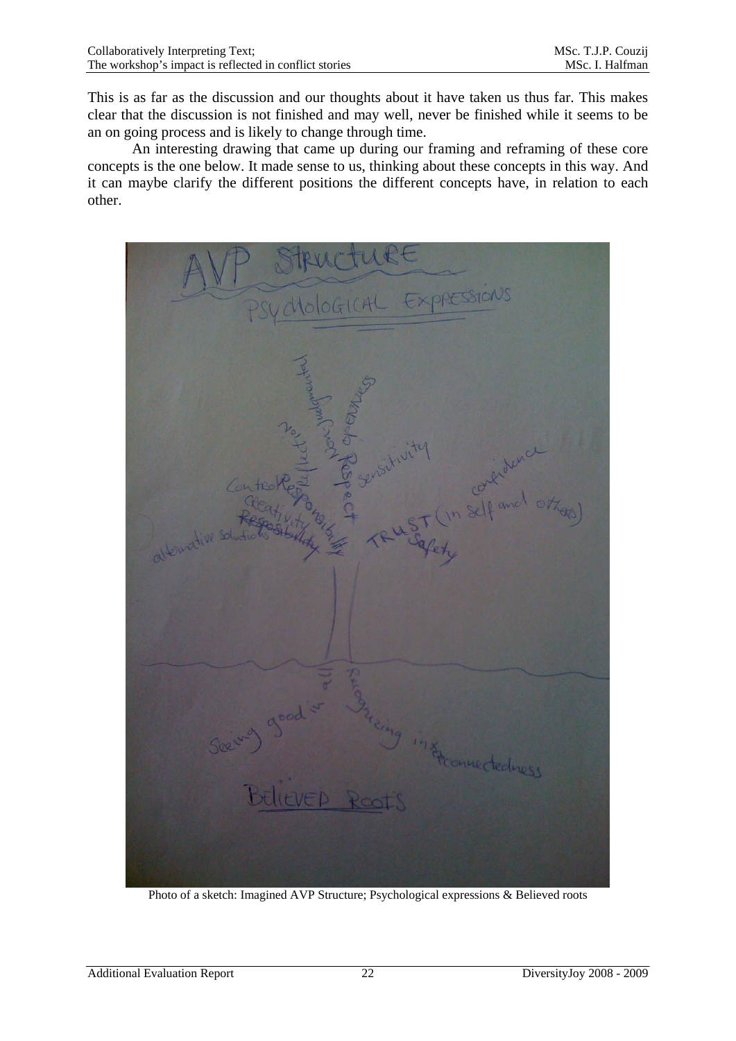This is as far as the discussion and our thoughts about it have taken us thus far. This makes clear that the discussion is not finished and may well, never be finished while it seems to be an on going process and is likely to change through time.

An interesting drawing that came up during our framing and reframing of these core concepts is the one below. It made sense to us, thinking about these concepts in this way. And it can maybe clarify the different positions the different concepts have, in relation to each other.

Photo of a sketch: Imagined AVP Structure; Psychological expressions & Believed roots